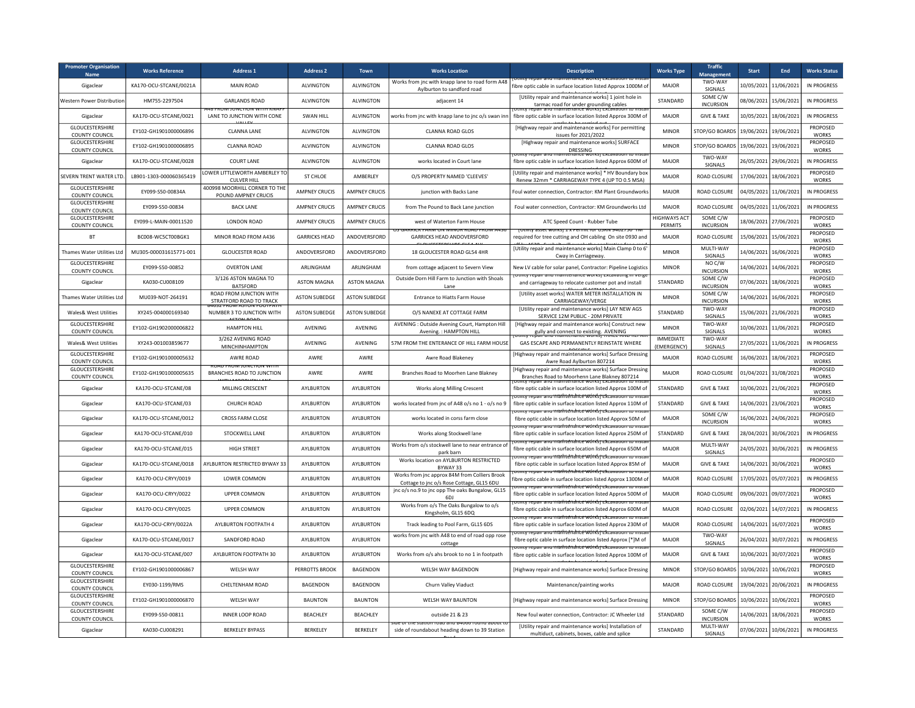| Promoter Organisation Name | Works Reference | Address 1 | Address 2 | Town | Works Location | Description | Works Type | Traffic Management | Start | End | Works Status |
|---|---|---|---|---|---|---|---|---|---|---|---|
| Gigaclear | KA170-OCU-STCANE/0021A | MAIN ROAD | ALVINGTON | ALVINGTON | Works from jnc with knapp lane to road form A48 Aylburton to sandford road | [Utility repair and maintenance works] Excavation to install fibre optic cable in surface location listed Approx 1000M of | MAJOR | TWO-WAY SIGNALS | 10/05/2021 | 11/06/2021 | IN PROGRESS |
| Western Power Distribution | HM755-2297504 | GARLANDS ROAD | ALVINGTON | ALVINGTON | adjacent 14 | [Utility repair and maintenance works] 1 joint hole in tarmac road for under grounding cables | STANDARD | SOME C/W INCURSION | 08/06/2021 | 15/06/2021 | IN PROGRESS |
| Gigaclear | KA170-OCU-STCANE/0021 | A48 FROM JUNCTION WITH KNAPP LANE TO JUNCTION WITH CONE VALLEY | SWAN HILL | ALVINGTON | works from jnc with knapp lane to jnc o/s swan inn | [Utility repair and maintenance works] Excavation to install fibre optic cable in surface location listed Approx 300M of | MAJOR | GIVE & TAKE | 10/05/2021 | 18/06/2021 | IN PROGRESS |
| GLOUCESTERSHIRE COUNTY COUNCIL | EY102-GH1901000006896 | CLANNA LANE | ALVINGTON | ALVINGTON | CLANNA ROAD GLOS | [Highway repair and maintenance works] For permitting issues for 2021/2022 | MINOR | STOP/GO BOARDS | 19/06/2021 | 19/06/2021 | PROPOSED WORKS |
| GLOUCESTERSHIRE COUNTY COUNCIL | EY102-GH1901000006895 | CLANNA ROAD | ALVINGTON | ALVINGTON | CLANNA ROAD GLOS | [Highway repair and maintenance works] SURFACE DRESSING | MINOR | STOP/GO BOARDS | 19/06/2021 | 19/06/2021 | PROPOSED WORKS |
| Gigaclear | KA170-OCU-STCANE/0028 | COURT LANE | ALVINGTON | ALVINGTON | works located in Court lane | [Utility repair and maintenance works] Excavation to install fibre optic cable in surface location listed Approx 600M of | MAJOR | TWO-WAY SIGNALS | 26/05/2021 | 29/06/2021 | IN PROGRESS |
| SEVERN TRENT WATER LTD. | LB901-1303-000060365419 | LOWER LITTLEWORTH AMBERLEY TO CULVER HILL | ST CHLOE | AMBERLEY | O/S PROPERTY NAMED 'CLEEVES' | [Utility repair and maintenance works] * HV Boundary box Renew 32mm * CARRIAGEWAY TYPE 4 (UP TO 0.5 MSA) | MAJOR | ROAD CLOSURE | 17/06/2021 | 18/06/2021 | PROPOSED WORKS |
| GLOUCESTERSHIRE COUNTY COUNCIL | EY099-S50-00834A | 400998 MOORHILL CORNER TO THE POUND AMPNEY CRUCIS | AMPNEY CRUCIS | AMPNEY CRUCIS | junction with Backs Lane | Foul water connection, Contractor: KM Plant Groundworks | MAJOR | ROAD CLOSURE | 04/05/2021 | 11/06/2021 | IN PROGRESS |
| GLOUCESTERSHIRE COUNTY COUNCIL | EY099-S50-00834 | BACK LANE | AMPNEY CRUCIS | AMPNEY CRUCIS | from The Pound to Back Lane junction | Foul water connection, Contractor: KM Groundworks Ltd | MAJOR | ROAD CLOSURE | 04/05/2021 | 11/06/2021 | IN PROGRESS |
| GLOUCESTERSHIRE COUNTY COUNCIL | EY099-L-MAIN-00011520 | LONDON ROAD | AMPNEY CRUCIS | AMPNEY CRUCIS | west of Waterton Farm House | ATC Speed Count - Rubber Tube | HIGHWAYS ACT PERMITS | SOME C/W INCURSION | 18/06/2021 | 27/06/2021 | PROPOSED WORKS |
| BT | BC008-WC5CT00BGK1 | MINOR ROAD FROM A436 | GARRICKS HEAD | ANDOVERSFORD | O/S GARRICK FARM ON MINOR ROAD FROM A436 GARRICKS HEAD ANDOVERSFORD GLOUCESTERSHIRE GL54 4LX | [Utility asset works] 1 x Permit for USRN 9402750 - TM required for tree cutting and OH cabling On site 0930 and off by 1530. Cycle bolt will... | MAJOR | ROAD CLOSURE | 15/06/2021 | 15/06/2021 | PROPOSED WORKS |
| Thames Water Utilities Ltd | MU305-000031615771-001 | GLOUCESTER ROAD | ANDOVERSFORD | ANDOVERSFORD | 18 GLOUCESTER ROAD GL54 4HR | [Utility repair and maintenance works] Main Clamp 0 to 6' Cway in Carriageway. | MINOR | MULTI-WAY SIGNALS | 14/06/2021 | 16/06/2021 | PROPOSED WORKS |
| GLOUCESTERSHIRE COUNTY COUNCIL | EY099-S50-00852 | OVERTON LANE | ARLINGHAM | ARLINGHAM | from cottage adjacent to Severn View | New LV cable for solar panel, Contractor: Pipeline Logistics | MINOR | NO C/W INCURSION | 14/06/2021 | 14/06/2021 | PROPOSED WORKS |
| Gigaclear | KA030-CU008109 | 3/126 ASTON MAGNA TO BATSFORD | ASTON MAGNA | ASTON MAGNA | Outside Dorn Hill Farm to Junction with Shoals Lane | [Utility repair and maintenance works] Excavating in verge and carriageway to relocate customer pot and install | STANDARD | SOME C/W INCURSION | 07/06/2021 | 18/06/2021 | PROPOSED WORKS |
| Thames Water Utilities Ltd | MU039-NOT-264191 | ROAD FROM JUNCTION WITH STRATFORD ROAD TO TRACK | ASTON SUBEDGE | ASTON SUBEDGE | Entrance to Hiatts Farm House | [Utility asset works] WATER METER INSTALLATION IN CARRIAGEWAY/VERGE | MINOR | SOME C/W INCURSION | 14/06/2021 | 16/06/2021 | PROPOSED WORKS |
| Wales& West Utilities | XY245-004000169340 | B4632 FROM ASTON FOOTPATH NUMBER 3 TO JUNCTION WITH ASTON ROAD | ASTON SUBEDGE | ASTON SUBEDGE | O/S NANEXE AT COTTAGE FARM | [Utility repair and maintenance works] LAY NEW AGS SERVICE 12M PUBLIC - 20M PRIVATE | STANDARD | TWO-WAY SIGNALS | 15/06/2021 | 21/06/2021 | PROPOSED WORKS |
| GLOUCESTERSHIRE COUNTY COUNCIL | EY102-GH1902000006822 | HAMPTON HILL | AVENING | AVENING | AVENING : Outside Avening Court, Hampton Hill Avening. : HAMPTON HILL | [Highway repair and maintenance works] Construct new gully and connect to existing. AVENING | MINOR | TWO-WAY SIGNALS | 10/06/2021 | 11/06/2021 | PROPOSED WORKS |
| Wales& West Utilities | XY243-001003859677 | 3/262 AVENING ROAD MINCHINHAMPTON | AVENING | AVENING | 57M FROM THE ENTERANCE OF HILL FARM HOUSE | [Utility repair and maintenance works] TRACE AND REPAIR GAS ESCAPE AND PERMANENTLY REINSTATE WHERE POSSIBLE | IMMEDIATE (EMERGENCY) | TWO-WAY SIGNALS | 27/05/2021 | 11/06/2021 | IN PROGRESS |
| GLOUCESTERSHIRE COUNTY COUNCIL | EY102-GH1901000005632 | AWRE ROAD | AWRE | AWRE | Awre Road Blakeney | [Highway repair and maintenance works] Surface Dressing Awre Road Aylburton 807214 | MAJOR | ROAD CLOSURE | 16/06/2021 | 18/06/2021 | PROPOSED WORKS |
| GLOUCESTERSHIRE COUNTY COUNCIL | EY102-GH1901000005635 | ROAD FROM JUNCTION WITH BRANCHES ROAD TO JUNCTION WITH MOORHEN LANE | AWRE | AWRE | Branches Road to Moorhen Lane Blakney | [Highway repair and maintenance works] Surface Dressing Branches Road to Moorhenn Lane Blakney 807214 | MAJOR | ROAD CLOSURE | 01/04/2021 | 31/08/2021 | PROPOSED WORKS |
| Gigaclear | KA170-OCU-STCANE/08 | MILLING CRESCENT | AYLBURTON | AYLBURTON | Works along Milling Crescent | [Utility repair and maintenance works] Excavation to install fibre optic cable in surface location listed Approx 100M of | STANDARD | GIVE & TAKE | 10/06/2021 | 21/06/2021 | PROPOSED WORKS |
| Gigaclear | KA170-OCU-STCANE/03 | CHURCH ROAD | AYLBURTON | AYLBURTON | works located from jnc of A48 o/s no 1 - o/s no 9 | [Utility repair and maintenance works] Excavation to install fibre optic cable in surface location listed Approx 110M of | STANDARD | GIVE & TAKE | 14/06/2021 | 23/06/2021 | PROPOSED WORKS |
| Gigaclear | KA170-OCU-STCANE/0012 | CROSS FARM CLOSE | AYLBURTON | AYLBURTON | works located in corss farm close | [Utility repair and maintenance works] Excavation to install fibre optic cable in surface location listed Approx 50M of | MAJOR | SOME C/W INCURSION | 16/06/2021 | 24/06/2021 | PROPOSED WORKS |
| Gigaclear | KA170-OCU-STCANE/010 | STOCKWELL LANE | AYLBURTON | AYLBURTON | Works along Stockwell lane | [Utility repair and maintenance works] Excavation to install fibre optic cable in surface location listed Approx 250M of | STANDARD | GIVE & TAKE | 28/04/2021 | 30/06/2021 | IN PROGRESS |
| Gigaclear | KA170-OCU-STCANE/015 | HIGH STREET | AYLBURTON | AYLBURTON | Works from o/s stockwell lane to near entrance of park barn | [Utility repair and maintenance works] Excavation to install fibre optic cable in surface location listed Approx 650M of | MAJOR | MULTI-WAY SIGNALS | 24/05/2021 | 30/06/2021 | IN PROGRESS |
| Gigaclear | KA170-OCU-STCANE/0018 | AYLBURTON RESTRICTED BYWAY 33 | AYLBURTON | AYLBURTON | Works location on AYLBURTON RESTRICTED BYWAY 33 | [Utility repair and maintenance works] Excavation to install fibre optic cable in surface location listed Approx 85M of | MAJOR | GIVE & TAKE | 14/06/2021 | 30/06/2021 | PROPOSED WORKS |
| Gigaclear | KA170-OCU-CRYY/0019 | LOWER COMMON | AYLBURTON | AYLBURTON | Works from jnc approx 84M from Colliers Brook Cottage to jnc o/s Rose Cottage, GL15 6DU | [Utility repair and maintenance works] Excavation to install fibre optic cable in surface location listed Approx 1300M of | MAJOR | ROAD CLOSURE | 17/05/2021 | 05/07/2021 | IN PROGRESS |
| Gigaclear | KA170-OCU-CRYY/0022 | UPPER COMMON | AYLBURTON | AYLBURTON | jnc o/s no.9 to jnc opp The oaks Bungalow, GL15 6DJ | [Utility repair and maintenance works] Excavation to install fibre optic cable in surface location listed Approx 500M of | MAJOR | ROAD CLOSURE | 09/06/2021 | 09/07/2021 | PROPOSED WORKS |
| Gigaclear | KA170-OCU-CRYY/0025 | UPPER COMMON | AYLBURTON | AYLBURTON | Works from o/s The Oaks Bungalow to o/s Kingsholm, GL15 6DQ | [Utility repair and maintenance works] Excavation to install fibre optic cable in surface location listed Approx 600M of | MAJOR | ROAD CLOSURE | 02/06/2021 | 14/07/2021 | IN PROGRESS |
| Gigaclear | KA170-OCU-CRYY/0022A | AYLBURTON FOOTPATH 4 | AYLBURTON | AYLBURTON | Track leading to Pool Farm, GL15 6DS | [Utility repair and maintenance works] Excavation to install fibre optic cable in surface location listed Approx 230M of | MAJOR | ROAD CLOSURE | 14/06/2021 | 16/07/2021 | PROPOSED WORKS |
| Gigaclear | KA170-OCU-STCANE/0017 | SANDFORD ROAD | AYLBURTON | AYLBURTON | works from jnc with A48 to end of road opp rose cottage | [Utility repair and maintenance works] Excavation to install fibre optic cable in surface location listed Approx [*]M of | MAJOR | TWO-WAY SIGNALS | 26/04/2021 | 30/07/2021 | IN PROGRESS |
| Gigaclear | KA170-OCU-STCANE/007 | AYLBURTON FOOTPATH 30 | AYLBURTON | AYLBURTON | Works from o/s ahs brook to no 1 in footpath | [Utility repair and maintenance works] Excavation to install fibre optic cable in surface location listed Approx 100M of | MAJOR | GIVE & TAKE | 10/06/2021 | 30/07/2021 | PROPOSED WORKS |
| GLOUCESTERSHIRE COUNTY COUNCIL | EY102-GH1901000006867 | WELSH WAY | PERROTTS BROOK | BAGENDON | WELSH WAY BAGENDON | [Highway repair and maintenance works] Surface Dressing | MINOR | STOP/GO BOARDS | 10/06/2021 | 10/06/2021 | PROPOSED WORKS |
| GLOUCESTERSHIRE COUNTY COUNCIL | EY030-1199/RMS | CHELTENHAM ROAD | BAGENDON | BAGENDON | Churn Valley Viaduct | Maintenance/painting works | MAJOR | ROAD CLOSURE | 19/04/2021 | 20/06/2021 | IN PROGRESS |
| GLOUCESTERSHIRE COUNTY COUNCIL | EY102-GH1901000006870 | WELSH WAY | BAUNTON | BAUNTON | WELSH WAY BAUNTON | [Highway repair and maintenance works] Surface Dressing | MINOR | STOP/GO BOARDS | 10/06/2021 | 10/06/2021 | PROPOSED WORKS |
| GLOUCESTERSHIRE COUNTY COUNCIL | EY099-S50-00811 | INNER LOOP ROAD | BEACHLEY | BEACHLEY | outside 21 & 23 | New foul water connection, Contractor: JC Wheeler Ltd | STANDARD | SOME C/W INCURSION | 14/06/2021 | 18/06/2021 | PROPOSED WORKS |
| Gigaclear | KA030-CU008291 | BERKELEY BYPASS | BERKELEY | BERKELEY | side of the station road and B4066 round about to side of roundabout heading down to 39 Station Road | [Utility repair and maintenance works] Installation of multiduct, cabinets, boxes, cable and splice | STANDARD | MULTI-WAY SIGNALS | 07/06/2021 | 10/06/2021 | IN PROGRESS |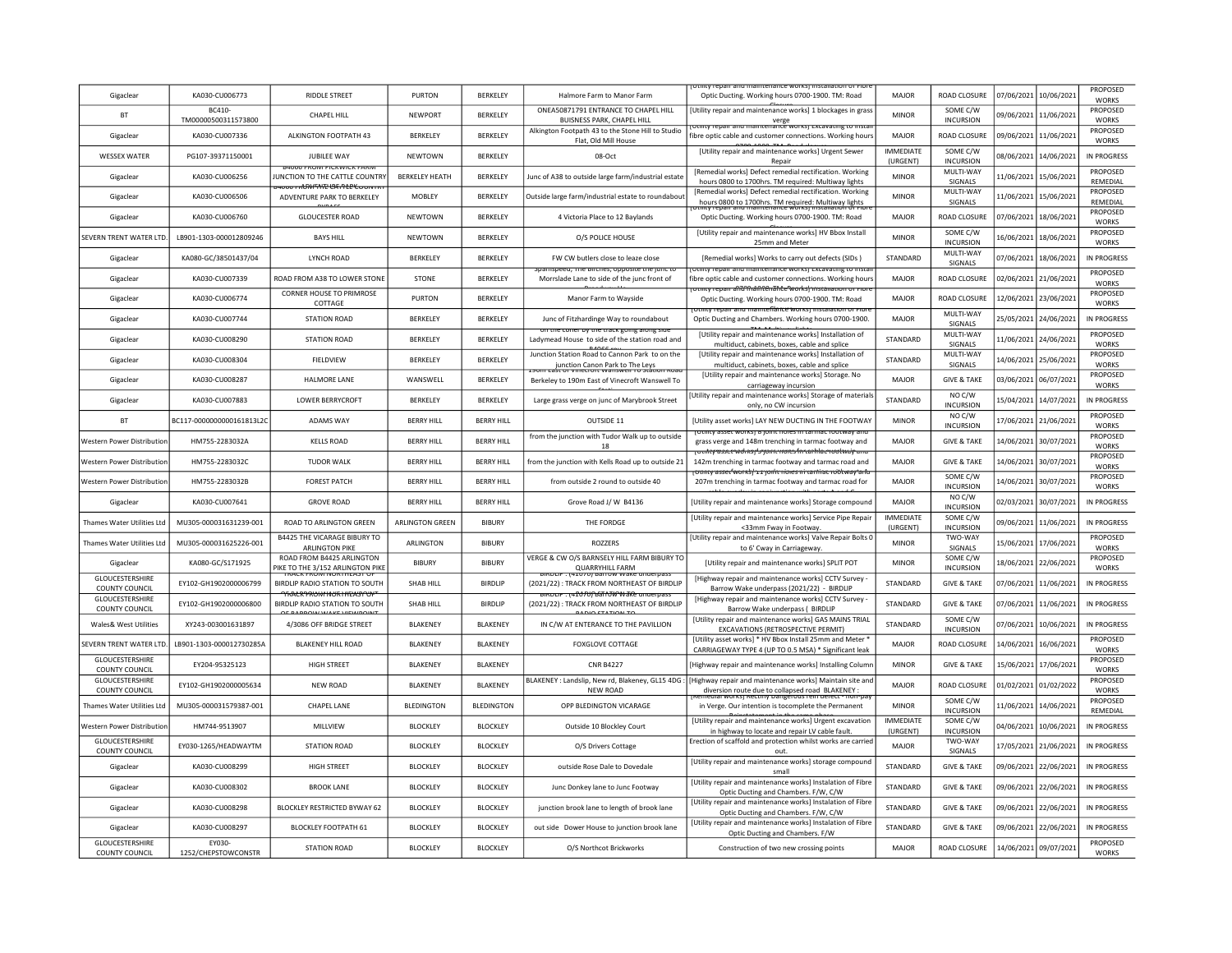| Gigaclear | KA030-CU006773 | RIDDLE STREET | PURTON | BERKELEY | Halmore Farm to Manor Farm | [Utility repair and maintenance works] Installation of Fibre Optic Ducting. Working hours 0700-1900. TM: Road Closure | MAJOR | ROAD CLOSURE | 07/06/2021 | 10/06/2021 | PROPOSED WORKS |
|---|---|---|---|---|---|---|---|---|---|---|---|
| BT | BC410-TM00000500311573800 | CHAPEL HILL | NEWPORT | BERKELEY | ONEA50871791 ENTRANCE TO CHAPEL HILL BUISNESS PARK, CHAPEL HILL | [Utility repair and maintenance works] 1 blockages in grass verge | MINOR | SOME C/W INCURSION | 09/06/2021 | 11/06/2021 | PROPOSED WORKS |
| Gigaclear | KA030-CU007336 | ALKINGTON FOOTPATH 43 | BERKELEY | BERKELEY | Alkington Footpath 43 to the Stone Hill to Studio Flat, Old Mill House | [Utility repair and maintenance works] Excavating to install fibre optic cable and customer connections. Working hours 0700-1900. TM: Road closure | MAJOR | ROAD CLOSURE | 09/06/2021 | 11/06/2021 | PROPOSED WORKS |
| WESSEX WATER | PG107-39371150001 | JUBILEE WAY | NEWTOWN | BERKELEY | 08-Oct | [Utility repair and maintenance works] Urgent Sewer Repair | IMMEDIATE (URGENT) | SOME C/W INCURSION | 08/06/2021 | 14/06/2021 | IN PROGRESS |
| Gigaclear | KA030-CU006256 | B4066 FROM PICKWICK FARM JUNCTION TO THE CATTLE COUNTRY | BERKELEY HEATH | BERKELEY | Junc of A38 to outside large farm/industrial estate | [Remedial works] Defect remedial rectification. Working hours 0800 to 1700hrs. TM required: Multiway lights | MINOR | MULTI-WAY SIGNALS | 11/06/2021 | 15/06/2021 | PROPOSED REMEDIAL |
| Gigaclear | KA030-CU006506 | B4066 FROM CATTLE COUNTRY ADVENTURE PARK TO BERKELEY | MOBLEY | BERKELEY | Outside large farm/industrial estate to roundabout | [Remedial works] Defect remedial rectification. Working hours 0800 to 1700hrs. TM required: Multiway lights | MINOR | MULTI-WAY SIGNALS | 11/06/2021 | 15/06/2021 | PROPOSED REMEDIAL |
| Gigaclear | KA030-CU006760 | GLOUCESTER ROAD | NEWTOWN | BERKELEY | 4 Victoria Place to 12 Baylands | [Utility repair and maintenance works] Installation of Fibre Optic Ducting. Working hours 0700-1900. TM: Road Closure | MAJOR | ROAD CLOSURE | 07/06/2021 | 18/06/2021 | PROPOSED WORKS |
| SEVERN TRENT WATER LTD. | LB901-1303-000012809246 | BAYS HILL | NEWTOWN | BERKELEY | O/S POLICE HOUSE | [Utility repair and maintenance works] HV Bbox Install 25mm and Meter | MINOR | SOME C/W INCURSION | 16/06/2021 | 18/06/2021 | PROPOSED WORKS |
| Gigaclear | KA080-GC/38501437/04 | LYNCH ROAD | BERKELEY | BERKELEY | FW CW butlers close to leaze close | [Remedial works] Works to carry out defects (SIDs ) | STANDARD | MULTI-WAY SIGNALS | 07/06/2021 | 18/06/2021 | IN PROGRESS |
| Gigaclear | KA030-CU007339 | ROAD FROM A38 TO LOWER STONE | STONE | BERKELEY | Spamspeed, The Birches, opposite the junc to Morrslade Lane to side of the junc front of Breadstone House | [Utility repair and maintenance works] Excavating to install fibre optic cable and customer connections. Working hours 0700-1900. TM: Road closure | MAJOR | ROAD CLOSURE | 02/06/2021 | 21/06/2021 | PROPOSED WORKS |
| Gigaclear | KA030-CU006774 | CORNER HOUSE TO PRIMROSE COTTAGE | PURTON | BERKELEY | Manor Farm to Wayside | [Utility repair and maintenance works] Installation of Fibre Optic Ducting. Working hours 0700-1900. TM: Road Closure | MAJOR | ROAD CLOSURE | 12/06/2021 | 23/06/2021 | PROPOSED WORKS |
| Gigaclear | KA030-CU007744 | STATION ROAD | BERKELEY | BERKELEY | Junc of Fitzhardinge Way to roundabout | [Utility repair and maintenance works] Installation of Fibre Optic Ducting and Chambers. Working hours 0700-1900. TM: Multi-way lights | MAJOR | MULTI-WAY SIGNALS | 25/05/2021 | 24/06/2021 | IN PROGRESS |
| Gigaclear | KA030-CU008290 | STATION ROAD | BERKELEY | BERKELEY | on the corner by the track going along side Ladymead House to side of the station road and B4066 rou | [Utility repair and maintenance works] Installation of multiduct, cabinets, boxes, cable and splice | STANDARD | MULTI-WAY SIGNALS | 11/06/2021 | 24/06/2021 | PROPOSED WORKS |
| Gigaclear | KA030-CU008304 | FIELDVIEW | BERKELEY | BERKELEY | Junction Station Road to Cannon Park to on the junction Canon Park to The Leys | [Utility repair and maintenance works] Installation of multiduct, cabinets, boxes, cable and splice | STANDARD | MULTI-WAY SIGNALS | 14/06/2021 | 25/06/2021 | PROPOSED WORKS |
| Gigaclear | KA030-CU008287 | HALMORE LANE | WANSWELL | BERKELEY | 190m East of Vinecroft Wanswell To Station Road Berkeley to 190m East of Vinecroft Wanswell To Stati | [Utility repair and maintenance works] Storage. No carriageway incursion | MAJOR | GIVE & TAKE | 03/06/2021 | 06/07/2021 | PROPOSED WORKS |
| Gigaclear | KA030-CU007883 | LOWER BERRYCROFT | BERKELEY | BERKELEY | Large grass verge on junc of Marybrook Street | [Utility repair and maintenance works] Storage of materials only, no CW incursion | STANDARD | NO C/W INCURSION | 15/04/2021 | 14/07/2021 | IN PROGRESS |
| BT | BC117-0000000000161813L2C | ADAMS WAY | BERRY HILL | BERRY HILL | OUTSIDE 11 | [Utility asset works] LAY NEW DUCTING IN THE FOOTWAY | MINOR | NO C/W INCURSION | 17/06/2021 | 21/06/2021 | PROPOSED WORKS |
| Western Power Distribution | HM755-2283032A | KELLS ROAD | BERRY HILL | BERRY HILL | from the junction with Tudor Walk up to outside 18 | [Utility asset works] 8 joint holes in tarmac footway and grass verge and 148m trenching in tarmac footway and grass verge | MAJOR | GIVE & TAKE | 14/06/2021 | 30/07/2021 | PROPOSED WORKS |
| Western Power Distribution | HM755-2283032C | TUDOR WALK | BERRY HILL | BERRY HILL | from the junction with Kells Road up to outside 21 | [Utility asset works] 3 joint holes in tarmac footway and 142m trenching in tarmac footway and tarmac road and | MAJOR | GIVE & TAKE | 14/06/2021 | 30/07/2021 | PROPOSED WORKS |
| Western Power Distribution | HM755-2283032B | FOREST PATCH | BERRY HILL | BERRY HILL | from outside 2 round to outside 40 | [Utility asset works] 11 joint holes in tarmac footway and 207m trenching in tarmac footway and tarmac road for | MAJOR | SOME C/W INCURSION | 14/06/2021 | 30/07/2021 | PROPOSED WORKS |
| Gigaclear | KA030-CU007641 | GROVE ROAD | BERRY HILL | BERRY HILL | Grove Road J/ W B4136 | [Utility repair and maintenance works] Storage compound | MAJOR | NO C/W INCURSION | 02/03/2021 | 30/07/2021 | IN PROGRESS |
| Thames Water Utilities Ltd | MU305-000031631239-001 | ROAD TO ARLINGTON GREEN | ARLINGTON GREEN | BIBURY | THE FORDGE | [Utility repair and maintenance works] Service Pipe Repair <33mm Fway in Footway. | IMMEDIATE (URGENT) | SOME C/W INCURSION | 09/06/2021 | 11/06/2021 | IN PROGRESS |
| Thames Water Utilities Ltd | MU305-000031625226-001 | B4425 THE VICARAGE BIBURY TO ARLINGTON PIKE | ARLINGTON | BIBURY | ROZZERS | [Utility repair and maintenance works] Valve Repair Bolts 0 to 6' Cway in Carriageway. | MINOR | TWO-WAY SIGNALS | 15/06/2021 | 17/06/2021 | PROPOSED WORKS |
| Gigaclear | KA080-GC/S171925 | ROAD FROM B4425 ARLINGTON PIKE TO THE 3/152 ARLINGTON PIKE | BIBURY | BIBURY | VERGE & CW O/S BARNSELY HILL FARM BIBURY TO QUARRYHILL FARM | [Utility repair and maintenance works] SPLIT POT | MINOR | SOME C/W INCURSION | 18/06/2021 | 22/06/2021 | PROPOSED WORKS |
| GLOUCESTERSHIRE COUNTY COUNCIL | EY102-GH1902000006799 | TRACK FROM NORTHEAST OF BIRDLIP RADIO STATION TO SOUTH | SHAB HILL | BIRDLIP | BIRDLIP : (41070) Barrow Wake underpass (2021/22) : TRACK FROM NORTHEAST OF BIRDLIP | [Highway repair and maintenance works] CCTV Survey - Barrow Wake underpass (2021/22) - BIRDLIP | STANDARD | GIVE & TAKE | 07/06/2021 | 11/06/2021 | IN PROGRESS |
| GLOUCESTERSHIRE COUNTY COUNCIL | EY102-GH1902000006800 | TRACK FROM NORTHEAST OF BIRDLIP RADIO STATION TO SOUTH OF BARROW WAKE VIEWPOINT | SHAB HILL | BIRDLIP | BIRDLIP : (41070) Barrow Wake underpass (2021/22) : TRACK FROM NORTHEAST OF BIRDLIP RADIO STATION TO | [Highway repair and maintenance works] CCTV Survey - Barrow Wake underpass ( BIRDLIP | STANDARD | GIVE & TAKE | 07/06/2021 | 11/06/2021 | IN PROGRESS |
| Wales& West Utilities | XY243-003001631897 | 4/3086 OFF BRIDGE STREET | BLAKENEY | BLAKENEY | IN C/W AT ENTERANCE TO THE PAVILLION | [Utility repair and maintenance works] GAS MAINS TRIAL EXCAVATIONS (RETROSPECTIVE PERMIT) | STANDARD | SOME C/W INCURSION | 07/06/2021 | 10/06/2021 | IN PROGRESS |
| SEVERN TRENT WATER LTD. | LB901-1303-000012730285A | BLAKENEY HILL ROAD | BLAKENEY | BLAKENEY | FOXGLOVE COTTAGE | [Utility asset works] * HV Bbox Install 25mm and Meter * CARRIAGEWAY TYPE 4 (UP TO 0.5 MSA) * Significant leak | MAJOR | ROAD CLOSURE | 14/06/2021 | 16/06/2021 | PROPOSED WORKS |
| GLOUCESTERSHIRE COUNTY COUNCIL | EY204-95325123 | HIGH STREET | BLAKENEY | BLAKENEY | CNR B4227 | [Highway repair and maintenance works] Installing Column | MINOR | GIVE & TAKE | 15/06/2021 | 17/06/2021 | PROPOSED WORKS |
| GLOUCESTERSHIRE COUNTY COUNCIL | EY102-GH1902000005634 | NEW ROAD | BLAKENEY | BLAKENEY | BLAKENEY : Landslip, New rd, Blakeney, GL15 4DG : NEW ROAD | [Highway repair and maintenance works] Maintain site and diversion route due to collapsed road BLAKENEY : | MAJOR | ROAD CLOSURE | 01/02/2021 | 01/02/2022 | PROPOSED WORKS |
| Thames Water Utilities Ltd | MU305-000031579387-001 | CHAPEL LANE | BLEDINGTON | BLEDINGTON | OPP BLEDINGTON VICARAGE | [Remedial works] Rectify Dangerous Fem defect - non-pay in Verge. Our intention is tocomplete the Permanent Reinstatement in the same phase | MINOR | SOME C/W INCURSION | 11/06/2021 | 14/06/2021 | PROPOSED REMEDIAL |
| Western Power Distribution | HM744-9513907 | MILLVIEW | BLOCKLEY | BLOCKLEY | Outside 10 Blockley Court | [Utility repair and maintenance works] Urgent excavation in highway to locate and repair LV cable fault. | IMMEDIATE (URGENT) | SOME C/W INCURSION | 04/06/2021 | 10/06/2021 | IN PROGRESS |
| GLOUCESTERSHIRE COUNTY COUNCIL | EY030-1265/HEADWAYTM | STATION ROAD | BLOCKLEY | BLOCKLEY | O/S Drivers Cottage | Erection of scaffold and protection whilst works are carried out. | MAJOR | TWO-WAY SIGNALS | 17/05/2021 | 21/06/2021 | IN PROGRESS |
| Gigaclear | KA030-CU008299 | HIGH STREET | BLOCKLEY | BLOCKLEY | outside Rose Dale to Dovedale | [Utility repair and maintenance works] storage compound small | STANDARD | GIVE & TAKE | 09/06/2021 | 22/06/2021 | IN PROGRESS |
| Gigaclear | KA030-CU008302 | BROOK LANE | BLOCKLEY | BLOCKLEY | Junc Donkey lane to Junc Footway | [Utility repair and maintenance works] Instalation of Fibre Optic Ducting and Chambers. F/W, C/W | STANDARD | GIVE & TAKE | 09/06/2021 | 22/06/2021 | IN PROGRESS |
| Gigaclear | KA030-CU008298 | BLOCKLEY RESTRICTED BYWAY 62 | BLOCKLEY | BLOCKLEY | junction brook lane to length of brook lane | [Utility repair and maintenance works] Instalation of Fibre Optic Ducting and Chambers. F/W, C/W | STANDARD | GIVE & TAKE | 09/06/2021 | 22/06/2021 | IN PROGRESS |
| Gigaclear | KA030-CU008297 | BLOCKLEY FOOTPATH 61 | BLOCKLEY | BLOCKLEY | out side Dower House to junction brook lane | [Utility repair and maintenance works] Instalation of Fibre Optic Ducting and Chambers. F/W | STANDARD | GIVE & TAKE | 09/06/2021 | 22/06/2021 | IN PROGRESS |
| GLOUCESTERSHIRE COUNTY COUNCIL | EY030-1252/CHEPSTOWCONSTR | STATION ROAD | BLOCKLEY | BLOCKLEY | O/S Northcot Brickworks | Construction of two new crossing points | MAJOR | ROAD CLOSURE | 14/06/2021 | 09/07/2021 | PROPOSED WORKS |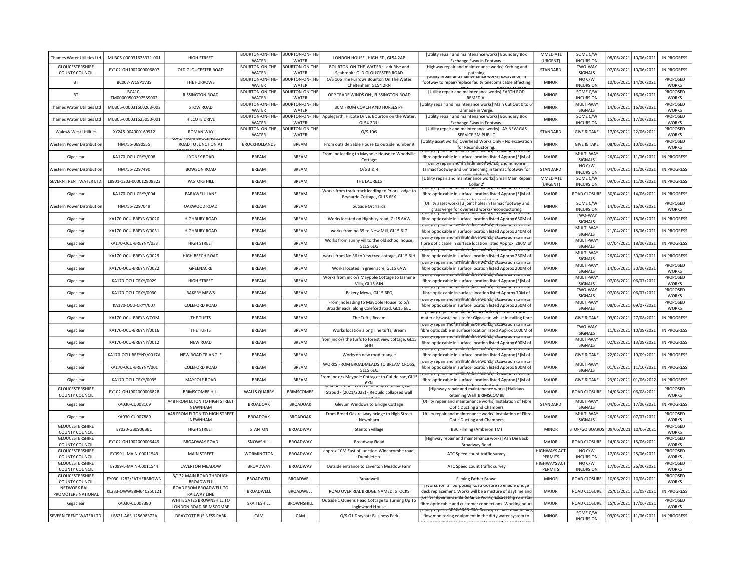| | | | | | | | | | | | |
|---|---|---|---|---|---|---|---|---|---|---|---|
| Thames Water Utilities Ltd | MU305-000031625371-001 | HIGH STREET | BOURTON-ON-THE-WATER | BOURTON-ON-THE-WATER | LONDON HOUSE , HIGH ST , GL54 2AP | [Utility repair and maintenance works] Boundary Box Exchange Fway in Footway. | IMMEDIATE (URGENT) | SOME C/W INCURSION | 08/06/2021 | 10/06/2021 | IN PROGRESS |
| GLOUCESTERSHIRE COUNTY COUNCIL | EY102-GH1902000006807 | OLD GLOUCESTER ROAD | BOURTON-ON-THE-WATER | BOURTON-ON-THE-WATER | BOURTON-ON-THE-WATER : Lark Rise and Seabrook : OLD GLOUCESTER ROAD | [Highway repair and maintenance works] Kerbing and patching | STANDARD | TWO-WAY SIGNALS | 07/06/2021 | 10/06/2021 | IN PROGRESS |
| BT | BC007-WC8P1V3S | THE FURROWS | BOURTON-ON-THE-WATER | BOURTON-ON-THE-WATER | O/S 106 The Furrows Bourton On The Water Cheltenham GL54 2RN | [Utility repair and maintenance works] Excavation in footway to repair/replace faulty telecoms cable affecting | MINOR | NO C/W INCURSION | 10/06/2021 | 14/06/2021 | PROPOSED WORKS |
| BT | BC410-TM00000500297589002 | RISSINGTON ROAD | BOURTON-ON-THE-WATER | BOURTON-ON-THE-WATER | OPP TRADE WINDS ON , RISSINGTON ROAD | [Utility repair and maintenance works] EARTH ROD REMEDIAL | MINOR | SOME C/W INCURSION | 14/06/2021 | 16/06/2021 | PROPOSED WORKS |
| Thames Water Utilities Ltd | MU305-000031600263-002 | STOW ROAD | BOURTON-ON-THE-WATER | BOURTON-ON-THE-WATER | 30M FROM COACH AND HORSES PH | [Utility repair and maintenance works] Main Cut Out 0 to 6' Unmade in Verge. | MINOR | MULTI-WAY SIGNALS | 14/06/2021 | 16/06/2021 | PROPOSED WORKS |
| Thames Water Utilities Ltd | MU305-000031625050-001 | HILCOTE DRIVE | BOURTON-ON-THE-WATER | BOURTON-ON-THE-WATER | Applegarth, Hilcote Drive, Bourton on the Water, GL54 2DU | [Utility repair and maintenance works] Boundary Box Exchange Fway in Footway. | MINOR | SOME C/W INCURSION | 15/06/2021 | 17/06/2021 | PROPOSED WORKS |
| Wales& West Utilities | XY245-004000169912 | ROMAN WAY | BOURTON-ON-THE-WATER | BOURTON-ON-THE-WATER | O/S 106 | [Utility repair and maintenance works] LAY NEW GAS SERVICE 3M PUBLIC | STANDARD | GIVE & TAKE | 17/06/2021 | 22/06/2021 | PROPOSED WORKS |
| Western Power Distribution | HM755-0690555 | ROAD FROM BROCKHOLLANDS ROAD TO JUNCTION AT | BROCKHOLLANDS | BREAM | From outside Sable House to outside number 9 | [Utility asset works] Overhead Works Only - No excavation for Reconductoring. | MINOR | GIVE & TAKE | 08/06/2021 | 10/06/2021 | PROPOSED WORKS |
| Gigaclear | KA170-OCU-CRYY/008 | LYDNEY ROAD | BREAM | BREAM | From jnc leading to Maypole House to Woodville Cottage | [Utility repair and maintenance works] Excavation to install fibre optic cable in surface location listed Approx [*]M of | MAJOR | MULTI-WAY SIGNALS | 26/04/2021 | 11/06/2021 | IN PROGRESS |
| Western Power Distribution | HM755-2297490 | BOWSON ROAD | BREAM | BREAM | O/S 3 & 4 | [Utility repair and maintenance works] 1 joint hole in tarmac footway and 6m trenching in tarmac footway for | STANDARD | NO C/W INCURSION | 04/06/2021 | 11/06/2021 | IN PROGRESS |
| SEVERN TRENT WATER LTD. | LB901-1303-000012808323 | PASTORS HILL | BREAM | BREAM | THE LAURELS | [Utility repair and maintenance works] Small Main Repair Collar 2' | IMMEDIATE (URGENT) | SOME C/W INCURSION | 09/06/2021 | 11/06/2021 | IN PROGRESS |
| Gigaclear | KA170-OCU-CRYY/004 | PARAWELL LANE | BREAM | BREAM | Works from track track leading to Priors Lodge to Brynardd Cottage, GL15 6EX | [Utility repair and maintenance works] Excavation to install fibre optic cable in surface location listed Approx [*]M of | MAJOR | ROAD CLOSURE | 30/04/2021 | 14/06/2021 | IN PROGRESS |
| Western Power Distribution | HM755-2297049 | OAKWOOD ROAD | BREAM | BREAM | outside Orchards | [Utility asset works] 3 joint holes in tarmac footway and grass verge for overhead works/reconductoring | MINOR | SOME C/W INCURSION | 14/06/2021 | 16/06/2021 | PROPOSED WORKS |
| Gigaclear | KA170-OCU-BREYNY/0020 | HIGHBURY ROAD | BREAM | BREAM | Works located on Highbuy road, GL15 6AW | [Utility repair and maintenance works] Excavation to install fibre optic cable in surface location listed Approx 650M of | MAJOR | TWO-WAY SIGNALS | 07/04/2021 | 18/06/2021 | IN PROGRESS |
| Gigaclear | KA170-OCU-BREYNY/0031 | HIGHBURY ROAD | BREAM | BREAM | works from no 35 to New Mill, GL15 6JG | [Utility repair and maintenance works] Excavation to install fibre optic cable in surface location listed Approx 240M of | MAJOR | MULTI-WAY SIGNALS | 21/04/2021 | 18/06/2021 | IN PROGRESS |
| Gigaclear | KA170-OCU-BREYNY/033 | HIGH STREET | BREAM | BREAM | Works from sunny vill to the old school house, GL15 6EG | [Utility repair and maintenance works] Excavation to install fibre optic cable in surface location listed Approx 280M of | MAJOR | MULTI-WAY SIGNALS | 07/04/2021 | 18/06/2021 | IN PROGRESS |
| Gigaclear | KA170-OCU-BREYNY/0029 | HIGH BEECH ROAD | BREAM | BREAM | works from No 36 to Yew tree cottage, GL15 6JH | [Utility repair and maintenance works] Excavation to install fibre optic cable in surface location listed Approx 250M of | MAJOR | MULTI-WAY SIGNALS | 26/04/2021 | 30/06/2021 | IN PROGRESS |
| Gigaclear | KA170-OCU-BREYNY/0022 | GREENACRE | BREAM | BREAM | Works located in greenacre, GL15 6AW | [Utility repair and maintenance works] Excavation to install fibre optic cable in surface location listed Approx 200M of | MAJOR | MULTI-WAY SIGNALS | 14/06/2021 | 30/06/2021 | PROPOSED WORKS |
| Gigaclear | KA170-OCU-CRYY/0029 | HIGH STREET | BREAM | BREAM | Works from jnc o/s Maypole Cottage to Jasmine Villa, GL15 6JN | [Utility repair and maintenance works] Excavation to install fibre optic cable in surface location listed Approx [*]M of | MAJOR | MULTI-WAY SIGNALS | 07/06/2021 | 06/07/2021 | PROPOSED WORKS |
| Gigaclear | KA170-OCU-CRYY/0030 | BAKERY MEWS | BREAM | BREAM | Bakery Mews, GL15 6EQ | [Utility repair and maintenance works] Excavation to install fibre optic cable in surface location listed Approx 70M of | MAJOR | TWO-WAY SIGNALS | 07/06/2021 | 06/07/2021 | PROPOSED WORKS |
| Gigaclear | KA170-OCU-CRYY/007 | COLEFORD ROAD | BREAM | BREAM | From jnc leading to Maypole House to o/s Broadmeads, along Coleford road. GL15 6EU | [Utility repair and maintenance works] Excavation to install fibre optic cable in surface location listed Approx 250M of | MAJOR | MULTI-WAY SIGNALS | 08/06/2021 | 09/07/2021 | PROPOSED WORKS |
| Gigaclear | KA170-OCU-BREYNY/COM | THE TUFTS | BREAM | BREAM | The Tufts, Bream | [Utility repair and maintenance works] Permit to store materials/waste on site for Gigaclear, whilst installing fibre | MAJOR | GIVE & TAKE | 09/02/2021 | 27/08/2021 | IN PROGRESS |
| Gigaclear | KA170-OCU-BREYNY/0016 | THE TUFTS | BREAM | BREAM | Works location along The tufts, Bream | [Utility repair and maintenance works] Excavation to install fibre optic cable in surface location listed Approx 1000M of | MAJOR | TWO-WAY SIGNALS | 11/02/2021 | 10/09/2021 | IN PROGRESS |
| Gigaclear | KA170-OCU-BREYNY/0012 | NEW ROAD | BREAM | BREAM | from jnc o/s the turfs to forest view cottage, GL15 6HH | [Utility repair and maintenance works] Excavation to install fibre optic cable in surface location listed Approx 600M of | MAJOR | MULTI-WAY SIGNALS | 02/02/2021 | 13/09/2021 | IN PROGRESS |
| Gigaclear | KA170-OCU-BREYNY/0017A | NEW ROAD TRIANGLE | BREAM | BREAM | Works on new road triangle | [Utility repair and maintenance works] Excavation to install fibre optic cable in surface location listed Approx [*]M of | MAJOR | GIVE & TAKE | 22/02/2021 | 19/09/2021 | IN PROGRESS |
| Gigaclear | KA170-OCU-BREYNY/001 | COLEFORD ROAD | BREAM | BREAM | WORKS FROM BROADMEADS TO BREAM CROSS, GL15 6EU | [Utility repair and maintenance works] Excavation to install fibre optic cable in surface location listed Approx 900M of | MAJOR | MULTI-WAY SIGNALS | 01/02/2021 | 11/10/2021 | IN PROGRESS |
| Gigaclear | KA170-OCU-CRYY/0035 | MAYPOLE ROAD | BREAM | BREAM | From jnc o/s Maypole Cottaget to Cul-de-sac, GL15 6XN | [Utility repair and maintenance works] Excavation to install fibre optic cable in surface location listed Approx [*]M of | MAJOR | GIVE & TAKE | 23/02/2021 | 01/06/2022 | IN PROGRESS |
| GLOUCESTERSHIRE COUNTY COUNCIL | EY102-GH1902000006828 | BRIMSCOMBE HILL | WALLS QUARRY | BRIMSCOMBE | BRIMSCOMBE : W0726 Halidays retaining wall, Stroud - (2021/2022) - Rebuild collapsed wall | [Highway repair and maintenance works] Halidays Retaining Wall BRIMSCOMBE | MAJOR | ROAD CLOSURE | 14/06/2021 | 06/08/2021 | PROPOSED WORKS |
| Gigaclear | KA030-CU008169 | A48 FROM ELTON TO HIGH STREET NEWNHAM | BROADOAK | BROADOAK | Glevum Windows to Bridge Cottage | [Utility repair and maintenance works] Instalation of Fibre Optic Ducting and Chambers | STANDARD | MULTI-WAY SIGNALS | 04/06/2021 | 17/06/2021 | IN PROGRESS |
| Gigaclear | KA030-CU007889 | A48 FROM ELTON TO HIGH STREET NEWNHAM | BROADOAK | BROADOAK | From Broad Oak railway bridge to High Street Newnham | [Utility repair and maintenance works] Instalation of Fibre Optic Ducting and Chambers | MAJOR | MULTI-WAY SIGNALS | 26/05/2021 | 07/07/2021 | PROPOSED WORKS |
| GLOUCESTERSHIRE COUNTY COUNCIL | EY020-GB0906BBC | HIGH STREET | STANTON | BROADWAY | Stanton village | BBC Filming (Amberon TM) | MINOR | STOP/GO BOARDS | 09/06/2021 | 10/06/2021 | PROPOSED WORKS |
| GLOUCESTERSHIRE COUNTY COUNCIL | EY102-GH1902000006449 | BROADWAY ROAD | SNOWSHILL | BROADWAY | Broadway Road | [Highway repair and maintenance works] Ash Die Back Broadway Road | MAJOR | ROAD CLOSURE | 14/06/2021 | 15/06/2021 | PROPOSED WORKS |
| GLOUCESTERSHIRE COUNTY COUNCIL | EY099-L-MAIN-00011543 | MAIN STREET | WORMINGTON | BROADWAY | approx 10M East of junction Winchcombe road, Dumbleton | ATC Speed count traffic survey | HIGHWAYS ACT PERMITS | NO C/W INCURSION | 17/06/2021 | 25/06/2021 | PROPOSED WORKS |
| GLOUCESTERSHIRE COUNTY COUNCIL | EY099-L-MAIN-00011544 | LAVERTON MEADOW | BROADWAY | BROADWAY | Outside entrance to Laverton Meadow Farm | ATC Speed count traffic survey | HIGHWAYS ACT PERMITS | NO C/W INCURSION | 17/06/2021 | 26/06/2021 | PROPOSED WORKS |
| GLOUCESTERSHIRE COUNTY COUNCIL | EY030-1282/FATHERBROWN | 3/132 MAIN ROAD THROUGH BROADWELL | BROADWELL | BROADWELL | Broadwell | Filming Father Brown | MINOR | ROAD CLOSURE | 10/06/2021 | 10/06/2021 | PROPOSED WORKS |
| NETWORK RAIL - PROMOTERS NATIONAL | KL233-OWW88M64C250121 | ROAD FROM BROADWELL TO RAILWAY LINE | BROADWELL | BROADWELL | ROAD OVER RIAL BRIDGE NAMED: STOCKS | [Works for rail purposes] Road closure to enable bridge deck replacement. Works will be a mixture of daytime and | MAJOR | ROAD CLOSURE | 25/01/2021 | 31/08/2021 | IN PROGRESS |
| Gigaclear | KA030-CU007380 | WHITEGATES BROWNSHILL TO LONDON ROAD BRIMSCOMBE | SKAITESHILL | BROWNSHILL | Outside 1 Queens Head Cottage to Turning Up To Inglewood House | [Utility repair and maintenance works] Excavating to install fibre optic cable and customer connections. Working hours | MAJOR | ROAD CLOSURE | 15/06/2021 | 17/06/2021 | PROPOSED WORKS |
| SEVERN TRENT WATER LTD. | LB521-A6S-125698372A | DRAYCOTT BUSINESS PARK | CAM | CAM | O/S G1 Draycott Business Park | [Utility repair and maintenance works] We are maintaining flow monitoring equipment in the dirty water system to | MINOR | SOME C/W INCURSION | 09/06/2021 | 11/06/2021 | IN PROGRESS |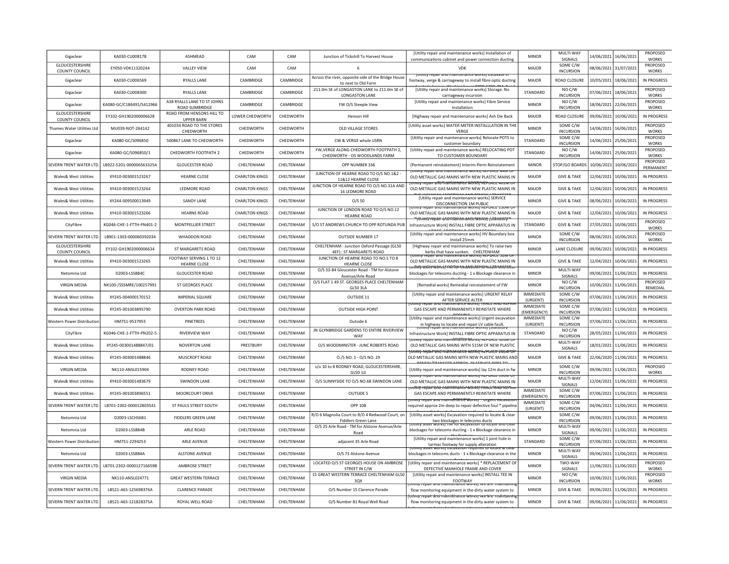| Gigaclear | KA030-CU008178 | ASHMEAD | CAM | CAM | Junction of Tickshill To Harvest House | [Utility repair and maintenance works] Installation of communications cabinet and power connection ducting | MINOR | MULTI-WAY SIGNALS | 14/06/2021 | 16/06/2021 | PROPOSED WORKS |
|---|---|---|---|---|---|---|---|---|---|---|---|
| GLOUCESTERSHIRE COUNTY COUNCIL | EY050-VDK11320244 | VALLEY VIEW | CAM | CAM | 6 | VDK | MAJOR | SOME C/W INCURSION | 08/06/2021 | 31/07/2021 | PROPOSED WORKS |
| Gigaclear | KA030-CU006569 | RYALLS LANE | CAMBRIDGE | CAMBRIDGE | Across the river, opposite side of the Bridge House to next to Old Farm | [Utility repair and maintenance works] Excavate in footway, verge & carriageway to install fibre optic ducting | MAJOR | ROAD CLOSURE | 10/05/2021 | 18/06/2021 | IN PROGRESS |
| Gigaclear | KA030-CU008300 | RYALLS LANE | CAMBRIDGE | CAMBRIDGE | 211.0m SE of LONGASTON LANE to 211.0m SE of LONGASTON LANE | [Utility repair and maintenance works] Storage. No carriageway incursion | STANDARD | NO C/W INCURSION | 07/06/2021 | 18/06/2021 | PROPOSED WORKS |
| Gigaclear | KA080-GC/C186491/S412966 | A38 RYALLS LANE TO ST JOHNS ROAD SLIMBRIDGE | CAMBRIDGE | CAMBRIDGE | FW O/S Steeple View | [Utility repair and maintenance works] Fibre Service Installation | MINOR | NO C/W INCURSION | 18/06/2021 | 22/06/2021 | PROPOSED WORKS |
| GLOUCESTERSHIRE COUNTY COUNCIL | EY102-GH1902000006628 | ROAD FROM HENSONS HILL TO UPPER BARN | LOWER CHEDWORTH | CHEDWORTH | Henson Hill | [Highway repair and maintenance works] Ash Die Back | MAJOR | ROAD CLOSURE | 09/06/2021 | 10/06/2021 | IN PROGRESS |
| Thames Water Utilities Ltd | MU039-NOT-264142 | 401034 ROAD TO THE STORES CHEDWORTH | CHEDWORTH | CHEDWORTH | OLD VILLAGE STORES | [Utility asset works] WATER METER INSTALLATION IN THE VERGE | MINOR | SOME C/W INCURSION | 14/06/2021 | 16/06/2021 | PROPOSED WORKS |
| Gigaclear | KA080-GC/S096850 | 500867 LANE TO CHEDWORTH | CHEDWORTH | CHEDWORTH | CW & VERGE whole USRN | [Utility repair and maintenance works] Relocate POTS to customer boundary | STANDARD | SOME C/W INCURSION | 14/06/2021 | 25/06/2021 | PROPOSED WORKS |
| Gigaclear | KA080-GC/S096850/1 | CHEDWORTH FOOTPATH 2 | CHEDWORTH | CHEDWORTH | FW,VERGE ALONG CHEDWORTH FOOTPATH 2, CHEDWORTH - OS WOODLANDS FARM | [Utility repair and maintenance works] RELOCATING POT TO CUSTOMER BOUNDARY | STANDARD | NO C/W INCURSION | 14/06/2021 | 25/06/2021 | PROPOSED WORKS |
| SEVERN TRENT WATER LTD. | LB922-5201-000006563325A | GLOUCESTER ROAD | CHELTENHAM | CHELTENHAM | OPP NUMBER 336 | [Permanent reinstatement] Interim-Perm Reinstatement | MINOR | STOP/GO BOARDS | 10/06/2021 | 10/06/2021 | PROPOSED PERMANENT |
| Wales& West Utilities | XY410-003001523267 | HEARNE CLOSE | CHARLTON KINGS | CHELTENHAM | JUNCTION OF HEARNE ROAD TO O/S NO.1&2 - 11&12 HEARNE CLOSE | [Utility repair and maintenance works] REPLACE 44M OF OLD METALLIC GAS MAINS WITH NEW PLASTIC MAINS IN | MAJOR | GIVE & TAKE | 12/04/2021 | 10/06/2021 | IN PROGRESS |
| Wales& West Utilities | XY410-003001523264 | LEDMORE ROAD | CHARLTON KINGS | CHELTENHAM | JUNCTION OF HEARNE ROAD TO O/S NO.31A AND 16 LEDMORE ROAD | [Utility repair and maintenance works] REPLACE 401M OF OLD METALLIC GAS MAINS WITH NEW PLASTIC MAINS IN | MAJOR | GIVE & TAKE | 12/04/2021 | 10/06/2021 | IN PROGRESS |
| Wales& West Utilities | XY244-009500013949 | SANDY LANE | CHARLTON KINGS | CHELTENHAM | O/S 50 | [Utility repair and maintenance works] SERVICE DISCONNECTION 1M PUBLIC | MINOR | GIVE & TAKE | 08/06/2021 | 10/06/2021 | IN PROGRESS |
| Wales& West Utilities | XY410-003001523266 | HEARNE ROAD | CHARLTON KINGS | CHELTENHAM | JUNCTION OF LONDON ROAD TO O/S NO.12 HEARNE ROAD | [Utility repair and maintenance works] REPLACE 150M OF OLD METALLIC GAS MAINS WITH NEW PLASTIC MAINS IN | MAJOR | GIVE & TAKE | 12/04/2021 | 10/06/2021 | IN PROGRESS |
| CityFibre | KG046-CHE-1-FTTH-PN401-2 | MONTPELLIER STREET | CHELTENHAM | CHELTENHAM | S/O ST ANDREWS CHURCH TO OPP ROTUNDA PUB | [Statutory Infrastructure Work] INSTALL FIBRE OPTIC APPARATUS IN | STANDARD | GIVE & TAKE | 27/05/2021 | 10/06/2021 | PROPOSED WORKS |
| SEVERN TRENT WATER LTD. | LB901-1303-000060392034 | WHADDON ROAD | CHELTENHAM | CHELTENHAM | OUTSIDE NUMBER 17 | [Utility repair and maintenance works] HV Boundary box Install 25mm | MINOR | SOME C/W INCURSION | 08/06/2021 | 10/06/2021 | PROPOSED WORKS |
| GLOUCESTERSHIRE COUNTY COUNCIL | EY102-GH1902000006634 | ST MARGARETS ROAD | CHELTENHAM | CHELTENHAM | CHELTENHAM : Junction Oxford Passage (GL50 4EF) : ST MARGARETS ROAD | [Highway repair and maintenance works] To raise two kerbs that have sunken. CHELTENHAM | MINOR | LANE CLOSURE | 09/06/2021 | 10/06/2021 | IN PROGRESS |
| Wales& West Utilities | XY410-003001523265 | FOOTWAY SERVING 1 TO 12 HEARNE CLOSE | CHELTENHAM | CHELTENHAM | JUNCTION OF HEARNE ROAD TO NO.5 TO 8 HEARNE CLOSE | [Utility repair and maintenance works] REPLACE 32M OF OLD METALLIC GAS MAINS WITH NEW PLASTIC MAINS IN | MAJOR | GIVE & TAKE | 12/04/2021 | 10/06/2021 | IN PROGRESS |
| Netomnia Ltd | D2003-LSS8B4C | GLOUCESTER ROAD | CHELTENHAM | CHELTENHAM | O/S 33-84 Gloucester Road - TM for Alstone Avenue/Arle Road | [Utility asset works] TM for excavation to locate and clear blockages for telecoms ducting - 1 x Blockage clearance in | MINOR | MULTI-WAY SIGNALS | 09/06/2021 | 11/06/2021 | IN PROGRESS |
| VIRGIN MEDIA | NK100-/SSSMRE/100257991 | ST GEORGES PLACE | CHELTENHAM | CHELTENHAM | O/S FLAT 1 49 ST. GEORGES PLACE CHELTENHAM GL50 3LA | [Remedial works] Remeidial reinstatement of FW | MINOR | NO C/W INCURSION | 10/06/2021 | 11/06/2021 | PROPOSED REMEDIAL |
| Wales& West Utilities | XY245-004000170152 | IMPERIAL SQUARE | CHELTENHAM | CHELTENHAM | OUTSIDE 11 | [Utility repair and maintenance works] URGENT RELAY AFTER SERVICE ALTER | IMMEDIATE (URGENT) | SOME C/W INCURSION | 07/06/2021 | 11/06/2021 | IN PROGRESS |
| Wales& West Utilities | XY245-001003895790 | OVERTON PARK ROAD | CHELTENHAM | CHELTENHAM | OUTSIDE HIGH POINT | [Utility repair and maintenance works] TRACE AND REPAIR GAS ESCAPE AND PERMANENTLY REINSTATE WHERE | IMMEDIATE (EMERGENCY) | SOME C/W INCURSION | 07/06/2021 | 11/06/2021 | IN PROGRESS |
| Western Power Distribution | HM751-9537955 | PINETREES | CHELTENHAM | CHELTENHAM | Outside 6 | [Utility repair and maintenance works] Urgent excavation in highway to locate and repair LV cable fault. | IMMEDIATE (URGENT) | SOME C/W INCURSION | 07/06/2021 | 11/06/2021 | IN PROGRESS |
| CityFibre | KG046-CHE-1-FTTH-PN202-5 | RIVERVIEW WAY | CHELTENHAM | CHELTENHAM | JN GLYNBRIDGE GARDENS TO ENTIRE RIVERVIEW WAY | [Utility repair and maintenance works] [Statutory Infrastructure Work] INSTALL FIBRE OPTIC APPARATUS IN | STANDARD | NO C/W INCURSION | 28/05/2021 | 11/06/2021 | IN PROGRESS |
| Wales& West Utilities | XY245-003001488847/01 | NOVERTON LANE | PRESTBURY | CHELTENHAM | O/S WOODMINSTER - JUNC ROBERTS ROAD | [Utility repair and maintenance works] REPLACE 520M OF OLD METALLIC GAS MAINS WITH 515M OF NEW PLASTIC | MAJOR | MULTI-WAY SIGNALS | 18/01/2021 | 11/06/2021 | IN PROGRESS |
| Wales& West Utilities | XY245-003001488846 | MUSCROFT ROAD | CHELTENHAM | CHELTENHAM | O./S NO. 1 - O/S NO. 29 | [Utility repair and maintenance works] REPLACE 266.8M OF OLD METALLIC GAS MAINS WITH NEW PLASTIC MAINS AND | MAJOR | GIVE & TAKE | 22/06/2020 | 11/06/2021 | IN PROGRESS |
| VIRGIN MEDIA | NK110-ANSL015904 | RODNEY ROAD | CHELTENHAM | CHELTENHAM | s/o 10 to 8 RODNEY ROAD, GLOUCESTERSHIRE, GL50 1JJ | [Utility repair and maintenance works] lay 12m duct in fw | MINOR | SOME C/W INCURSION | 09/06/2021 | 11/06/2021 | PROPOSED WORKS |
| Wales& West Utilities | XY410-003001483679 | SWINDON LANE | CHELTENHAM | CHELTENHAM | O/S SUNNYSIDE TO O/S NO.68 SWINDON LANE | [Utility repair and maintenance works] REPLACE 330M OF OLD METALLIC GAS MAINS WITH NEW PLASTIC MAINS IN | MAJOR | MULTI-WAY SIGNALS | 12/04/2021 | 11/06/2021 | IN PROGRESS |
| Wales& West Utilities | XY245-001003896551 | MOORCOURT DRIVE | CHELTENHAM | CHELTENHAM | OUTSIDE 5 | [Utility repair and maintenance works] TRACE AND REPAIR GAS ESCAPE AND PERMANENTLY REINSTATE WHERE | IMMEDIATE (EMERGENCY) | SOME C/W INCURSION | 07/06/2021 | 11/06/2021 | IN PROGRESS |
| SEVERN TRENT WATER LTD. | LB701-2302-000012803541 | ST PAULS STREET SOUTH | CHELTENHAM | CHELTENHAM | OPP 10B | [Utility repair and maintenance works] Urgent excavation required approx 2m deep to repair defective foul * pipeline | IMMEDIATE (URGENT) | SOME C/W INCURSION | 04/06/2021 | 11/06/2021 | IN PROGRESS |
| Netomnia Ltd | D2003-LSCHS6B1 | FIDDLERS GREEN LANE | CHELTENHAM | CHELTENHAM | R/O 6 Magnolia Court to R/O 4 Redwood Court, on Fiddlers Green Lane | [Utility asset works] Excavation required to locate & clear two blockages in telecoms ducts | MINOR | SOME C/W INCURSION | 09/06/2021 | 11/06/2021 | IN PROGRESS |
| Netomnia Ltd | D2003-LSS8B4B | ARLE ROAD | CHELTENHAM | CHELTENHAM | O/S 25 Arle Road - TM for Alstone Avenue/Arle Road | [Utility asset works] TM for excavation to locate and clear blockages for telecoms ducting - 1 x Blockage clearance in | MINOR | MULTI-WAY SIGNALS | 09/06/2021 | 11/06/2021 | IN PROGRESS |
| Western Power Distribution | HM751-2294253 | ARLE AVENUE | CHELTENHAM | CHELTENHAM | adjacent 35 Arle Road | [Utility repair and maintenance works] 1 joint hole in tarmac footway for supply alteration | STANDARD | SOME C/W INCURSION | 07/06/2021 | 11/06/2021 | IN PROGRESS |
| Netomnia Ltd | D2003-LSS8B4A | ALSTONE AVENUE | CHELTENHAM | CHELTENHAM | O/S 73 Alstone Avenue | [Utility asset works] Excavation required to locate & clear blockages in telecoms ducts - 1 x Blockage clearance in the | MINOR | MULTI-WAY SIGNALS | 09/06/2021 | 11/06/2021 | IN PROGRESS |
| SEVERN TRENT WATER LTD. | LB701-2302-000012716659B | AMBROSE STREET | CHELTENHAM | CHELTENHAM | LOCATED O/S ST GEORGES HOUSE ON AMBROSE STREET IN C/W | [Utility repair and maintenance works] * REPLACEMENT OF DEFECTIVE MANHOLE FRAME AND COVER | MINOR | TWO-WAY SIGNALS | 11/06/2021 | 11/06/2021 | PROPOSED WORKS |
| VIRGIN MEDIA | NK110-ANSL024771 | GREAT WESTERN TERRACE | CHELTENHAM | CHELTENHAM | 15 GREAT WESTERN TERRACE CHELTENHAM GL50 3QX | [Utility repair and maintenance works] INSTALL TEE IN FOOTWAY | MINOR | NO C/W INCURSION | 10/06/2021 | 11/06/2021 | PROPOSED WORKS |
| SEVERN TRENT WATER LTD. | LB521-A6S-125698376A | CLARENCE PARADE | CHELTENHAM | CHELTENHAM | O/S Number 15 Clarence Parade | [Utility repair and maintenance works] We are maintaining flow monitoring equipment in the dirty water system to | MINOR | GIVE & TAKE | 09/06/2021 | 11/06/2021 | IN PROGRESS |
| SEVERN TRENT WATER LTD. | LB521-A6S-121828375A | ROYAL WELL ROAD | CHELTENHAM | CHELTENHAM | O/S Number 81 Royal Well Road | [Utility repair and maintenance works] We are maintaining flow monitoring equipment in the dirty water system to | MINOR | GIVE & TAKE | 09/06/2021 | 11/06/2021 | IN PROGRESS |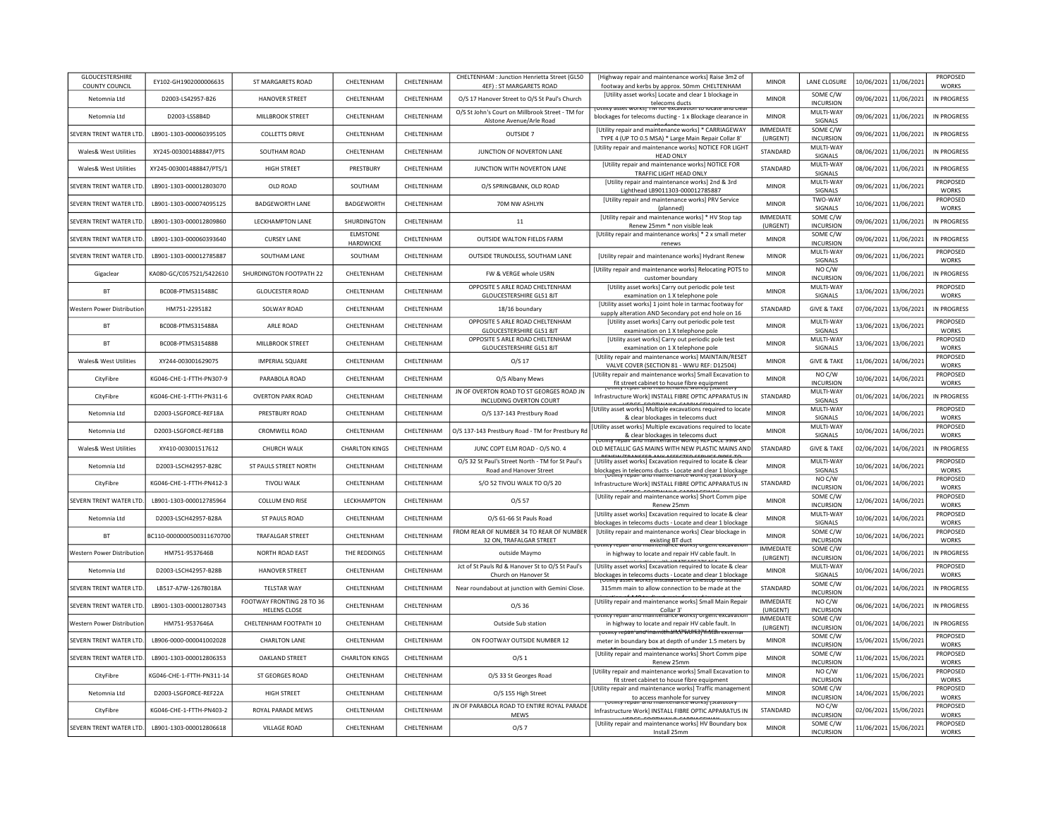| GLOUCESTERSHIRE COUNTY COUNCIL | EY102-GH1902000006635 | ST MARGARETS ROAD | CHELTENHAM | CHELTENHAM | CHELTENHAM : Junction Henrietta Street (GL50 4EF) : ST MARGARETS ROAD | [Highway repair and maintenance works] Raise 3m2 of footway and kerbs by approx. 50mm CHELTENHAM | MINOR | LANE CLOSURE | 10/06/2021 | 11/06/2021 | PROPOSED WORKS |
|---|---|---|---|---|---|---|---|---|---|---|---|
| Netomnia Ltd | D2003-LS42957-B26 | HANOVER STREET | CHELTENHAM | CHELTENHAM | O/S 17 Hanover Street to O/S St Paul's Church | [Utility asset works] Locate and clear 1 blockage in telecoms ducts | MINOR | SOME C/W INCURSION | 09/06/2021 | 11/06/2021 | IN PROGRESS |
| Netomnia Ltd | D2003-LSS8B4D | MILLBROOK STREET | CHELTENHAM | CHELTENHAM | O/S St John's Court on Millbrook Street - TM for Alstone Avenue/Arle Road | [Utility asset works] TM for excavation to locate and clear blockages for telecoms ducting - 1 x Blockage clearance in | MINOR | MULTI-WAY SIGNALS | 09/06/2021 | 11/06/2021 | IN PROGRESS |
| SEVERN TRENT WATER LTD. | LB901-1303-000060395105 | COLLETTS DRIVE | CHELTENHAM | CHELTENHAM | OUTSIDE 7 | [Utility repair and maintenance works] * CARRIAGEWAY TYPE 4 (UP TO 0.5 MSA) * Large Main Repair Collar 8' | IMMEDIATE (URGENT) | SOME C/W INCURSION | 09/06/2021 | 11/06/2021 | IN PROGRESS |
| Wales& West Utilities | XY245-003001488847/PTS | SOUTHAM ROAD | CHELTENHAM | CHELTENHAM | JUNCTION OF NOVERTON LANE | [Utility repair and maintenance works] NOTICE FOR LIGHT HEAD ONLY | STANDARD | MULTI-WAY SIGNALS | 08/06/2021 | 11/06/2021 | IN PROGRESS |
| Wales& West Utilities | XY245-003001488847/PTS/1 | HIGH STREET | PRESTBURY | CHELTENHAM | JUNCTION WITH NOVERTON LANE | [Utility repair and maintenance works] NOTICE FOR TRAFFIC LIGHT HEAD ONLY | STANDARD | MULTI-WAY SIGNALS | 08/06/2021 | 11/06/2021 | IN PROGRESS |
| SEVERN TRENT WATER LTD. | LB901-1303-000012803070 | OLD ROAD | SOUTHAM | CHELTENHAM | O/S SPRINGBANK, OLD ROAD | [Utility repair and maintenance works] 2nd & 3rd Lighthead LB9011303-000012785887 | MINOR | MULTI-WAY SIGNALS | 09/06/2021 | 11/06/2021 | PROPOSED WORKS |
| SEVERN TRENT WATER LTD. | LB901-1303-000074095125 | BADGEWORTH LANE | BADGEWORTH | CHELTENHAM | 70M NW ASHLYN | [Utility repair and maintenance works] PRV Service (planned) | MINOR | TWO-WAY SIGNALS | 10/06/2021 | 11/06/2021 | PROPOSED WORKS |
| SEVERN TRENT WATER LTD. | LB901-1303-000012809860 | LECKHAMPTON LANE | SHURDINGTON | CHELTENHAM | 11 | [Utility repair and maintenance works] * HV Stop tap Renew 25mm * non visible leak | IMMEDIATE (URGENT) | SOME C/W INCURSION | 09/06/2021 | 11/06/2021 | IN PROGRESS |
| SEVERN TRENT WATER LTD. | LB901-1303-000060393640 | CURSEY LANE | ELMSTONE HARDWICKE | CHELTENHAM | OUTSIDE WALTON FIELDS FARM | [Utility repair and maintenance works] * 2 x small meter renews | MINOR | SOME C/W INCURSION | 09/06/2021 | 11/06/2021 | IN PROGRESS |
| SEVERN TRENT WATER LTD. | LB901-1303-000012785887 | SOUTHAM LANE | SOUTHAM | CHELTENHAM | OUTSIDE TRUNDLESS, SOUTHAM LANE | [Utility repair and maintenance works] Hydrant Renew | MINOR | MULTI-WAY SIGNALS | 09/06/2021 | 11/06/2021 | PROPOSED WORKS |
| Gigaclear | KA080-GC/C057521/S422610 | SHURDINGTON FOOTPATH 22 | CHELTENHAM | CHELTENHAM | FW & VERGE whole USRN | [Utility repair and maintenance works] Relocating POTS to customer boundary | MINOR | NO C/W INCURSION | 09/06/2021 | 11/06/2021 | IN PROGRESS |
| BT | BC008-PTMS315488C | GLOUCESTER ROAD | CHELTENHAM | CHELTENHAM | OPPOSITE 5 ARLE ROAD CHELTENHAM GLOUCESTERSHIRE GL51 8JT | [Utility asset works] Carry out periodic pole test examination on 1 X telephone pole | MINOR | MULTI-WAY SIGNALS | 13/06/2021 | 13/06/2021 | PROPOSED WORKS |
| Western Power Distribution | HM751-2295182 | SOLWAY ROAD | CHELTENHAM | CHELTENHAM | 18/16 boundary | [Utility asset works] 1 joint hole in tarmac footway for supply alteration AND Secondary pot end hole on 16 | STANDARD | GIVE & TAKE | 07/06/2021 | 13/06/2021 | IN PROGRESS |
| BT | BC008-PTMS315488A | ARLE ROAD | CHELTENHAM | CHELTENHAM | OPPOSITE 5 ARLE ROAD CHELTENHAM GLOUCESTERSHIRE GL51 8JT | [Utility asset works] Carry out periodic pole test examination on 1 X telephone pole | MINOR | MULTI-WAY SIGNALS | 13/06/2021 | 13/06/2021 | PROPOSED WORKS |
| BT | BC008-PTMS315488B | MILLBROOK STREET | CHELTENHAM | CHELTENHAM | OPPOSITE 5 ARLE ROAD CHELTENHAM GLOUCESTERSHIRE GL51 8JT | [Utility asset works] Carry out periodic pole test examination on 1 X telephone pole | MINOR | MULTI-WAY SIGNALS | 13/06/2021 | 13/06/2021 | PROPOSED WORKS |
| Wales& West Utilities | XY244-003001629075 | IMPERIAL SQUARE | CHELTENHAM | CHELTENHAM | O/S 17 | [Utility repair and maintenance works] MAINTAIN/RESET VALVE COVER (SECTION 81 - WWU REF: D12504) | MINOR | GIVE & TAKE | 11/06/2021 | 14/06/2021 | PROPOSED WORKS |
| CityFibre | KG046-CHE-1-FTTH-PN307-9 | PARABOLA ROAD | CHELTENHAM | CHELTENHAM | O/S Albany Mews | [Utility repair and maintenance works] Small Excavation to fit street cabinet to house fibre equipment | MINOR | NO C/W INCURSION | 10/06/2021 | 14/06/2021 | PROPOSED WORKS |
| CityFibre | KG046-CHE-1-FTTH-PN311-6 | OVERTON PARK ROAD | CHELTENHAM | CHELTENHAM | JN OF OVERTON ROAD TO ST GEORGES ROAD JN INCLUDING OVERTON COURT | [Utility repair and maintenance works] [Statutory Infrastructure Work] INSTALL FIBRE OPTIC APPARATUS IN | STANDARD | MULTI-WAY SIGNALS | 01/06/2021 | 14/06/2021 | IN PROGRESS |
| Netomnia Ltd | D2003-LSGFORCE-REF18A | PRESTBURY ROAD | CHELTENHAM | CHELTENHAM | O/S 137-143 Prestbury Road | [Utility asset works] Multiple excavations required to locate & clear blockages in telecoms duct | MINOR | MULTI-WAY SIGNALS | 10/06/2021 | 14/06/2021 | PROPOSED WORKS |
| Netomnia Ltd | D2003-LSGFORCE-REF18B | CROMWELL ROAD | CHELTENHAM | CHELTENHAM | O/S 137-143 Prestbury Road - TM for Prestbury Rd | [Utility asset works] Multiple excavations required to locate & clear blockages in telecoms duct | MINOR | MULTI-WAY SIGNALS | 10/06/2021 | 14/06/2021 | PROPOSED WORKS |
| Wales& West Utilities | XY410-003001517612 | CHURCH WALK | CHARLTON KINGS | CHELTENHAM | JUNC COPT ELM ROAD - O/S NO. 4 | [Utility repair and maintenance works] REPLACE 99M OF OLD METALLIC GAS MAINS WITH NEW PLASTIC MAINS AND | STANDARD | GIVE & TAKE | 02/06/2021 | 14/06/2021 | IN PROGRESS |
| Netomnia Ltd | D2003-LSCH42957-B28C | ST PAULS STREET NORTH | CHELTENHAM | CHELTENHAM | O/S 32 St Paul's Street North - TM for St Paul's Road and Hanover Street | [Utility asset works] Excavation required to locate & clear blockages in telecoms ducts - Locate and clear 1 blockage | MINOR | MULTI-WAY SIGNALS | 10/06/2021 | 14/06/2021 | PROPOSED WORKS |
| CityFibre | KG046-CHE-1-FTTH-PN412-3 | TIVOLI WALK | CHELTENHAM | CHELTENHAM | S/O 52 TIVOLI WALK TO O/S 20 | [Utility repair and maintenance works] [Statutory Infrastructure Work] INSTALL FIBRE OPTIC APPARATUS IN | STANDARD | NO C/W INCURSION | 01/06/2021 | 14/06/2021 | PROPOSED WORKS |
| SEVERN TRENT WATER LTD. | LB901-1303-000012785964 | COLLUM END RISE | LECKHAMPTON | CHELTENHAM | O/S 57 | [Utility repair and maintenance works] Short Comm pipe Renew 25mm | MINOR | SOME C/W INCURSION | 12/06/2021 | 14/06/2021 | PROPOSED WORKS |
| Netomnia Ltd | D2003-LSCH42957-B28A | ST PAULS ROAD | CHELTENHAM | CHELTENHAM | O/S 61-66 St Pauls Road | [Utility asset works] Excavation required to locate & clear blockages in telecoms ducts - Locate and clear 1 blockage | MINOR | MULTI-WAY SIGNALS | 10/06/2021 | 14/06/2021 | PROPOSED WORKS |
| BT | BC110-0000000500311670700 | TRAFALGAR STREET | CHELTENHAM | CHELTENHAM | FROM REAR OF NUMBER 34 TO REAR OF NUMBER 32 ON, TRAFALGAR STREET | [Utility repair and maintenance works] Clear blockage in existing BT duct | MINOR | SOME C/W INCURSION | 10/06/2021 | 14/06/2021 | PROPOSED WORKS |
| Western Power Distribution | HM751-9537646B | NORTH ROAD EAST | THE REDDINGS | CHELTENHAM | outside Maymo | [Utility repair and maintenance works] Urgent excavation in highway to locate and repair HV cable fault. In | IMMEDIATE (URGENT) | SOME C/W INCURSION | 01/06/2021 | 14/06/2021 | IN PROGRESS |
| Netomnia Ltd | D2003-LSCH42957-B28B | HANOVER STREET | CHELTENHAM | CHELTENHAM | Jct of St Pauls Rd & Hanover St to O/S St Paul's Church on Hanover St | [Utility asset works] Excavation required to locate & clear blockages in telecoms ducts - Locate and clear 1 blockage | MINOR | MULTI-WAY SIGNALS | 10/06/2021 | 14/06/2021 | PROPOSED WORKS |
| SEVERN TRENT WATER LTD. | LB517-A7W-12678018A | TELSTAR WAY | CHELTENHAM | CHELTENHAM | Near roundabout at junction with Gemini Close. | [Utility asset works] Installation of Linestop to isolate 315mm main to allow connection to be made at the | STANDARD | SOME C/W INCURSION | 01/06/2021 | 14/06/2021 | IN PROGRESS |
| SEVERN TRENT WATER LTD. | LB901-1303-000012807343 | FOOTWAY FRONTING 28 TO 36 HELENS CLOSE | CHELTENHAM | CHELTENHAM | O/S 36 | [Utility repair and maintenance works] Small Main Repair Collar 3' | IMMEDIATE (URGENT) | NO C/W INCURSION | 06/06/2021 | 14/06/2021 | IN PROGRESS |
| Western Power Distribution | HM751-9537646A | CHELTENHAM FOOTPATH 10 | CHELTENHAM | CHELTENHAM | Outside Sub station | [Utility repair and maintenance works] Urgent excavation in highway to locate and repair HV cable fault. In | IMMEDIATE (URGENT) | SOME C/W INCURSION | 01/06/2021 | 14/06/2021 | IN PROGRESS |
| SEVERN TRENT WATER LTD. | LB906-0000-000041002028 | CHARLTON LANE | CHELTENHAM | CHELTENHAM | ON FOOTWAY OUTSIDE NUMBER 12 | [Utility repair and maintenance works] Install external meter in boundary box at depth of under 1.5 meters by | MINOR | SOME C/W INCURSION | 15/06/2021 | 15/06/2021 | PROPOSED WORKS |
| SEVERN TRENT WATER LTD. | LB901-1303-000012806353 | OAKLAND STREET | CHARLTON KINGS | CHELTENHAM | O/S 1 | [Utility repair and maintenance works] Short Comm pipe Renew 25mm | MINOR | SOME C/W INCURSION | 11/06/2021 | 15/06/2021 | PROPOSED WORKS |
| CityFibre | KG046-CHE-1-FTTH-PN311-14 | ST GEORGES ROAD | CHELTENHAM | CHELTENHAM | O/S 33 St Georges Road | [Utility repair and maintenance works] Small Excavation to fit street cabinet to house fibre equipment | MINOR | NO C/W INCURSION | 11/06/2021 | 15/06/2021 | PROPOSED WORKS |
| Netomnia Ltd | D2003-LSGFORCE-REF22A | HIGH STREET | CHELTENHAM | CHELTENHAM | O/S 155 High Street | [Utility repair and maintenance works] Traffic management to access manhole for survey | MINOR | SOME C/W INCURSION | 14/06/2021 | 15/06/2021 | PROPOSED WORKS |
| CityFibre | KG046-CHE-1-FTTH-PN403-2 | ROYAL PARADE MEWS | CHELTENHAM | CHELTENHAM | JN OF PARABOLA ROAD TO ENTIRE ROYAL PARADE MEWS | [Utility repair and maintenance works] [Statutory Infrastructure Work] INSTALL FIBRE OPTIC APPARATUS IN | STANDARD | NO C/W INCURSION | 02/06/2021 | 15/06/2021 | PROPOSED WORKS |
| SEVERN TRENT WATER LTD. | LB901-1303-000012806618 | VILLAGE ROAD | CHELTENHAM | CHELTENHAM | O/S 7 | [Utility repair and maintenance works] HV Boundary box Install 25mm | MINOR | SOME C/W INCURSION | 11/06/2021 | 15/06/2021 | PROPOSED WORKS |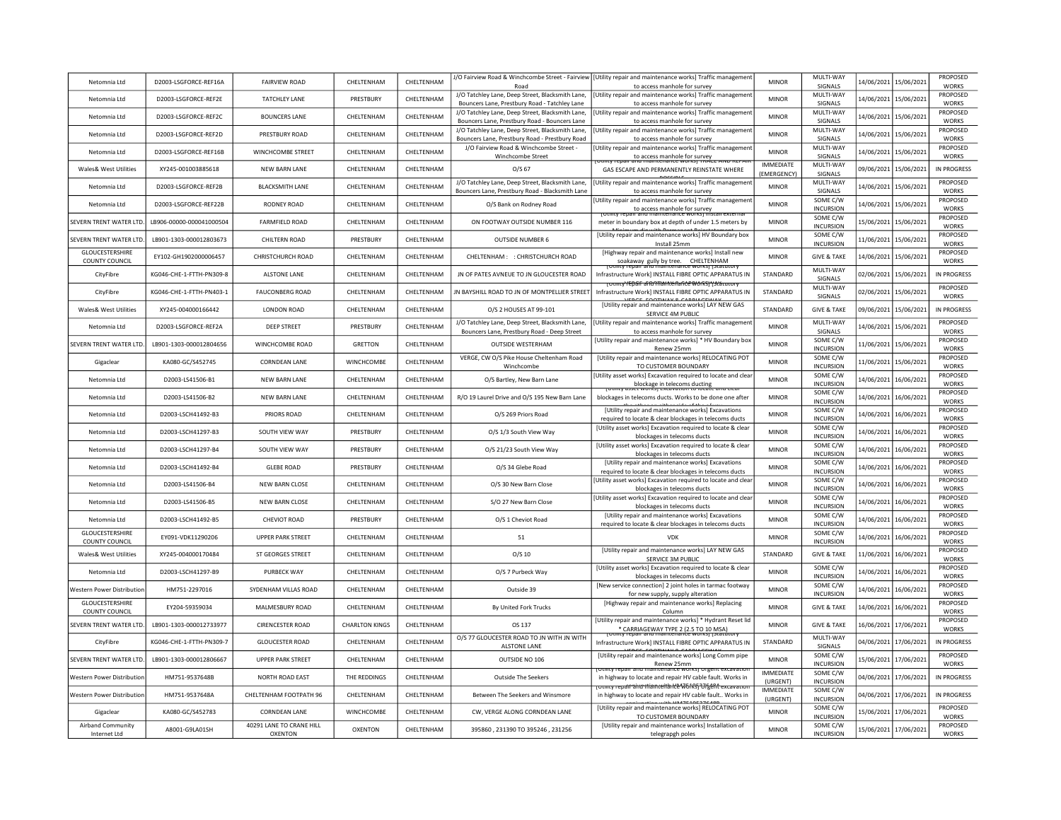| | | | | | | | | | | | |
|---|---|---|---|---|---|---|---|---|---|---|---|
| Netomnia Ltd | D2003-LSGFORCE-REF16A | FAIRVIEW ROAD | CHELTENHAM | CHELTENHAM | J/O Fairview Road & Winchcombe Street - Fairview Road | [Utility repair and maintenance works] Traffic management to access manhole for survey | MINOR | MULTI-WAY SIGNALS | 14/06/2021 | 15/06/2021 | PROPOSED WORKS |
| Netomnia Ltd | D2003-LSGFORCE-REF2E | TATCHLEY LANE | PRESTBURY | CHELTENHAM | J/O Tatchley Lane, Deep Street, Blacksmith Lane, Bouncers Lane, Prestbury Road - Tatchley Lane | [Utility repair and maintenance works] Traffic management to access manhole for survey | MINOR | MULTI-WAY SIGNALS | 14/06/2021 | 15/06/2021 | PROPOSED WORKS |
| Netomnia Ltd | D2003-LSGFORCE-REF2C | BOUNCERS LANE | CHELTENHAM | CHELTENHAM | J/O Tatchley Lane, Deep Street, Blacksmith Lane, Bouncers Lane, Prestbury Road - Bouncers Lane | [Utility repair and maintenance works] Traffic management to access manhole for survey | MINOR | MULTI-WAY SIGNALS | 14/06/2021 | 15/06/2021 | PROPOSED WORKS |
| Netomnia Ltd | D2003-LSGFORCE-REF2D | PRESTBURY ROAD | CHELTENHAM | CHELTENHAM | J/O Tatchley Lane, Deep Street, Blacksmith Lane, Bouncers Lane, Prestbury Road - Prestbury Road | [Utility repair and maintenance works] Traffic management to access manhole for survey | MINOR | MULTI-WAY SIGNALS | 14/06/2021 | 15/06/2021 | PROPOSED WORKS |
| Netomnia Ltd | D2003-LSGFORCE-REF16B | WINCHCOMBE STREET | CHELTENHAM | CHELTENHAM | J/O Fairview Road & Winchcombe Street - Winchcombe Street | [Utility repair and maintenance works] Traffic management to access manhole for survey | MINOR | MULTI-WAY SIGNALS | 14/06/2021 | 15/06/2021 | PROPOSED WORKS |
| Wales& West Utilities | XY245-001003885618 | NEW BARN LANE | CHELTENHAM | CHELTENHAM | O/S 67 | [Utility repair and maintenance works] TRACE AND REPAIR GAS ESCAPE AND PERMANENTLY REINSTATE WHERE POSSIBLE | IMMEDIATE (EMERGENCY) | MULTI-WAY SIGNALS | 09/06/2021 | 15/06/2021 | IN PROGRESS |
| Netomnia Ltd | D2003-LSGFORCE-REF2B | BLACKSMITH LANE | CHELTENHAM | CHELTENHAM | J/O Tatchley Lane, Deep Street, Blacksmith Lane, Bouncers Lane, Prestbury Road - Blacksmith Lane | [Utility repair and maintenance works] Traffic management to access manhole for survey | MINOR | MULTI-WAY SIGNALS | 14/06/2021 | 15/06/2021 | PROPOSED WORKS |
| Netomnia Ltd | D2003-LSGFORCE-REF22B | RODNEY ROAD | CHELTENHAM | CHELTENHAM | O/S Bank on Rodney Road | [Utility repair and maintenance works] Traffic management to access manhole for survey | MINOR | SOME C/W INCURSION | 14/06/2021 | 15/06/2021 | PROPOSED WORKS |
| SEVERN TRENT WATER LTD. | LB906-00000-000041000504 | FARMFIELD ROAD | CHELTENHAM | CHELTENHAM | ON FOOTWAY OUTSIDE NUMBER 116 | [Utility repair and maintenance works] Install external meter in boundary box at depth of under 1.5 meters by Minimum dig with Permanent Reinstatement | MINOR | SOME C/W INCURSION | 15/06/2021 | 15/06/2021 | PROPOSED WORKS |
| SEVERN TRENT WATER LTD. | LB901-1303-000012803673 | CHILTERN ROAD | PRESTBURY | CHELTENHAM | OUTSIDE NUMBER 6 | [Utility repair and maintenance works] HV Boundary box Install 25mm | MINOR | SOME C/W INCURSION | 11/06/2021 | 15/06/2021 | PROPOSED WORKS |
| GLOUCESTERSHIRE COUNTY COUNCIL | EY102-GH1902000006457 | CHRISTCHURCH ROAD | CHELTENHAM | CHELTENHAM | CHELTENHAM : : CHRISTCHURCH ROAD | [Highway repair and maintenance works] Install new soakaway gully by tree. CHELTENHAM | MINOR | GIVE & TAKE | 14/06/2021 | 15/06/2021 | PROPOSED WORKS |
| CityFibre | KG046-CHE-1-FTTH-PN309-8 | ALSTONE LANE | CHELTENHAM | CHELTENHAM | JN OF PATES AVNEUE TO JN GLOUCESTER ROAD | [Utility repair and maintenance works] [Statutory Infrastructure Work] INSTALL FIBRE OPTIC APPARATUS IN VERGE, FOOTWAY & CARRIAGEWAY | STANDARD | MULTI-WAY SIGNALS | 02/06/2021 | 15/06/2021 | IN PROGRESS |
| CityFibre | KG046-CHE-1-FTTH-PN403-1 | FAUCONBERG ROAD | CHELTENHAM | CHELTENHAM | JN BAYSHILL ROAD TO JN OF MONTPELLIER STREET | [Utility repair and maintenance works] [Statutory Infrastructure Work] INSTALL FIBRE OPTIC APPARATUS IN VERGE, FOOTWAY & CARRIAGEWAY | STANDARD | MULTI-WAY SIGNALS | 02/06/2021 | 15/06/2021 | PROPOSED WORKS |
| Wales& West Utilities | XY245-004000166442 | LONDON ROAD | CHELTENHAM | CHELTENHAM | O/S 2 HOUSES AT 99-101 | [Utility repair and maintenance works] LAY NEW GAS SERVICE 4M PUBLIC | STANDARD | GIVE & TAKE | 09/06/2021 | 15/06/2021 | IN PROGRESS |
| Netomnia Ltd | D2003-LSGFORCE-REF2A | DEEP STREET | PRESTBURY | CHELTENHAM | J/O Tatchley Lane, Deep Street, Blacksmith Lane, Bouncers Lane, Prestbury Road - Deep Street | [Utility repair and maintenance works] Traffic management to access manhole for survey | MINOR | MULTI-WAY SIGNALS | 14/06/2021 | 15/06/2021 | PROPOSED WORKS |
| SEVERN TRENT WATER LTD. | LB901-1303-000012804656 | WINCHCOMBE ROAD | GRETTON | CHELTENHAM | OUTSIDE WESTERHAM | [Utility repair and maintenance works] * HV Boundary box Renew 25mm | MINOR | SOME C/W INCURSION | 11/06/2021 | 15/06/2021 | PROPOSED WORKS |
| Gigaclear | KA080-GC/S452745 | CORNDEAN LANE | WINCHCOMBE | CHELTENHAM | VERGE, CW O/S Pike House Cheltenham Road Winchcombe | [Utility repair and maintenance works] RELOCATING POT TO CUSTOMER BOUNDARY | MINOR | SOME C/W INCURSION | 11/06/2021 | 15/06/2021 | PROPOSED WORKS |
| Netomnia Ltd | D2003-LS41506-B1 | NEW BARN LANE | CHELTENHAM | CHELTENHAM | O/S Bartley, New Barn Lane | [Utility asset works] Excavation required to locate and clear blockage in telecoms ducting | MINOR | SOME C/W INCURSION | 14/06/2021 | 16/06/2021 | PROPOSED WORKS |
| Netomnia Ltd | D2003-LS41506-B2 | NEW BARN LANE | CHELTENHAM | CHELTENHAM | R/O 19 Laurel Drive and O/S 195 New Barn Lane | [Utility asset works] Excavation to locate and clear blockages in telecoms ducts. Works to be done one after the other on either side of the lane | MINOR | SOME C/W INCURSION | 14/06/2021 | 16/06/2021 | PROPOSED WORKS |
| Netomnia Ltd | D2003-LSCH41492-B3 | PRIORS ROAD | CHELTENHAM | CHELTENHAM | O/S 269 Priors Road | [Utility repair and maintenance works] Excavations required to locate & clear blockages in telecoms ducts | MINOR | SOME C/W INCURSION | 14/06/2021 | 16/06/2021 | PROPOSED WORKS |
| Netomnia Ltd | D2003-LSCH41297-B3 | SOUTH VIEW WAY | PRESTBURY | CHELTENHAM | O/S 1/3 South View Way | [Utility asset works] Excavation required to locate & clear blockages in telecoms ducts | MINOR | SOME C/W INCURSION | 14/06/2021 | 16/06/2021 | PROPOSED WORKS |
| Netomnia Ltd | D2003-LSCH41297-B4 | SOUTH VIEW WAY | PRESTBURY | CHELTENHAM | O/S 21/23 South View Way | [Utility asset works] Excavation required to locate & clear blockages in telecoms ducts | MINOR | SOME C/W INCURSION | 14/06/2021 | 16/06/2021 | PROPOSED WORKS |
| Netomnia Ltd | D2003-LSCH41492-B4 | GLEBE ROAD | PRESTBURY | CHELTENHAM | O/S 34 Glebe Road | [Utility repair and maintenance works] Excavations required to locate & clear blockages in telecoms ducts | MINOR | SOME C/W INCURSION | 14/06/2021 | 16/06/2021 | PROPOSED WORKS |
| Netomnia Ltd | D2003-LS41506-B4 | NEW BARN CLOSE | CHELTENHAM | CHELTENHAM | O/S 30 New Barn Close | [Utility asset works] Excavation required to locate and clear blockages in telecoms ducts | MINOR | SOME C/W INCURSION | 14/06/2021 | 16/06/2021 | PROPOSED WORKS |
| Netomnia Ltd | D2003-LS41506-B5 | NEW BARN CLOSE | CHELTENHAM | CHELTENHAM | S/O 27 New Barn Close | [Utility asset works] Excavation required to locate and clear blockages in telecoms ducts | MINOR | SOME C/W INCURSION | 14/06/2021 | 16/06/2021 | PROPOSED WORKS |
| Netomnia Ltd | D2003-LSCH41492-B5 | CHEVIOT ROAD | PRESTBURY | CHELTENHAM | O/S 1 Cheviot Road | [Utility repair and maintenance works] Excavations required to locate & clear blockages in telecoms ducts | MINOR | SOME C/W INCURSION | 14/06/2021 | 16/06/2021 | PROPOSED WORKS |
| GLOUCESTERSHIRE COUNTY COUNCIL | EY091-VDK11290206 | UPPER PARK STREET | CHELTENHAM | CHELTENHAM | 51 | VDK | MINOR | SOME C/W INCURSION | 14/06/2021 | 16/06/2021 | PROPOSED WORKS |
| Wales& West Utilities | XY245-004000170484 | ST GEORGES STREET | CHELTENHAM | CHELTENHAM | O/S 10 | [Utility repair and maintenance works] LAY NEW GAS SERVICE 3M PUBLIC | STANDARD | GIVE & TAKE | 11/06/2021 | 16/06/2021 | PROPOSED WORKS |
| Netomnia Ltd | D2003-LSCH41297-B9 | PURBECK WAY | CHELTENHAM | CHELTENHAM | O/S 7 Purbeck Way | [Utility asset works] Excavation required to locate & clear blockages in telecoms ducts | MINOR | SOME C/W INCURSION | 14/06/2021 | 16/06/2021 | PROPOSED WORKS |
| Western Power Distribution | HM751-2297016 | SYDENHAM VILLAS ROAD | CHELTENHAM | CHELTENHAM | Outside 39 | [New service connection] 2 joint holes in tarmac footway for new supply, supply alteration | MINOR | SOME C/W INCURSION | 14/06/2021 | 16/06/2021 | PROPOSED WORKS |
| GLOUCESTERSHIRE COUNTY COUNCIL | EY204-59359034 | MALMESBURY ROAD | CHELTENHAM | CHELTENHAM | By United Fork Trucks | [Highway repair and maintenance works] Replacing Column | MINOR | GIVE & TAKE | 14/06/2021 | 16/06/2021 | PROPOSED WORKS |
| SEVERN TRENT WATER LTD. | LB901-1303-000012733977 | CIRENCESTER ROAD | CHARLTON KINGS | CHELTENHAM | OS 137 | [Utility repair and maintenance works] * Hydrant Reset lid * CARRIAGEWAY TYPE 2 (2.5 TO 10 MSA) | MINOR | GIVE & TAKE | 16/06/2021 | 17/06/2021 | PROPOSED WORKS |
| CityFibre | KG046-CHE-1-FTTH-PN309-7 | GLOUCESTER ROAD | CHELTENHAM | CHELTENHAM | O/S 77 GLOUCESTER ROAD TO JN WITH JN WITH ALSTONE LANE | [Utility repair and maintenance works] [Statutory Infrastructure Work] INSTALL FIBRE OPTIC APPARATUS IN VERGE, FOOTWAY & CARRIAGEWAY | STANDARD | MULTI-WAY SIGNALS | 04/06/2021 | 17/06/2021 | IN PROGRESS |
| SEVERN TRENT WATER LTD. | LB901-1303-000012806667 | UPPER PARK STREET | CHELTENHAM | CHELTENHAM | OUTSIDE NO 106 | [Utility repair and maintenance works] Long Comm pipe Renew 25mm | MINOR | SOME C/W INCURSION | 15/06/2021 | 17/06/2021 | PROPOSED WORKS |
| Western Power Distribution | HM751-9537648B | NORTH ROAD EAST | THE REDDINGS | CHELTENHAM | Outside The Seekers | [Utility repair and maintenance works] Urgent excavation in highway to locate and repair HV cable fault. Works in conjunction with HM751-9537648A | IMMEDIATE (URGENT) | SOME C/W INCURSION | 04/06/2021 | 17/06/2021 | IN PROGRESS |
| Western Power Distribution | HM751-9537648A | CHELTENHAM FOOTPATH 96 | CHELTENHAM | CHELTENHAM | Between The Seekers and Winsmore | [Utility repair and maintenance works] Urgent excavation in highway to locate and repair HV cable fault.. Works in conjunction with HM751-9537648B | IMMEDIATE (URGENT) | SOME C/W INCURSION | 04/06/2021 | 17/06/2021 | IN PROGRESS |
| Gigaclear | KA080-GC/S452783 | CORNDEAN LANE | WINCHCOMBE | CHELTENHAM | CW, VERGE ALONG CORNDEAN LANE | [Utility repair and maintenance works] RELOCATING POT TO CUSTOMER BOUNDARY | MINOR | SOME C/W INCURSION | 15/06/2021 | 17/06/2021 | PROPOSED WORKS |
| Airband Community Internet Ltd | A8001-G9LA01SH | 40291 LANE TO CRANE HILL OXENTON | OXENTON | CHELTENHAM | 395860 , 231390 TO 395246 , 231256 | [Utility repair and maintenance works] Installation of telegrapgh poles | MINOR | SOME C/W INCURSION | 15/06/2021 | 17/06/2021 | PROPOSED WORKS |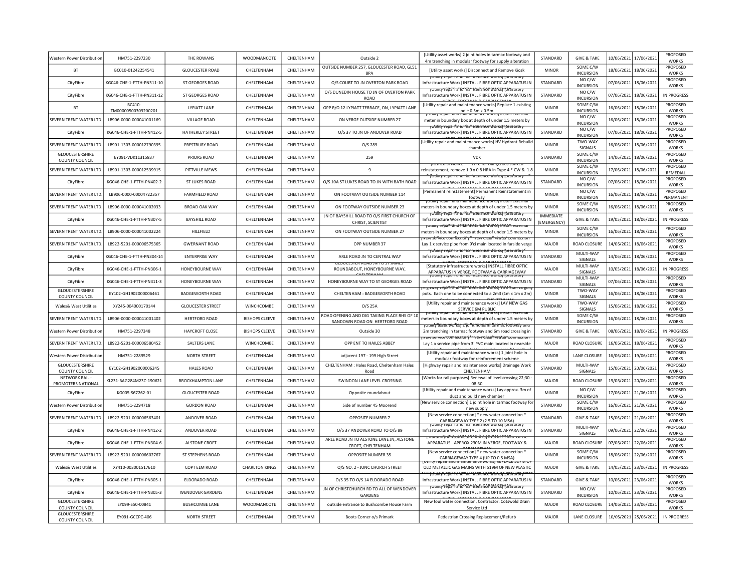| Western Power Distribution | HM751-2297230 | THE ROWANS | WOODMANCOTE | CHELTENHAM | Outside 2 | [Utility asset works] 2 joint holes in tarmac footway and 4m trenching in modular footway for supply alteration | STANDARD | GIVE & TAKE | 10/06/2021 | 17/06/2021 | PROPOSED WORKS |
|---|---|---|---|---|---|---|---|---|---|---|---|
| BT | BC010-01242254541 | GLOUCESTER ROAD | CHELTENHAM | CHELTENHAM | OUTSIDE NUMBER 257, GLOUCESTER ROAD, GL51 8PA | [Utility asset works] Disconnect and Remove Kiosk | MINOR | SOME C/W INCURSION | 18/06/2021 | 18/06/2021 | PROPOSED WORKS |
| CityFibre | KG046-CHE-1-FTTH-PN311-10 | ST GEORGES ROAD | CHELTENHAM | CHELTENHAM | O/S COURT TO JN OVERTON PARK ROAD | [Utility repair and maintenance works] [Statutory Infrastructure Work] INSTALL FIBRE OPTIC APPARATUS IN | STANDARD | NO C/W INCURSION | 07/06/2021 | 18/06/2021 | PROPOSED WORKS |
| CityFibre | KG046-CHE-1-FTTH-PN311-12 | ST GEORGES ROAD | CHELTENHAM | CHELTENHAM | O/S DUNEDIN HOUSE TO JN OF OVERTON PARK ROAD | [Utility repair and maintenance works] [Statutory Infrastructure Work] INSTALL FIBRE OPTIC APPARATUS IN VERGE, FOOTWAY & CARRIAGEWAY | STANDARD | NO C/W INCURSION | 07/06/2021 | 18/06/2021 | IN PROGRESS |
| BT | BC410-TM00000500309200201 | LYPIATT LANE | CHELTENHAM | CHELTENHAM | OPP R/O 12 LYPIATT TERRACE, ON, LYPIATT LANE | [Utility repair and maintenance works] Replace 1 existing pole 0.5m x 0.5m | MINOR | SOME C/W INCURSION | 16/06/2021 | 18/06/2021 | PROPOSED WORKS |
| SEVERN TRENT WATER LTD. | LB906-0000-000041001169 | VILLAGE ROAD | CHELTENHAM | CHELTENHAM | ON VERGE OUTSIDE NUMBER 27 | [Utility repair and maintenance works] Install external meter in boundary box at depth of under 1.5 meters by | MINOR | NO C/W INCURSION | 16/06/2021 | 18/06/2021 | PROPOSED WORKS |
| CityFibre | KG046-CHE-1-FTTH-PN412-5 | HATHERLEY STREET | CHELTENHAM | CHELTENHAM | O/S 37 TO JN OF ANDOVER ROAD | [Utility repair and maintenance works] [Statutory Infrastructure Work] INSTALL FIBRE OPTIC APPARATUS IN VERGE, FOOTWAY & CARRIAGEWAY | STANDARD | NO C/W INCURSION | 07/06/2021 | 18/06/2021 | PROPOSED WORKS |
| SEVERN TRENT WATER LTD. | LB901-1303-000012790395 | PRESTBURY ROAD | CHELTENHAM | CHELTENHAM | O/S 289 | [Utility repair and maintenance works] HV Hydrant Rebuild chamber | MINOR | TWO-WAY SIGNALS | 16/06/2021 | 18/06/2021 | PROPOSED WORKS |
| GLOUCESTERSHIRE COUNTY COUNCIL | EY091-VDK11315837 | PRIORS ROAD | CHELTENHAM | CHELTENHAM | 259 | VDK | STANDARD | SOME C/W INCURSION | 14/06/2021 | 18/06/2021 | PROPOSED WORKS |
| SEVERN TRENT WATER LTD. | LB901-1303-000012539915 | PITTVILLE MEWS | CHELTENHAM | CHELTENHAM | 9 | [Remedial works] WPC for Dangerous sunken reinstatement, remove 1.9 x 0.8 HRA in Type 4 * CW & 1.8 | MINOR | SOME C/W INCURSION | 17/06/2021 | 18/06/2021 | PROPOSED REMEDIAL |
| CityFibre | KG046-CHE-1-FTTH-PN402-2 | ST LUKES ROAD | CHELTENHAM | CHELTENHAM | O/S 10A ST LUKES ROAD TO JN WITH BATH ROAD | [Utility repair and maintenance works] [Statutory Infrastructure Work] INSTALL FIBRE OPTIC APPARATUS IN VERGE, FOOTWAY & CARRIAGEWAY | STANDARD | NO C/W INCURSION | 07/06/2021 | 18/06/2021 | PROPOSED WORKS |
| SEVERN TRENT WATER LTD. | LB906-0000-00004722357 | FARMFIELD ROAD | CHELTENHAM | CHELTENHAM | ON FOOTWAY OUTSIDE NUMBER 114 | [Permanent reinstatement] Permanent Reinstatement in footway | MINOR | NO C/W INCURSION | 16/06/2021 | 18/06/2021 | PROPOSED PERMANENT |
| SEVERN TRENT WATER LTD. | LB906-0000-000041002033 | BROAD OAK WAY | CHELTENHAM | CHELTENHAM | ON FOOTWAY OUTSIDE NUMBER 23 | [Utility repair and maintenance works] Install external meters in boundary boxes at depth of under 1.5 meters by | MINOR | SOME C/W INCURSION | 16/06/2021 | 18/06/2021 | PROPOSED WORKS |
| CityFibre | KG046-CHE-1-FTTH-PN307-5 | BAYSHILL ROAD | CHELTENHAM | CHELTENHAM | JN OF BAYSHILL ROAD TO O/S FIRST CHURCH OF CHRIST, SCIENTIST | [Utility repair and maintenance works] [Statutory Infrastructure Work] INSTALL FIBRE OPTIC APPARATUS IN VERGE, FOOTWAY & CARRIAGEWAY | IMMEDIATE (EMERGENCY) | GIVE & TAKE | 19/05/2021 | 18/06/2021 | IN PROGRESS |
| SEVERN TRENT WATER LTD. | LB906-0000-000041002224 | HILLFIELD | CHELTENHAM | CHELTENHAM | ON FOOTWAY OUTSIDE NUMBER 27 | [Utility repair and maintenance works] Install external meters in boundary boxes at depth of under 1.5 meters by | MINOR | SOME C/W INCURSION | 16/06/2021 | 18/06/2021 | PROPOSED WORKS |
| SEVERN TRENT WATER LTD. | LB922-5201-000006575365 | GWERNANT ROAD | CHELTENHAM | CHELTENHAM | OPP NUMBER 37 | [New service connection] * New Clean Water Connection Lay 1 x service pipe from 9'ci main located in farside verge | MAJOR | ROAD CLOSURE | 14/06/2021 | 18/06/2021 | PROPOSED WORKS |
| CityFibre | KG046-CHE-1-FTTH-PN304-14 | ENTERPRISE WAY | CHELTENHAM | CHELTENHAM | ARLE ROAD JN TO CENTRAL WAY | [Utility repair and maintenance works] [Statutory Infrastructure Work] INSTALL FIBRE OPTIC APPARATUS IN VERGE, FOOTWAY & CARRIAGEWAY | STANDARD | MULTI-WAY SIGNALS | 14/06/2021 | 18/06/2021 | PROPOSED WORKS |
| CityFibre | KG046-CHE-1-FTTH-PN306-1 | HONEYBOURNE WAY | CHELTENHAM | CHELTENHAM | GLOUCESTER ROAD JN TO ST JAMES ROUNDABOUT, HONEYBOURNE WAY, CHELTENHAM | [Statutory infrastructure works] INSTALL FIBRE OPTIC APPARATUS IN VERGE, FOOTWAY & CARRIAGEWAY | MAJOR | MULTI-WAY SIGNALS | 10/05/2021 | 18/06/2021 | IN PROGRESS |
| CityFibre | KG046-CHE-1-FTTH-PN311-3 | HONEYBOURNE WAY | CHELTENHAM | CHELTENHAM | HONEYBOURNE WAY TO ST GEORGES ROAD | [Utility repair and maintenance works] [Statutory Infrastructure Work] INSTALL FIBRE OPTIC APPARATUS IN | STANDARD | MULTI-WAY SIGNALS | 07/06/2021 | 18/06/2021 | PROPOSED WORKS |
| GLOUCESTERSHIRE COUNTY COUNCIL | EY102-GH1902000006461 | BADGEWORTH ROAD | CHELTENHAM | CHELTENHAM | CHELTENHAM : BADGEWORTH ROAD | [Highway repair and maintenance works] To install 2x gully pots. Each one to be connected to a 2m3 (1m x 1m x 2m) | MINOR | TWO-WAY SIGNALS | 16/06/2021 | 18/06/2021 | PROPOSED WORKS |
| Wales& West Utilities | XY245-004000170144 | GLOUCESTER STREET | WINCHCOMBE | CHELTENHAM | O/S 25A | [Utility repair and maintenance works] LAY NEW GAS SERVICE 6M PUBLIC | STANDARD | TWO-WAY SIGNALS | 15/06/2021 | 18/06/2021 | PROPOSED WORKS |
| SEVERN TRENT WATER LTD. | LB906-0000-000041001402 | HERTFORD ROAD | BISHOPS CLEEVE | CHELTENHAM | ROAD OPENING AND DIG TAKING PLACE RHS OF 10 SANDOWN ROAD ON HERTFORD ROAD | [Utility repair and maintenance works] Install external meters in boundary boxes at depth of under 1.5 meters by | MINOR | SOME C/W INCURSION | 16/06/2021 | 18/06/2021 | PROPOSED WORKS |
| Western Power Distribution | HM751-2297348 | HAYCROFT CLOSE | BISHOPS CLEEVE | CHELTENHAM | Outside 30 | [Utility asset works] 2 joint holes in tarmac footway and 2m trenching in tarmac footway and 6m road crossing in | STANDARD | GIVE & TAKE | 08/06/2021 | 18/06/2021 | IN PROGRESS |
| SEVERN TRENT WATER LTD. | LB922-5201-000006580452 | SALTERS LANE | WINCHCOMBE | CHELTENHAM | OPP ENT TO HAILES ABBEY | [New service connection] * New Clean Water Connection Lay 1 x service pipe from 3' PVC main located in nearside | MAJOR | ROAD CLOSURE | 16/06/2021 | 18/06/2021 | PROPOSED WORKS |
| Western Power Distribution | HM751-2289529 | NORTH STREET | CHELTENHAM | CHELTENHAM | adjacent 197 - 199 High Street | [Utility repair and maintenance works] 1 joint hole in modular footway for reinforcement scheme | MINOR | LANE CLOSURE | 16/06/2021 | 19/06/2021 | PROPOSED WORKS |
| GLOUCESTERSHIRE COUNTY COUNCIL | EY102-GH1902000006245 | HALES ROAD | CHELTENHAM | CHELTENHAM | CHELTENHAM : Hales Road, Cheltenham Hales Road | [Highway repair and maintenance works] Drainage Work CHELTENHAM | STANDARD | MULTI-WAY SIGNALS | 15/06/2021 | 20/06/2021 | PROPOSED WORKS |
| NETWORK RAIL - PROMOTERS NATIONAL | KL231-BAG284M23C-190621 | BROCKHAMPTON LANE | CHELTENHAM | CHELTENHAM | SWINDON LANE LEVEL CROSSING | [Works for rail purposes] Renewal of level crossing 22;30 - 08:30 | MAJOR | ROAD CLOSURE | 19/06/2021 | 20/06/2021 | PROPOSED WORKS |
| CityFibre | KG005-S67262-01 | GLOUCESTER ROAD | CHELTENHAM | CHELTENHAM | Opposite roundabout | [Utility repair and maintenance works] Lay approx. 3m of duct and build new chamber | MINOR | NO C/W INCURSION | 17/06/2021 | 21/06/2021 | PROPOSED WORKS |
| Western Power Distribution | HM751-2294718 | GORDON ROAD | CHELTENHAM | CHELTENHAM | Side of number 45 Moorend | [New service connection] 1 joint hole in tarmac footway for new supply | STANDARD | SOME C/W INCURSION | 16/06/2021 | 21/06/2021 | PROPOSED WORKS |
| SEVERN TRENT WATER LTD. | LB922-5201-000006563401 | ANDOVER ROAD | CHELTENHAM | CHELTENHAM | OPPOSITE NUMBER 7 | [New service connection] * new water connection * CARRIAGEWAY TYPE 2 (2.5 TO 10 MSA) | STANDARD | GIVE & TAKE | 15/06/2021 | 21/06/2021 | PROPOSED WORKS |
| CityFibre | KG046-CHE-1-FTTH-PN412-2 | ANDOVER ROAD | CHELTENHAM | CHELTENHAM | O/S 37 ANDOVER ROAD TO O/S 89 | [Utility repair and maintenance works] [Statutory Infrastructure Work] INSTALL FIBRE OPTIC APPARATUS IN VERGE, FOOTWAY & CARRIAGEWAY | STANDARD | MULTI-WAY SIGNALS | 09/06/2021 | 22/06/2021 | PROPOSED WORKS |
| CityFibre | KG046-CHE-1-FTTH-PN304-6 | ALSTONE CROFT | CHELTENHAM | CHELTENHAM | ARLE ROAD JN TO ALSTONE LANE JN, ALSTONE CROFT, CHELTENHAM | [Statutory infrastructure works] INSTALL FIBRE OPTIC APPARATUS - APPROX 230M IN VERGE, FOOTWAY & CARRIAGEWAY | MAJOR | ROAD CLOSURE | 07/06/2021 | 22/06/2021 | PROPOSED WORKS |
| SEVERN TRENT WATER LTD. | LB922-5201-000006602767 | ST STEPHENS ROAD | CHELTENHAM | CHELTENHAM | OPPOSITE NUMBER 35 | [New service connection] * new water connection * CARRIAGEWAY TYPE 4 (UP TO 0.5 MSA) | MINOR | SOME C/W INCURSION | 18/06/2021 | 22/06/2021 | PROPOSED WORKS |
| Wales& West Utilities | XY410-003001517610 | COPT ELM ROAD | CHARLTON KINGS | CHELTENHAM | O/S NO. 2 - JUNC CHURCH STREET | [Utility repair and maintenance works] REPLACE 317M OF OLD METALLIC GAS MAINS WITH 519M OF NEW PLASTIC | MAJOR | GIVE & TAKE | 14/05/2021 | 23/06/2021 | IN PROGRESS |
| CityFibre | KG046-CHE-1-FTTH-PN305-1 | ELDORADO ROAD | CHELTENHAM | CHELTENHAM | O/S 35 TO O/S 14 ELDORADO ROAD | [Utility repair and maintenance works] [Statutory Infrastructure Work] INSTALL FIBRE OPTIC APPARATUS IN | STANDARD | GIVE & TAKE | 10/06/2021 | 23/06/2021 | PROPOSED WORKS |
| CityFibre | KG046-CHE-1-FTTH-PN305-3 | WENDOVER GARDENS | CHELTENHAM | CHELTENHAM | JN OF CHRISTCHURCH RD TO ALL OF WENDOVER GARDENS | [Utility repair and maintenance works] [Statutory Infrastructure Work] INSTALL FIBRE OPTIC APPARATUS IN VERGE, FOOTWAY & CARRIAGEWAY | STANDARD | NO C/W INCURSION | 10/06/2021 | 23/06/2021 | PROPOSED WORKS |
| GLOUCESTERSHIRE COUNTY COUNCIL | EY099-S50-00841 | BUSHCOMBE LANE | WOODMANCOTE | CHELTENHAM | outside entrance to Bushcombe House Farm | New foul water connection, Contractor: Cotswold Drain Service Ltd | MAJOR | ROAD CLOSURE | 14/06/2021 | 23/06/2021 | PROPOSED WORKS |
| GLOUCESTERSHIRE COUNTY COUNCIL | EY091-GCCPC-406 | NORTH STREET | CHELTENHAM | CHELTENHAM | Boots Corner o/s Primark | Pedestrian Crossing Replacement/Refurb | MAJOR | LANE CLOSURE | 10/05/2021 | 25/06/2021 | IN PROGRESS |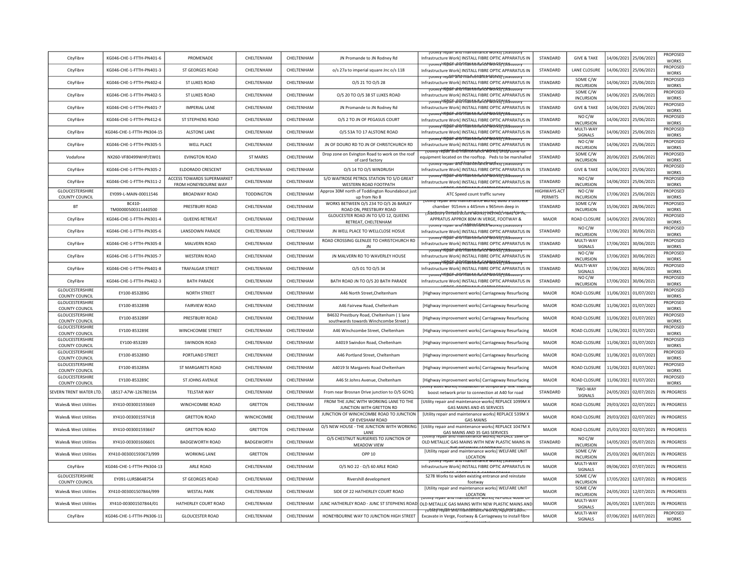| CityFibre | KG046-CHE-1-FTTH-PN401-6 | PROMENADE | CHELTENHAM | CHELTENHAM | JN Promande to JN Rodney Rd | [Utility repair and maintenance works] [Statutory Infrastructure Work] INSTALL FIBRE OPTIC APPARATUS IN | STANDARD | GIVE & TAKE | 14/06/2021 | 25/06/2021 | PROPOSED WORKS |
|---|---|---|---|---|---|---|---|---|---|---|---|
| CityFibre | KG046-CHE-1-FTTH-PN401-3 | ST GEORGES ROAD | CHELTENHAM | CHELTENHAM | o/s 27a to imperial square Jnc o/s 118 | [Utility repair and maintenance works] [Statutory Infrastructure Work] INSTALL FIBRE OPTIC APPARATUS IN | STANDARD | LANE CLOSURE | 14/06/2021 | 25/06/2021 | PROPOSED WORKS |
| CityFibre | KG046-CHE-1-FTTH-PN402-4 | ST LUKES ROAD | CHELTENHAM | CHELTENHAM | O/S 21 TO O/S 28 | [Utility repair and maintenance works] [Statutory Infrastructure Work] INSTALL FIBRE OPTIC APPARATUS IN | STANDARD | SOME C/W INCURSION | 14/06/2021 | 25/06/2021 | PROPOSED WORKS |
| CityFibre | KG046-CHE-1-FTTH-PN402-5 | ST LUKES ROAD | CHELTENHAM | CHELTENHAM | O/S 20 TO O/S 38 ST LUKES ROAD | [Utility repair and maintenance works] [Statutory Infrastructure Work] INSTALL FIBRE OPTIC APPARATUS IN | STANDARD | SOME C/W INCURSION | 14/06/2021 | 25/06/2021 | PROPOSED WORKS |
| CityFibre | KG046-CHE-1-FTTH-PN401-7 | IMPERIAL LANE | CHELTENHAM | CHELTENHAM | JN Promande to JN Rodney Rd | [Utility repair and maintenance works] [Statutory Infrastructure Work] INSTALL FIBRE OPTIC APPARATUS IN | STANDARD | GIVE & TAKE | 14/06/2021 | 25/06/2021 | PROPOSED WORKS |
| CityFibre | KG046-CHE-1-FTTH-PN412-6 | ST STEPHENS ROAD | CHELTENHAM | CHELTENHAM | O/S 2 TO JN OF PEGASUS COURT | [Utility repair and maintenance works] [Statutory Infrastructure Work] INSTALL FIBRE OPTIC APPARATUS IN | STANDARD | NO C/W INCURSION | 14/06/2021 | 25/06/2021 | PROPOSED WORKS |
| CityFibre | KG046-CHE-1-FTTH-PN304-15 | ALSTONE LANE | CHELTENHAM | CHELTENHAM | O/S 53A TO 17 ALSTONE ROAD | [Utility repair and maintenance works] [Statutory Infrastructure Work] INSTALL FIBRE OPTIC APPARATUS IN | STANDARD | MULTI-WAY SIGNALS | 14/06/2021 | 25/06/2021 | PROPOSED WORKS |
| CityFibre | KG046-CHE-1-FTTH-PN305-5 | WELL PLACE | CHELTENHAM | CHELTENHAM | JN OF DOURO RD TO JN OF CHRISTCHURCH RD | [Utility repair and maintenance works] [Statutory Infrastructure Work] INSTALL FIBRE OPTIC APPARATUS IN | STANDARD | NO C/W INCURSION | 14/06/2021 | 25/06/2021 | PROPOSED WORKS |
| Vodafone | NX260-VF80499WHP/EW01 | EVINGTON ROAD | ST MARKS | CHELTENHAM | Drop zone on Evington Road to work on the roof of card factory | [Utility repair and maintenance works] Drop zone for equipment located on the rooftop. Peds to be marshalled | STANDARD | SOME C/W INCURSION | 20/06/2021 | 25/06/2021 | PROPOSED WORKS |
| CityFibre | KG046-CHE-1-FTTH-PN305-2 | ELDORADO CRESCENT | CHELTENHAM | CHELTENHAM | O/S 14 TO O/S WINDRUSH | [Utility repair and maintenance works] [Statutory Infrastructure Work] INSTALL FIBRE OPTIC APPARATUS IN | STANDARD | GIVE & TAKE | 14/06/2021 | 25/06/2021 | PROPOSED WORKS |
| CityFibre | KG046-CHE-1-FTTH-PN311-2 | ACCESS TOWARDS SUPERMARKET FROM HONEYBOURNE WAY | CHELTENHAM | CHELTENHAM | S/O WAITROSE PETROL STATION TO S/O GREAT WESTERN ROAD FOOTPATH | [Utility repair and maintenance works] [Statutory Infrastructure Work] INSTALL FIBRE OPTIC APPARATUS IN | STANDARD | NO C/W INCURSION | 14/06/2021 | 25/06/2021 | PROPOSED WORKS |
| GLOUCESTERSHIRE COUNTY COUNCIL | EY099-L-MAIN-00011546 | BROADWAY ROAD | TODDINGTON | CHELTENHAM | Approx 30M north of Toddington Roundabout just up from No 8 | ATC Speed count traffic survey | HIGHWAYS ACT PERMITS | NO C/W INCURSION | 17/06/2021 | 25/06/2021 | PROPOSED WORKS |
| BT | BC410-TM00000500311440500 | PRESTBURY ROAD | CHELTENHAM | CHELTENHAM | WORKS BETWEEN O/S 234 TO O/S 26 BARLEY ROAD ON, PRESTBURY ROAD | [Utility repair and maintenance works] Build 3 concrete chamber 915mm x 445mm x 965mm deep in | STANDARD | SOME C/W INCURSION | 15/06/2021 | 28/06/2021 | PROPOSED WORKS |
| CityFibre | KG046-CHE-1-FTTH-PN301-4 | QUEENS RETREAT | CHELTENHAM | CHELTENHAM | GLOUCESTER ROAD JN TO S/O 12, QUEENS RETREAT, CHELTENHAM | [Statutory Infrastructure Work] INSTALL FIBRE OPTIC APPRATUS APPROX 80M IN VERGE, FOOTWAY & | MAJOR | ROAD CLOSURE | 14/06/2021 | 29/06/2021 | PROPOSED WORKS |
| CityFibre | KG046-CHE-1-FTTH-PN305-6 | LANSDOWN PARADE | CHELTENHAM | CHELTENHAM | JN WELL PLACE TO WELLCLOSE HOSUE | [Utility repair and maintenance works] [Statutory Infrastructure Work] INSTALL FIBRE OPTIC APPARATUS IN | STANDARD | NO C/W INCURSION | 17/06/2021 | 30/06/2021 | PROPOSED WORKS |
| CityFibre | KG046-CHE-1-FTTH-PN305-8 | MALVERN ROAD | CHELTENHAM | CHELTENHAM | ROAD CROSSING GLENLEE TO CHRISTCHURCH RD JN | [Utility repair and maintenance works] [Statutory Infrastructure Work] INSTALL FIBRE OPTIC APPARATUS IN | STANDARD | MULTI-WAY SIGNALS | 17/06/2021 | 30/06/2021 | PROPOSED WORKS |
| CityFibre | KG046-CHE-1-FTTH-PN305-7 | WESTERN ROAD | CHELTENHAM | CHELTENHAM | JN MALVERN RD TO WAVERLEY HOUSE | [Utility repair and maintenance works] [Statutory Infrastructure Work] INSTALL FIBRE OPTIC APPARATUS IN | STANDARD | NO C/W INCURSION | 17/06/2021 | 30/06/2021 | PROPOSED WORKS |
| CityFibre | KG046-CHE-1-FTTH-PN401-8 | TRAFALGAR STREET | CHELTENHAM | CHELTENHAM | O/S 01 TO O/S 34 | [Utility repair and maintenance works] [Statutory Infrastructure Work] INSTALL FIBRE OPTIC APPARATUS IN | STANDARD | MULTI-WAY SIGNALS | 17/06/2021 | 30/06/2021 | PROPOSED WORKS |
| CityFibre | KG046-CHE-1-FTTH-PN402-3 | BATH PARADE | CHELTENHAM | CHELTENHAM | BATH ROAD JN TO O/S 20 BATH PARADE | [Utility repair and maintenance works] [Statutory Infrastructure Work] INSTALL FIBRE OPTIC APPARATUS IN | STANDARD | NO C/W INCURSION | 17/06/2021 | 30/06/2021 | PROPOSED WORKS |
| GLOUCESTERSHIRE COUNTY COUNCIL | EY100-853289G | NORTH STREET | CHELTENHAM | CHELTENHAM | A46 North Street,Cheltenham | [Highway improvement works] Carriageway Resurfacing | MAJOR | ROAD CLOSURE | 11/06/2021 | 01/07/2021 | PROPOSED WORKS |
| GLOUCESTERSHIRE COUNTY COUNCIL | EY100-853289B | FAIRVIEW ROAD | CHELTENHAM | CHELTENHAM | A46 Fairvew Road, Cheltenham | [Highway improvement works] Carriageway Resurfacing | MAJOR | ROAD CLOSURE | 11/06/2021 | 01/07/2021 | PROPOSED WORKS |
| GLOUCESTERSHIRE COUNTY COUNCIL | EY100-853289F | PRESTBURY ROAD | CHELTENHAM | CHELTENHAM | B4632 Prestbury Road, Cheltenham ( 1 lane southwards towards Winchcombe Street ) | [Highway improvement works] Carriageway Resurfacing | MAJOR | ROAD CLOSURE | 11/06/2021 | 01/07/2021 | PROPOSED WORKS |
| GLOUCESTERSHIRE COUNTY COUNCIL | EY100-853289E | WINCHCOMBE STREET | CHELTENHAM | CHELTENHAM | A46 Winchcombe Street, Cheltenham | [Highway improvement works] Carriageway Resurfacing | MAJOR | ROAD CLOSURE | 11/06/2021 | 01/07/2021 | PROPOSED WORKS |
| GLOUCESTERSHIRE COUNTY COUNCIL | EY100-853289 | SWINDON ROAD | CHELTENHAM | CHELTENHAM | A4019 Swindon Road, Cheltenham | [Highway improvement works] Carriageway Resurfacing | MAJOR | ROAD CLOSURE | 11/06/2021 | 01/07/2021 | PROPOSED WORKS |
| GLOUCESTERSHIRE COUNTY COUNCIL | EY100-853289D | PORTLAND STREET | CHELTENHAM | CHELTENHAM | A46 Portland Street, Cheltenham | [Highway improvement works] Carriageway Resurfacing | MAJOR | ROAD CLOSURE | 11/06/2021 | 01/07/2021 | PROPOSED WORKS |
| GLOUCESTERSHIRE COUNTY COUNCIL | EY100-853289A | ST MARGARETS ROAD | CHELTENHAM | CHELTENHAM | A4019 St Margarets Road Cheltenham | [Highway improvement works] Carriageway Resurfacing | MAJOR | ROAD CLOSURE | 11/06/2021 | 01/07/2021 | PROPOSED WORKS |
| GLOUCESTERSHIRE COUNTY COUNCIL | EY100-853289C | ST JOHNS AVENUE | CHELTENHAM | CHELTENHAM | A46 St Johns Avenue, Cheltenham | [Highway improvement works] Carriageway Resurfacing | MAJOR | ROAD CLOSURE | 11/06/2021 | 01/07/2021 | PROPOSED WORKS |
| SEVERN TRENT WATER LTD. | LB517-A7W-12678019A | TELSTAR WAY | CHELTENHAM | CHELTENHAM | From near Brosnan Drive junction to O/S GCHQ | [Utility asset works] Installation of temporary link main to boost network prior to connection at A40 for road | STANDARD | TWO-WAY SIGNALS | 24/05/2021 | 02/07/2021 | IN PROGRESS |
| Wales& West Utilities | XY410-003001593669 | WINCHCOMBE ROAD | GRETTON | CHELTENHAM | FROM THE JUNC WITH WORKING LANE TO THE JUNCTION WITH GRETTON RD | [Utility repair and maintenance works] REPLACE 1099M X GAS MAINS AND 45 SERVICES | MAJOR | ROAD CLOSURE | 29/03/2021 | 02/07/2021 | IN PROGRESS |
| Wales& West Utilities | XY410-003001597418 | GRETTON ROAD | WINCHCOMBE | CHELTENHAM | JUNCTION OF WINCHCOMBE ROAD TO JUNCTION OF EVESHAM ROAD | [Utility repair and maintenance works] REPLACE 539M X GAS MAINS | MAJOR | ROAD CLOSURE | 29/03/2021 | 02/07/2021 | IN PROGRESS |
| Wales& West Utilities | XY410-003001593667 | GRETTON ROAD | GRETTON | CHELTENHAM | O/S NEW HOUSE - THE JUNCTION WITH WORKING LANE | [Utility repair and maintenance works] REPLACE 1047M X GAS MAINS AND 35 GAS SERVICES | MAJOR | ROAD CLOSURE | 25/03/2021 | 02/07/2021 | IN PROGRESS |
| Wales& West Utilities | XY410-003001606601 | BADGEWORTH ROAD | BADGEWORTH | CHELTENHAM | O/S CHESTNUT NURSERIES TO JUNCTION OF MEADOW VIEW | [Utility repair and maintenance works] REPLACE 18M OF OLD METALLIC GAS MAINS WITH NEW PLASTIC MAINS IN | STANDARD | NO C/W INCURSION | 14/05/2021 | 05/07/2021 | IN PROGRESS |
| Wales& West Utilities | XY410-003001593673/999 | WORKING LANE | GRETTON | CHELTENHAM | OPP 10 | [Utility repair and maintenance works] WELFARE UNIT LOCATION | MAJOR | SOME C/W INCURSION | 25/03/2021 | 06/07/2021 | IN PROGRESS |
| CityFibre | KG046-CHE-1-FTTH-PN304-13 | ARLE ROAD | CHELTENHAM | CHELTENHAM | O/S NO 22 - O/S 60 ARLE ROAD | [Utility repair and maintenance works] [Statutory Infrastructure Work] INSTALL FIBRE OPTIC APPARATUS IN | MAJOR | MULTI-WAY SIGNALS | 09/06/2021 | 07/07/2021 | IN PROGRESS |
| GLOUCESTERSHIRE COUNTY COUNCIL | EY091-LURSB648754 | ST GEORGES ROAD | CHELTENHAM | CHELTENHAM | Rivershill development | S278 Works to widen existing entrance and reinstate footway | MAJOR | SOME C/W INCURSION | 17/05/2021 | 12/07/2021 | IN PROGRESS |
| Wales& West Utilities | XY410-003001507844/999 | WESTAL PARK | CHELTENHAM | CHELTENHAM | SIDE OF 22 HATHERLEY COURT ROAD | [Utility repair and maintenance works] WELFARE UNIT LOCATION | MAJOR | SOME C/W INCURSION | 24/05/2021 | 12/07/2021 | IN PROGRESS |
| Wales& West Utilities | XY410-003001507844/01 | HATHERLEY COURT ROAD | CHELTENHAM | CHELTENHAM | JUNC HATHERLEY ROAD - JUNC ST STEPHENS ROAD | [Utility repair and maintenance works] REPLACE 400M OF OLD METALLIC GAS MAINS WITH NEW PLASTIC MAINS AND | MAJOR | MULTI-WAY SIGNALS | 26/05/2021 | 13/07/2021 | IN PROGRESS |
| CityFibre | KG046-CHE-1-FTTH-PN306-11 | GLOUCESTER ROAD | CHELTENHAM | CHELTENHAM | HONEYBOURNE WAY TO JUNCTION HIGH STREET | [Utility repair and maintenance works] [Statutory Infrastructure Work] Excavate in Verge, Footway & Carriageway to install fibre | MAJOR | MULTI-WAY SIGNALS | 07/06/2021 | 16/07/2021 | PROPOSED WORKS |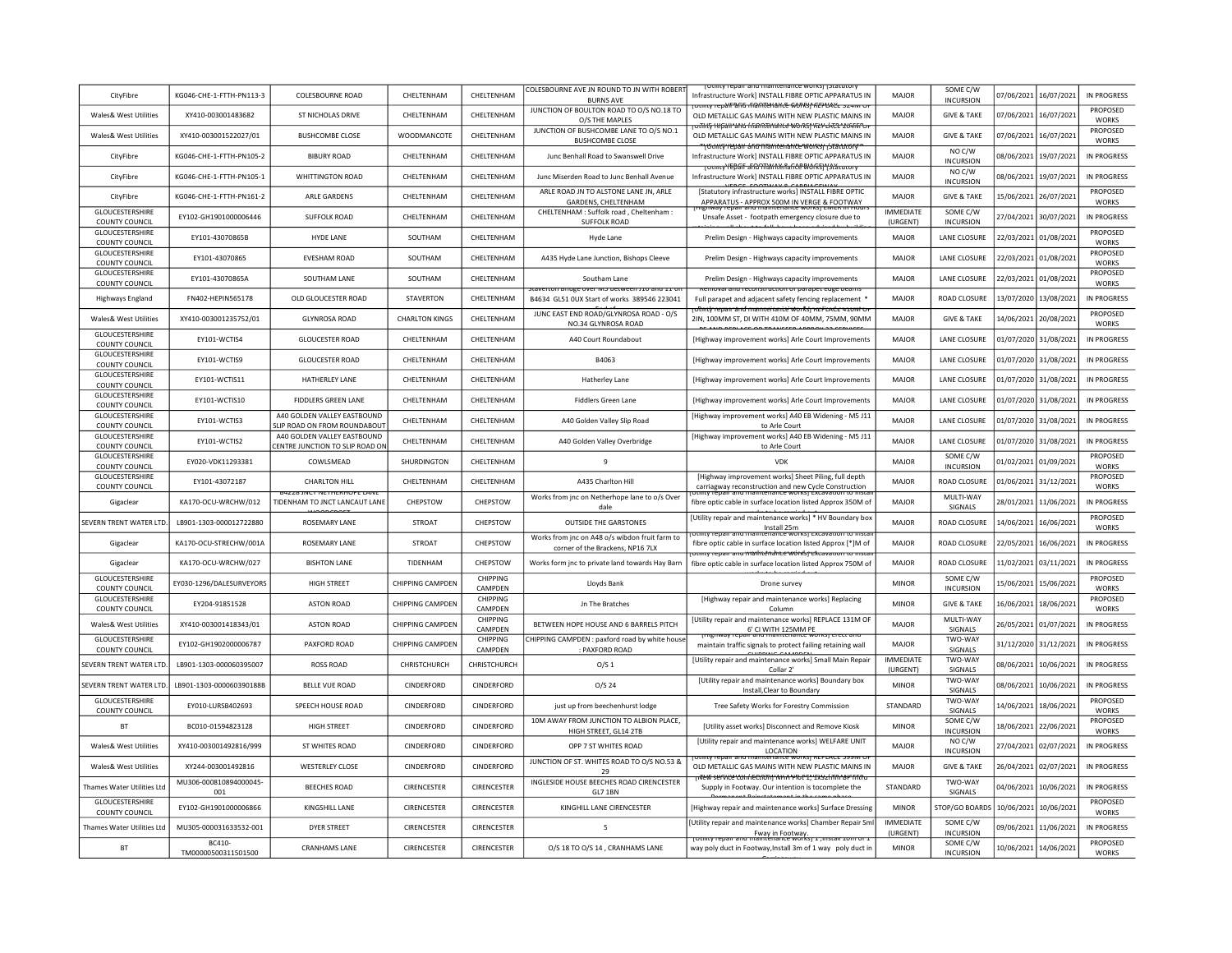| CityFibre | KG046-CHE-1-FTTH-PN113-3 | COLESBOURNE ROAD | CHELTENHAM | CHELTENHAM | COLESBOURNE AVE JN ROUND TO JN WITH ROBERT BURNS AVE | [Utility repair and maintenance works] [Statutory Infrastructure Work] INSTALL FIBRE OPTIC APPARATUS IN | MAJOR | SOME C/W INCURSION | 07/06/2021 | 16/07/2021 | IN PROGRESS |
|---|---|---|---|---|---|---|---|---|---|---|---|
| Wales& West Utilities | XY410-003001483682 | ST NICHOLAS DRIVE | CHELTENHAM | CHELTENHAM | JUNCTION OF BOULTON ROAD TO O/S NO.18 TO O/S THE MAPLES | [Utility repair and maintenance works] REPLACE 324M OF OLD METALLIC GAS MAINS WITH NEW PLASTIC MAINS IN | MAJOR | GIVE & TAKE | 07/06/2021 | 16/07/2021 | PROPOSED WORKS |
| Wales& West Utilities | XY410-003001522027/01 | BUSHCOMBE CLOSE | WOODMANCOTE | CHELTENHAM | JUNCTION OF BUSHCOMBE LANE TO O/S NO.1 BUSHCOMBE CLOSE | [Utility repair and maintenance works] REPLACE OF OLD METALLIC GAS MAINS WITH NEW PLASTIC MAINS IN | MAJOR | GIVE & TAKE | 07/06/2021 | 16/07/2021 | PROPOSED WORKS |
| CityFibre | KG046-CHE-1-FTTH-PN105-2 | BIBURY ROAD | CHELTENHAM | CHELTENHAM | Junc Benhall Road to Swanswell Drive | [Utility repair and maintenance works] [Statutory Infrastructure Work] INSTALL FIBRE OPTIC APPARATUS IN | MAJOR | NO C/W INCURSION | 08/06/2021 | 19/07/2021 | IN PROGRESS |
| CityFibre | KG046-CHE-1-FTTH-PN105-1 | WHITTINGTON ROAD | CHELTENHAM | CHELTENHAM | Junc Miserden Road to Junc Benhall Avenue | [Utility repair and maintenance works] [Statutory Infrastructure Work] INSTALL FIBRE OPTIC APPARATUS IN | MAJOR | NO C/W INCURSION | 08/06/2021 | 19/07/2021 | IN PROGRESS |
| CityFibre | KG046-CHE-1-FTTH-PN161-2 | ARLE GARDENS | CHELTENHAM | CHELTENHAM | ARLE ROAD JN TO ALSTONE LANE JN, ARLE GARDENS, CHELTENHAM | [Statutory infrastructure works] INSTALL FIBRE OPTIC APPARATUS - APPROX 500M IN VERGE & FOOTWAY | MAJOR | GIVE & TAKE | 15/06/2021 | 26/07/2021 | PROPOSED WORKS |
| GLOUCESTERSHIRE COUNTY COUNCIL | EY102-GH1901000006446 | SUFFOLK ROAD | CHELTENHAM | CHELTENHAM | CHELTENHAM : Suffolk road , Cheltenham : SUFFOLK ROAD | [Highway repair and maintenance works] EMER in Hours Unsafe Asset - footpath emergency closure due to | IMMEDIATE (URGENT) | SOME C/W INCURSION | 27/04/2021 | 30/07/2021 | IN PROGRESS |
| GLOUCESTERSHIRE COUNTY COUNCIL | EY101-43070865B | HYDE LANE | SOUTHAM | CHELTENHAM | Hyde Lane | Prelim Design - Highways capacity improvements | MAJOR | LANE CLOSURE | 22/03/2021 | 01/08/2021 | PROPOSED WORKS |
| GLOUCESTERSHIRE COUNTY COUNCIL | EY101-43070865 | EVESHAM ROAD | SOUTHAM | CHELTENHAM | A435 Hyde Lane Junction, Bishops Cleeve | Prelim Design - Highways capacity improvements | MAJOR | LANE CLOSURE | 22/03/2021 | 01/08/2021 | PROPOSED WORKS |
| GLOUCESTERSHIRE COUNTY COUNCIL | EY101-43070865A | SOUTHAM LANE | SOUTHAM | CHELTENHAM | Southam Lane | Prelim Design - Highways capacity improvements | MAJOR | LANE CLOSURE | 22/03/2021 | 01/08/2021 | PROPOSED WORKS |
| Highways England | FN402-HEPIN565178 | OLD GLOUCESTER ROAD | STAVERTON | CHELTENHAM | Staverton bridge over M5 between J10 and 11 on B4634 GL51 0UX Start of works 389546 223041 | Removal and reconstruction of parapet edge beams Full parapet and adjacent safety fencing replacement * | MAJOR | ROAD CLOSURE | 13/07/2020 | 13/08/2021 | IN PROGRESS |
| Wales& West Utilities | XY410-003001235752/01 | GLYNROSA ROAD | CHARLTON KINGS | CHELTENHAM | JUNC EAST END ROAD/GLYNROSA ROAD - O/S NO.34 GLYNROSA ROAD | [Utility repair and maintenance works] REPLACE 410M OF 2IN, 100MM ST, DI WITH 410M OF 40MM, 75MM, 90MM | MAJOR | GIVE & TAKE | 14/06/2021 | 20/08/2021 | PROPOSED WORKS |
| GLOUCESTERSHIRE COUNTY COUNCIL | EY101-WCTIS4 | GLOUCESTER ROAD | CHELTENHAM | CHELTENHAM | A40 Court Roundabout | [Highway improvement works] Arle Court Improvements | MAJOR | LANE CLOSURE | 01/07/2020 | 31/08/2021 | IN PROGRESS |
| GLOUCESTERSHIRE COUNTY COUNCIL | EY101-WCTIS9 | GLOUCESTER ROAD | CHELTENHAM | CHELTENHAM | B4063 | [Highway improvement works] Arle Court Improvements | MAJOR | LANE CLOSURE | 01/07/2020 | 31/08/2021 | IN PROGRESS |
| GLOUCESTERSHIRE COUNTY COUNCIL | EY101-WCTIS11 | HATHERLEY LANE | CHELTENHAM | CHELTENHAM | Hatherley Lane | [Highway improvement works] Arle Court Improvements | MAJOR | LANE CLOSURE | 01/07/2020 | 31/08/2021 | IN PROGRESS |
| GLOUCESTERSHIRE COUNTY COUNCIL | EY101-WCTIS10 | FIDDLERS GREEN LANE | CHELTENHAM | CHELTENHAM | Fiddlers Green Lane | [Highway improvement works] Arle Court Improvements | MAJOR | LANE CLOSURE | 01/07/2020 | 31/08/2021 | IN PROGRESS |
| GLOUCESTERSHIRE COUNTY COUNCIL | EY101-WCTIS3 | A40 GOLDEN VALLEY EASTBOUND SLIP ROAD ON FROM ROUNDABOUT | CHELTENHAM | CHELTENHAM | A40 Golden Valley Slip Road | [Highway improvement works] A40 EB Widening - M5 J11 to Arle Court | MAJOR | LANE CLOSURE | 01/07/2020 | 31/08/2021 | IN PROGRESS |
| GLOUCESTERSHIRE COUNTY COUNCIL | EY101-WCTIS2 | A40 GOLDEN VALLEY EASTBOUND CENTRE JUNCTION TO SLIP ROAD ON | CHELTENHAM | CHELTENHAM | A40 Golden Valley Overbridge | [Highway improvement works] A40 EB Widening - M5 J11 to Arle Court | MAJOR | LANE CLOSURE | 01/07/2020 | 31/08/2021 | IN PROGRESS |
| GLOUCESTERSHIRE COUNTY COUNCIL | EY020-VDK11293381 | COWLSMEAD | SHURDINGTON | CHELTENHAM | 9 | VDK | MAJOR | SOME C/W INCURSION | 01/02/2021 | 01/09/2021 | PROPOSED WORKS |
| GLOUCESTERSHIRE COUNTY COUNCIL | EY101-43072187 | CHARLTON HILL | CHELTENHAM | CHELTENHAM | A435 Charlton Hill | [Highway improvement works] Sheet Piling, full depth carriageway reconstruction and new Cycle Construction | MAJOR | ROAD CLOSURE | 01/06/2021 | 31/12/2021 | PROPOSED WORKS |
| Gigaclear | KA170-OCU-WRCHW/012 | B4228 JNCT NETHERHOPE LANE TIDENHAM TO JNCT LANCAUT LANE | CHEPSTOW | CHEPSTOW | Works from jnc on Netherhope lane to o/s Over dale | [Utility repair and maintenance works] Excavation to install fibre optic cable in surface location listed Approx 350M of | MAJOR | MULTI-WAY SIGNALS | 28/01/2021 | 11/06/2021 | IN PROGRESS |
| SEVERN TRENT WATER LTD. | LB901-1303-000012722880 | ROSEMARY LANE | STROAT | CHEPSTOW | OUTSIDE THE GARSTONES | [Utility repair and maintenance works] * HV Boundary box Install 25m | MAJOR | ROAD CLOSURE | 14/06/2021 | 16/06/2021 | PROPOSED WORKS |
| Gigaclear | KA170-OCU-STRECHW/001A | ROSEMARY LANE | STROAT | CHEPSTOW | Works from jnc on A48 o/s wibdon fruit farm to corner of the Brackens, NP16 7LX | [Utility repair and maintenance works] Excavation to install fibre optic cable in surface location listed Approx [*]M of | MAJOR | ROAD CLOSURE | 22/05/2021 | 16/06/2021 | IN PROGRESS |
| Gigaclear | KA170-OCU-WRCHW/027 | BISHTON LANE | TIDENHAM | CHEPSTOW | Works form jnc to private land towards Hay Barn | [Utility repair and maintenance works] Excavation to install fibre optic cable in surface location listed Approx 750M of | MAJOR | ROAD CLOSURE | 11/02/2021 | 03/11/2021 | IN PROGRESS |
| GLOUCESTERSHIRE COUNTY COUNCIL | EY030-1296/DALESURVEYORS | HIGH STREET | CHIPPING CAMPDEN | CHIPPING CAMPDEN | Lloyds Bank | Drone survey | MINOR | SOME C/W INCURSION | 15/06/2021 | 15/06/2021 | PROPOSED WORKS |
| GLOUCESTERSHIRE COUNTY COUNCIL | EY204-91851528 | ASTON ROAD | CHIPPING CAMPDEN | CHIPPING CAMPDEN | Jn The Bratches | [Highway repair and maintenance works] Replacing Column | MINOR | GIVE & TAKE | 16/06/2021 | 18/06/2021 | PROPOSED WORKS |
| Wales& West Utilities | XY410-003001418343/01 | ASTON ROAD | CHIPPING CAMPDEN | CHIPPING CAMPDEN | BETWEEN HOPE HOUSE AND 6 BARRELS PITCH | [Utility repair and maintenance works] REPLACE 131M OF 6' CI WITH 125MM PE | MAJOR | MULTI-WAY SIGNALS | 26/05/2021 | 01/07/2021 | IN PROGRESS |
| GLOUCESTERSHIRE COUNTY COUNCIL | EY102-GH1902000006787 | PAXFORD ROAD | CHIPPING CAMPDEN | CHIPPING CAMPDEN | CHIPPING CAMPDEN : paxford road by white house : PAXFORD ROAD | [Highway repair and maintenance works] erect and maintain traffic signals to protect failing retaining wall | MAJOR | TWO-WAY SIGNALS | 31/12/2020 | 31/12/2021 | IN PROGRESS |
| SEVERN TRENT WATER LTD. | LB901-1303-000060395007 | ROSS ROAD | CHRISTCHURCH | CHRISTCHURCH | O/S 1 | [Utility repair and maintenance works] Small Main Repair Collar 2' | IMMEDIATE (URGENT) | TWO-WAY SIGNALS | 08/06/2021 | 10/06/2021 | IN PROGRESS |
| SEVERN TRENT WATER LTD. | LB901-1303-000060390188B | BELLE VUE ROAD | CINDERFORD | CINDERFORD | O/S 24 | [Utility repair and maintenance works] Boundary box Install,Clear to Boundary | MINOR | TWO-WAY SIGNALS | 08/06/2021 | 10/06/2021 | IN PROGRESS |
| GLOUCESTERSHIRE COUNTY COUNCIL | EY010-LURSB402693 | SPEECH HOUSE ROAD | CINDERFORD | CINDERFORD | just up from beechenhurst lodge | Tree Safety Works for Forestry Commission | STANDARD | TWO-WAY SIGNALS | 14/06/2021 | 18/06/2021 | PROPOSED WORKS |
| BT | BC010-01594823128 | HIGH STREET | CINDERFORD | CINDERFORD | 10M AWAY FROM JUNCTION TO ALBION PLACE, HIGH STREET, GL14 2TB | [Utility asset works] Disconnect and Remove Kiosk | MINOR | SOME C/W INCURSION | 18/06/2021 | 22/06/2021 | PROPOSED WORKS |
| Wales& West Utilities | XY410-003001492816/999 | ST WHITES ROAD | CINDERFORD | CINDERFORD | OPP 7 ST WHITES ROAD | [Utility repair and maintenance works] WELFARE UNIT LOCATION | MAJOR | NO C/W INCURSION | 27/04/2021 | 02/07/2021 | IN PROGRESS |
| Wales& West Utilities | XY244-003001492816 | WESTERLEY CLOSE | CINDERFORD | CINDERFORD | JUNCTION OF ST. WHITES ROAD TO O/S NO.53 & 29 | [Utility repair and maintenance works] REPLACE 399M OF OLD METALLIC GAS MAINS WITH NEW PLASTIC MAINS IN | MAJOR | GIVE & TAKE | 26/04/2021 | 02/07/2021 | IN PROGRESS |
| Thames Water Utilities Ltd | MU306-000810894000045-001 | BEECHES ROAD | CIRENCESTER | CIRENCESTER | INGLESIDE HOUSE BEECHES ROAD CIRENCESTER GL7 1BN | [New service connection] New 32mm Service Supply in Footway. Our intention is tocomplete the | STANDARD | TWO-WAY SIGNALS | 04/06/2021 | 10/06/2021 | IN PROGRESS |
| GLOUCESTERSHIRE COUNTY COUNCIL | EY102-GH1901000006866 | KINGSHILL LANE | CIRENCESTER | CIRENCESTER | KINGHILL LANE CIRENCESTER | [Highway repair and maintenance works] Surface Dressing | MINOR | STOP/GO BOARDS | 10/06/2021 | 10/06/2021 | PROPOSED WORKS |
| Thames Water Utilities Ltd | MU305-000031633532-001 | DYER STREET | CIRENCESTER | CIRENCESTER | 5 | [Utility repair and maintenance works] Chamber Repair Sml Fway in Footway. | IMMEDIATE (URGENT) | SOME C/W INCURSION | 09/06/2021 | 11/06/2021 | IN PROGRESS |
| BT | BC410-TM00000500311501500 | CRANHAMS LANE | CIRENCESTER | CIRENCESTER | O/S 18 TO O/S 14 , CRANHAMS LANE | [Utility repair and maintenance works] ,Install 10m of 1 way poly duct in Footway,Install 3m of 1 way poly duct in | MINOR | SOME C/W INCURSION | 10/06/2021 | 14/06/2021 | PROPOSED WORKS |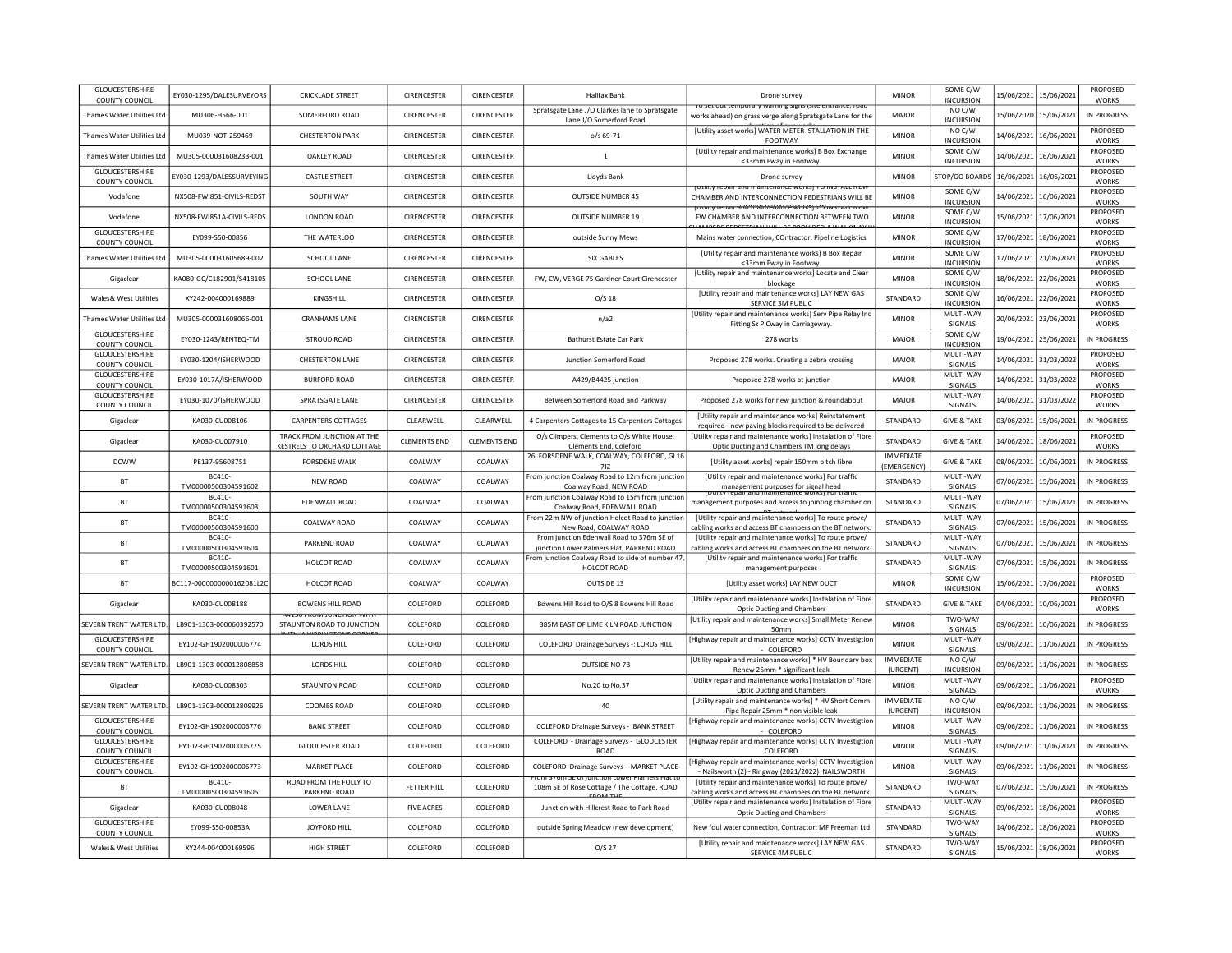| GLOUCESTERSHIRE COUNTY COUNCIL | EY030-1295/DALESURVEYORS | CRICKLADE STREET | CIRENCESTER | CIRENCESTER | Halifax Bank | Drone survey | MINOR | SOME C/W INCURSION | 15/06/2021 | 15/06/2021 | PROPOSED WORKS |
|---|---|---|---|---|---|---|---|---|---|---|---|
| Thames Water Utilities Ltd | MU306-H566-001 | SOMERFORD ROAD | CIRENCESTER | CIRENCESTER | Spratsgate Lane J/O Clarkes lane to Spratsgate Lane J/O Somerford Road | To set out temporary warning signs (site entrance, road works ahead) on grass verge along Spratsgate Lane for the | MAJOR | NO C/W INCURSION | 15/06/2020 | 15/06/2021 | IN PROGRESS |
| Thames Water Utilities Ltd | MU039-NOT-259469 | CHESTERTON PARK | CIRENCESTER | CIRENCESTER | o/s 69-71 | [Utility asset works] WATER METER ISTALLATION IN THE FOOTWAY | MINOR | NO C/W INCURSION | 14/06/2021 | 16/06/2021 | PROPOSED WORKS |
| Thames Water Utilities Ltd | MU305-000031608233-001 | OAKLEY ROAD | CIRENCESTER | CIRENCESTER | 1 | [Utility repair and maintenance works] B Box Exchange <33mm Fway in Footway. | MINOR | SOME C/W INCURSION | 14/06/2021 | 16/06/2021 | PROPOSED WORKS |
| GLOUCESTERSHIRE COUNTY COUNCIL | EY030-1293/DALESSURVEYING | CASTLE STREET | CIRENCESTER | CIRENCESTER | Lloyds Bank | Drone survey | MINOR | STOP/GO BOARDS | 16/06/2021 | 16/06/2021 | PROPOSED WORKS |
| Vodafone | NX508-FWI851-CIVILS-REDST | SOUTH WAY | CIRENCESTER | CIRENCESTER | OUTSIDE NUMBER 45 | [Utility repair and maintenance works] TO INSTALL NEW CHAMBER AND INTERCONNECTION PEDESTRIANS WILL BE | MINOR | SOME C/W INCURSION | 14/06/2021 | 16/06/2021 | PROPOSED WORKS |
| Vodafone | NX508-FWI851A-CIVILS-REDS | LONDON ROAD | CIRENCESTER | CIRENCESTER | OUTSIDE NUMBER 19 | [Utility repair and maintenance works] TO INSTALL NEW FW CHAMBER AND INTERCONNECTION BETWEEN TWO | MINOR | SOME C/W INCURSION | 15/06/2021 | 17/06/2021 | PROPOSED WORKS |
| GLOUCESTERSHIRE COUNTY COUNCIL | EY099-S50-00856 | THE WATERLOO | CIRENCESTER | CIRENCESTER | outside Sunny Mews | Mains water connection, COntractor: Pipeline Logistics | MINOR | SOME C/W INCURSION | 17/06/2021 | 18/06/2021 | PROPOSED WORKS |
| Thames Water Utilities Ltd | MU305-000031605689-002 | SCHOOL LANE | CIRENCESTER | CIRENCESTER | SIX GABLES | [Utility repair and maintenance works] B Box Repair <33mm Fway in Footway. | MINOR | SOME C/W INCURSION | 17/06/2021 | 21/06/2021 | PROPOSED WORKS |
| Gigaclear | KA080-GC/C182901/S418105 | SCHOOL LANE | CIRENCESTER | CIRENCESTER | FW, CW, VERGE 75 Gardner Court Cirencester | [Utility repair and maintenance works] Locate and Clear blockage | MINOR | SOME C/W INCURSION | 18/06/2021 | 22/06/2021 | PROPOSED WORKS |
| Wales& West Utilities | XY242-004000169889 | KINGSHILL | CIRENCESTER | CIRENCESTER | O/S 18 | [Utility repair and maintenance works] LAY NEW GAS SERVICE 3M PUBLIC | STANDARD | SOME C/W INCURSION | 16/06/2021 | 22/06/2021 | PROPOSED WORKS |
| Thames Water Utilities Ltd | MU305-000031608066-001 | CRANHAMS LANE | CIRENCESTER | CIRENCESTER | n/a2 | [Utility repair and maintenance works] Serv Pipe Relay Inc Fitting Sz P Cway in Carriageway. | MINOR | MULTI-WAY SIGNALS | 20/06/2021 | 23/06/2021 | PROPOSED WORKS |
| GLOUCESTERSHIRE COUNTY COUNCIL | EY030-1243/RENTEQ-TM | STROUD ROAD | CIRENCESTER | CIRENCESTER | Bathurst Estate Car Park | 278 works | MAJOR | SOME C/W INCURSION | 19/04/2021 | 25/06/2021 | IN PROGRESS |
| GLOUCESTERSHIRE COUNTY COUNCIL | EY030-1204/ISHERWOOD | CHESTERTON LANE | CIRENCESTER | CIRENCESTER | Junction Somerford Road | Proposed 278 works. Creating a zebra crossing | MAJOR | MULTI-WAY SIGNALS | 14/06/2021 | 31/03/2022 | PROPOSED WORKS |
| GLOUCESTERSHIRE COUNTY COUNCIL | EY030-1017A/ISHERWOOD | BURFORD ROAD | CIRENCESTER | CIRENCESTER | A429/B4425 junction | Proposed 278 works at junction | MAJOR | MULTI-WAY SIGNALS | 14/06/2021 | 31/03/2022 | PROPOSED WORKS |
| GLOUCESTERSHIRE COUNTY COUNCIL | EY030-1070/ISHERWOOD | SPRATSGATE LANE | CIRENCESTER | CIRENCESTER | Between Somerford Road and Parkway | Proposed 278 works for new junction & roundabout | MAJOR | MULTI-WAY SIGNALS | 14/06/2021 | 31/03/2022 | PROPOSED WORKS |
| Gigaclear | KA030-CU008106 | CARPENTERS COTTAGES | CLEARWELL | CLEARWELL | 4 Carpenters Cottages to 15 Carpenters Cottages | [Utility repair and maintenance works] Reinstatement required - new paving blocks required to be delivered | STANDARD | GIVE & TAKE | 03/06/2021 | 15/06/2021 | IN PROGRESS |
| Gigaclear | KA030-CU007910 | TRACK FROM JUNCTION AT THE KESTRELS TO ORCHARD COTTAGE | CLEMENTS END | CLEMENTS END | O/s Climpers, Clements to O/s White House, Clements End, Coleford | [Utility repair and maintenance works] Instalation of Fibre Optic Ducting and Chambers TM long delays | STANDARD | GIVE & TAKE | 14/06/2021 | 18/06/2021 | PROPOSED WORKS |
| DCWW | PE137-95608751 | FORSDENE WALK | COALWAY | COALWAY | 26, FORSDENE WALK, COALWAY, COLEFORD, GL16 7JZ | [Utility asset works] repair 150mm pitch fibre | IMMEDIATE (EMERGENCY) | GIVE & TAKE | 08/06/2021 | 10/06/2021 | IN PROGRESS |
| BT | BC410-TM00000500304591602 | NEW ROAD | COALWAY | COALWAY | From junction Coalway Road to 12m from junction Coalway Road, NEW ROAD | [Utility repair and maintenance works] For traffic management purposes for signal head | STANDARD | MULTI-WAY SIGNALS | 07/06/2021 | 15/06/2021 | IN PROGRESS |
| BT | BC410-TM00000500304591603 | EDENWALL ROAD | COALWAY | COALWAY | From junction Coalway Road to 15m from junction Coalway Road, EDENWALL ROAD | [Utility repair and maintenance works] For traffic management purposes and access to jointing chamber on | STANDARD | MULTI-WAY SIGNALS | 07/06/2021 | 15/06/2021 | IN PROGRESS |
| BT | BC410-TM00000500304591600 | COALWAY ROAD | COALWAY | COALWAY | From 22m NW of junction Holcot Road to junction New Road, COALWAY ROAD | [Utility repair and maintenance works] To route prove/ cabling works and access BT chambers on the BT network. | STANDARD | MULTI-WAY SIGNALS | 07/06/2021 | 15/06/2021 | IN PROGRESS |
| BT | BC410-TM00000500304591604 | PARKEND ROAD | COALWAY | COALWAY | From junction Edenwall Road to 376m SE of junction Lower Palmers Flat, PARKEND ROAD | [Utility repair and maintenance works] To route prove/ cabling works and access BT chambers on the BT network. | STANDARD | MULTI-WAY SIGNALS | 07/06/2021 | 15/06/2021 | IN PROGRESS |
| BT | BC410-TM00000500304591601 | HOLCOT ROAD | COALWAY | COALWAY | From junction Coalway Road to side of number 47, HOLCOT ROAD | [Utility repair and maintenance works] For traffic management purposes | STANDARD | MULTI-WAY SIGNALS | 07/06/2021 | 15/06/2021 | IN PROGRESS |
| BT | BC117-0000000000162081L2C | HOLCOT ROAD | COALWAY | COALWAY | OUTSIDE 13 | [Utility asset works] LAY NEW DUCT | MINOR | SOME C/W INCURSION | 15/06/2021 | 17/06/2021 | PROPOSED WORKS |
| Gigaclear | KA030-CU008188 | BOWENS HILL ROAD | COLEFORD | COLEFORD | Bowens Hill Road to O/S 8 Bowens Hill Road | [Utility repair and maintenance works] Instalation of Fibre Optic Ducting and Chambers | STANDARD | GIVE & TAKE | 04/06/2021 | 10/06/2021 | PROPOSED WORKS |
| SEVERN TRENT WATER LTD. | LB901-1303-000060392570 | A4136 FROM JUNCTION WITH STAUNTON ROAD TO JUNCTION WITH WHIPPINGTONS CORNER | COLEFORD | COLEFORD | 385M EAST OF LIME KILN ROAD JUNCTION | [Utility repair and maintenance works] Small Meter Renew 50mm | MINOR | TWO-WAY SIGNALS | 09/06/2021 | 10/06/2021 | IN PROGRESS |
| GLOUCESTERSHIRE COUNTY COUNCIL | EY102-GH1902000006774 | LORDS HILL | COLEFORD | COLEFORD | COLEFORD Drainage Surveys -: LORDS HILL | [Highway repair and maintenance works] CCTV Investigtion - COLEFORD | MINOR | MULTI-WAY SIGNALS | 09/06/2021 | 11/06/2021 | IN PROGRESS |
| SEVERN TRENT WATER LTD. | LB901-1303-000012808858 | LORDS HILL | COLEFORD | COLEFORD | OUTSIDE NO 7B | [Utility repair and maintenance works] * HV Boundary box Renew 25mm * significant leak | IMMEDIATE (URGENT) | NO C/W INCURSION | 09/06/2021 | 11/06/2021 | IN PROGRESS |
| Gigaclear | KA030-CU008303 | STAUNTON ROAD | COLEFORD | COLEFORD | No.20 to No.37 | [Utility repair and maintenance works] Instalation of Fibre Optic Ducting and Chambers | MINOR | MULTI-WAY SIGNALS | 09/06/2021 | 11/06/2021 | PROPOSED WORKS |
| SEVERN TRENT WATER LTD. | LB901-1303-000012809926 | COOMBS ROAD | COLEFORD | COLEFORD | 40 | [Utility repair and maintenance works] * HV Short Comm Pipe Repair 25mm * non visible leak | IMMEDIATE (URGENT) | NO C/W INCURSION | 09/06/2021 | 11/06/2021 | IN PROGRESS |
| GLOUCESTERSHIRE COUNTY COUNCIL | EY102-GH1902000006776 | BANK STREET | COLEFORD | COLEFORD | COLEFORD Drainage Surveys - BANK STREET | [Highway repair and maintenance works] CCTV Investigtion - COLEFORD | MINOR | MULTI-WAY SIGNALS | 09/06/2021 | 11/06/2021 | IN PROGRESS |
| GLOUCESTERSHIRE COUNTY COUNCIL | EY102-GH1902000006775 | GLOUCESTER ROAD | COLEFORD | COLEFORD | COLEFORD - Drainage Surveys - GLOUCESTER ROAD | [Highway repair and maintenance works] CCTV Investigtion COLEFORD | MINOR | MULTI-WAY SIGNALS | 09/06/2021 | 11/06/2021 | IN PROGRESS |
| GLOUCESTERSHIRE COUNTY COUNCIL | EY102-GH1902000006773 | MARKET PLACE | COLEFORD | COLEFORD | COLEFORD Drainage Surveys - MARKET PLACE | [Highway repair and maintenance works] CCTV Investigtion - Nailsworth (2) - Ringway (2021/2022) NAILSWORTH | MINOR | MULTI-WAY SIGNALS | 09/06/2021 | 11/06/2021 | IN PROGRESS |
| BT | BC410-TM00000500304591605 | ROAD FROM THE FOLLY TO PARKEND ROAD | FETTER HILL | COLEFORD | From 370m SE of junction Lower Palmers Flat to 108m SE of Rose Cottage / The Cottage, ROAD FROM THE | [Utility repair and maintenance works] To route prove/ cabling works and access BT chambers on the BT network. | STANDARD | TWO-WAY SIGNALS | 07/06/2021 | 15/06/2021 | IN PROGRESS |
| Gigaclear | KA030-CU008048 | LOWER LANE | FIVE ACRES | COLEFORD | Junction with Hillcrest Road to Park Road | [Utility repair and maintenance works] Instalation of Fibre Optic Ducting and Chambers | STANDARD | MULTI-WAY SIGNALS | 09/06/2021 | 18/06/2021 | PROPOSED WORKS |
| GLOUCESTERSHIRE COUNTY COUNCIL | EY099-S50-00853A | JOYFORD HILL | COLEFORD | COLEFORD | outside Spring Meadow (new development) | New foul water connection, Contractor: MF Freeman Ltd | STANDARD | TWO-WAY SIGNALS | 14/06/2021 | 18/06/2021 | PROPOSED WORKS |
| Wales& West Utilities | XY244-004000169596 | HIGH STREET | COLEFORD | COLEFORD | O/S 27 | [Utility repair and maintenance works] LAY NEW GAS SERVICE 4M PUBLIC | STANDARD | TWO-WAY SIGNALS | 15/06/2021 | 18/06/2021 | PROPOSED WORKS |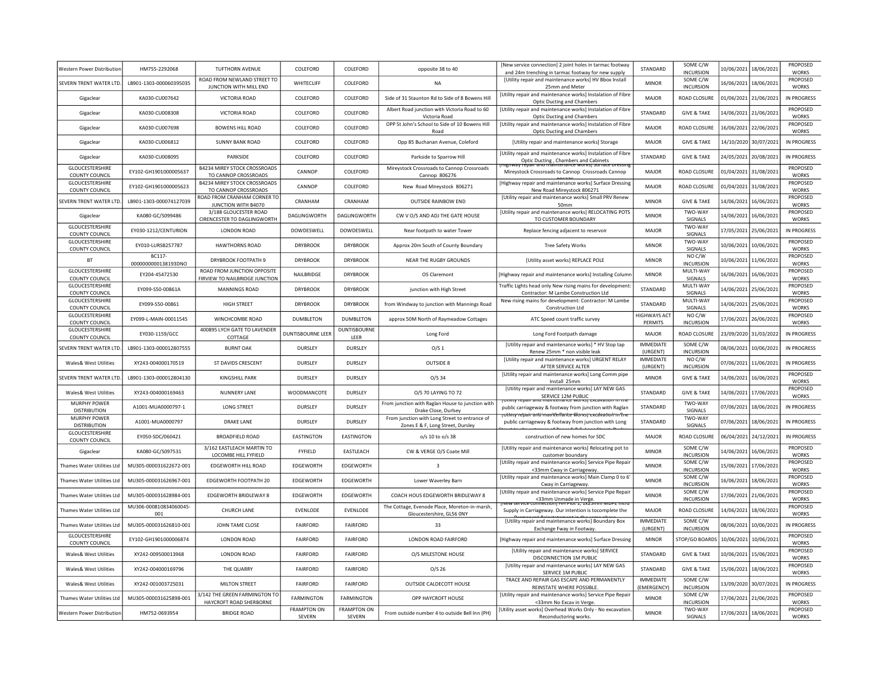| Western Power Distribution | HM755-2292068 | TUFTHORN AVENUE | COLEFORD | COLEFORD | opposite 38 to 40 | [New service connection] 2 joint holes in tarmac footway and 24m trenching in tarmac footway for new supply | STANDARD | SOME C/W INCURSION | 10/06/2021 | 18/06/2021 | PROPOSED WORKS |
|---|---|---|---|---|---|---|---|---|---|---|---|
| SEVERN TRENT WATER LTD. | LB901-1303-000060395035 | ROAD FROM NEWLAND STREET TO JUNCTION WITH MILL END | WHITECLIFF | COLEFORD | NA | [Utility repair and maintenance works] HV Bbox Install 25mm and Meter | MINOR | SOME C/W INCURSION | 16/06/2021 | 18/06/2021 | PROPOSED WORKS |
| Gigaclear | KA030-CU007642 | VICTORIA ROAD | COLEFORD | COLEFORD | Side of 31 Staunton Rd to Side of 8 Bowens Hill | [Utility repair and maintenance works] Instalation of Fibre Optic Ducting and Chambers | MAJOR | ROAD CLOSURE | 01/06/2021 | 21/06/2021 | IN PROGRESS |
| Gigaclear | KA030-CU008308 | VICTORIA ROAD | COLEFORD | COLEFORD | Albert Road junction with Victoria Road to 60 Victoria Road | [Utility repair and maintenance works] Instalation of Fibre Optic Ducting and Chambers | STANDARD | GIVE & TAKE | 14/06/2021 | 21/06/2021 | PROPOSED WORKS |
| Gigaclear | KA030-CU007698 | BOWENS HILL ROAD | COLEFORD | COLEFORD | OPP St John's School to Side of 10 Bowens Hill Road | [Utility repair and maintenance works] Instalation of Fibre Optic Ducting and Chambers | MAJOR | ROAD CLOSURE | 16/06/2021 | 22/06/2021 | PROPOSED WORKS |
| Gigaclear | KA030-CU006812 | SUNNY BANK ROAD | COLEFORD | COLEFORD | Opp 85 Buchanan Avenue, Coleford | [Utility repair and maintenance works] Storage | MAJOR | GIVE & TAKE | 14/10/2020 | 30/07/2021 | IN PROGRESS |
| Gigaclear | KA030-CU008095 | PARKSIDE | COLEFORD | COLEFORD | Parkside to Sparrow Hill | [Utility repair and maintenance works] Instalation of Fibre Optic Ducting , Chambers and Cabinets | STANDARD | GIVE & TAKE | 24/05/2021 | 20/08/2021 | IN PROGRESS |
| GLOUCESTERSHIRE COUNTY COUNCIL | EY102-GH1901000005637 | B4234 MIREY STOCK CROSSROADS TO CANNOP CROSSROADS | CANNOP | COLEFORD | Mireystock Crossroads to Cannop Crossroads Cannop 806276 | [Highway repair and maintenance works] Surface Dressing Mireystock Crossroads to Cannop Crossroads Cannop 806276 | MAJOR | ROAD CLOSURE | 01/04/2021 | 31/08/2021 | PROPOSED WORKS |
| GLOUCESTERSHIRE COUNTY COUNCIL | EY102-GH1901000005623 | B4234 MIREY STOCK CROSSROADS TO CANNOP CROSSROADS | CANNOP | COLEFORD | New Road Mireystock 806271 | [Highway repair and maintenance works] Surface Dressing New Road Mireystock 806271 | MAJOR | ROAD CLOSURE | 01/04/2021 | 31/08/2021 | PROPOSED WORKS |
| SEVERN TRENT WATER LTD. | LB901-1303-000074127039 | ROAD FROM CRANHAM CORNER TO JUNCTION WITH B4070 | CRANHAM | CRANHAM | OUTSIDE RAINBOW END | [Utility repair and maintenance works] Small PRV Renew 50mm | MINOR | GIVE & TAKE | 14/06/2021 | 16/06/2021 | PROPOSED WORKS |
| Gigaclear | KA080-GC/S099486 | 3/188 GLOUCESTER ROAD CIRENCESTER TO DAGLINGWORTH | DAGLINGWORTH | DAGLINGWORTH | CW V O/S AND ADJ THE GATE HOUSE | [Utility repair and maintenance works] RELOCATING POTS TO CUSTOMER BOUNDARY | MINOR | TWO-WAY SIGNALS | 14/06/2021 | 16/06/2021 | PROPOSED WORKS |
| GLOUCESTERSHIRE COUNTY COUNCIL | EY030-1212/CENTURION | LONDON ROAD | DOWDESWELL | DOWDESWELL | Near footpath to water Tower | Replace fencing adjacent to reservoir | MAJOR | TWO-WAY SIGNALS | 17/05/2021 | 25/06/2021 | IN PROGRESS |
| GLOUCESTERSHIRE COUNTY COUNCIL | EY010-LURSB257787 | HAWTHORNS ROAD | DRYBROOK | DRYBROOK | Approx 20m South of County Boundary | Tree Safety Works | MINOR | TWO-WAY SIGNALS | 10/06/2021 | 10/06/2021 | PROPOSED WORKS |
| BT | BC117-0000000000138193DNO | DRYBROOK FOOTPATH 9 | DRYBROOK | DRYBROOK | NEAR THE RUGBY GROUNDS | [Utility asset works] REPLACE POLE | MINOR | NO C/W INCURSION | 10/06/2021 | 11/06/2021 | PROPOSED WORKS |
| GLOUCESTERSHIRE COUNTY COUNCIL | EY204-45472530 | ROAD FROM JUNCTION OPPOSITE FIRVIEW TO NAILBRIDGE JUNCTION | NAILBRIDGE | DRYBROOK | OS Claremont | [Highway repair and maintenance works] Installing Column | MINOR | MULTI-WAY SIGNALS | 16/06/2021 | 16/06/2021 | PROPOSED WORKS |
| GLOUCESTERSHIRE COUNTY COUNCIL | EY099-S50-00861A | MANNINGS ROAD | DRYBROOK | DRYBROOK | junction with High Street | Traffic Lights head only New rising mains for development: Contractor: M Lambe Construction Ltd | STANDARD | MULTI-WAY SIGNALS | 14/06/2021 | 25/06/2021 | PROPOSED WORKS |
| GLOUCESTERSHIRE COUNTY COUNCIL | EY099-S50-00861 | HIGH STREET | DRYBROOK | DRYBROOK | from Windway to junction with Mannings Road | New rising mains for development: Contractor: M Lambe Construction Ltd | STANDARD | MULTI-WAY SIGNALS | 14/06/2021 | 25/06/2021 | PROPOSED WORKS |
| GLOUCESTERSHIRE COUNTY COUNCIL | EY099-L-MAIN-00011545 | WINCHCOMBE ROAD | DUMBLETON | DUMBLETON | approx 50M North of Raymeadow Cottages | ATC Speed count traffic survey | HIGHWAYS ACT PERMITS | NO C/W INCURSION | 17/06/2021 | 26/06/2021 | PROPOSED WORKS |
| GLOUCESTERSHIRE COUNTY COUNCIL | EY030-1159/GCC | 400895 LYCH GATE TO LAVENDER COTTAGE | DUNTISBOURNE LEER | DUNTISBOURNE LEER | Long Ford | Long Ford Footpath damage | MAJOR | ROAD CLOSURE | 23/09/2020 | 31/03/2022 | IN PROGRESS |
| SEVERN TRENT WATER LTD. | LB901-1303-000012807555 | BURNT OAK | DURSLEY | DURSLEY | O/S 1 | [Utility repair and maintenance works] * HV Stop tap Renew 25mm * non visible leak | IMMEDIATE (URGENT) | SOME C/W INCURSION | 08/06/2021 | 10/06/2021 | IN PROGRESS |
| Wales& West Utilities | XY243-004000170519 | ST DAVIDS CRESCENT | DURSLEY | DURSLEY | OUTSIDE 8 | [Utility repair and maintenance works] URGENT RELAY AFTER SERVICE ALTER | IMMEDIATE (URGENT) | NO C/W INCURSION | 07/06/2021 | 11/06/2021 | IN PROGRESS |
| SEVERN TRENT WATER LTD. | LB901-1303-000012804130 | KINGSHILL PARK | DURSLEY | DURSLEY | O/S 34 | [Utility repair and maintenance works] Long Comm pipe Install 25mm | MINOR | GIVE & TAKE | 14/06/2021 | 16/06/2021 | PROPOSED WORKS |
| Wales& West Utilities | XY243-004000169463 | NUNNERY LANE | WOODMANCOTE | DURSLEY | O/S 70 LAYING TO 72 | [Utility repair and maintenance works] LAY NEW GAS SERVICE 12M PUBLIC | STANDARD | GIVE & TAKE | 14/06/2021 | 17/06/2021 | PROPOSED WORKS |
| MURPHY POWER DISTRIBUTION | A1001-MUA0000797-1 | LONG STREET | DURSLEY | DURSLEY | From junction with Raglan House to junction with Drake Close, Durlsey | [Utility repair and maintenance works] Excavation in the public carriageway & footway from junction with Raglan | STANDARD | TWO-WAY SIGNALS | 07/06/2021 | 18/06/2021 | IN PROGRESS |
| MURPHY POWER DISTRIBUTION | A1001-MUA0000797 | DRAKE LANE | DURSLEY | DURSLEY | From junction with Long Street to entrance of Zones E & F, Long Street, Dursley | [Utility repair and maintenance works] Excavation in the public carriageway & footway from junction with Long | STANDARD | TWO-WAY SIGNALS | 07/06/2021 | 18/06/2021 | IN PROGRESS |
| GLOUCESTERSHIRE COUNTY COUNCIL | EY050-SDC/060421 | BROADFIELD ROAD | EASTINGTON | EASTINGTON | o/s 10 to o/s 38 | construction of new homes for SDC | MAJOR | ROAD CLOSURE | 06/04/2021 | 24/12/2021 | IN PROGRESS |
| Gigaclear | KA080-GC/S097531 | 3/162 EASTLEACH MARTIN TO LOCOMBE HILL FYFIELD | FYFIELD | EASTLEACH | CW & VERGE O/S Coate Mill | [Utility repair and maintenance works] Relocating pot to customer boundary | MINOR | SOME C/W INCURSION | 14/06/2021 | 16/06/2021 | PROPOSED WORKS |
| Thames Water Utilities Ltd | MU305-000031622672-001 | EDGEWORTH HILL ROAD | EDGEWORTH | EDGEWORTH | 3 | [Utility repair and maintenance works] Service Pipe Repair <33mm Cway in Carriageway. | MINOR | SOME C/W INCURSION | 15/06/2021 | 17/06/2021 | PROPOSED WORKS |
| Thames Water Utilities Ltd | MU305-000031626967-001 | EDGEWORTH FOOTPATH 20 | EDGEWORTH | EDGEWORTH | Lower Waverley Barn | [Utility repair and maintenance works] Main Clamp 0 to 6' Cway in Carriageway. | MINOR | SOME C/W INCURSION | 16/06/2021 | 18/06/2021 | PROPOSED WORKS |
| Thames Water Utilities Ltd | MU305-000031628984-001 | EDGEWORTH BRIDLEWAY 8 | EDGEWORTH | EDGEWORTH | COACH HOUS EDGEWORTH BRIDLEWAY 8 | [Utility repair and maintenance works] Service Pipe Repair <33mm Unmade in Verge. | MINOR | SOME C/W INCURSION | 17/06/2021 | 21/06/2021 | PROPOSED WORKS |
| Thames Water Utilities Ltd | MU306-000810834060045-001 | CHURCH LANE | EVENLODE | EVENLODE | The Cottage, Evenode Place, Moreton-in-marsh, Gloucestershire, GL56 0NY | [New service connection] HH Plot 1, 1x25mm MDPE Into Supply in Carriageway. Our intention is tocomplete the | MAJOR | ROAD CLOSURE | 14/06/2021 | 18/06/2021 | PROPOSED WORKS |
| Thames Water Utilities Ltd | MU305-000031626810-001 | JOHN TAME CLOSE | FAIRFORD | FAIRFORD | 33 | [Utility repair and maintenance works] Boundary Box Exchange Fway in Footway. | IMMEDIATE (URGENT) | SOME C/W INCURSION | 08/06/2021 | 10/06/2021 | IN PROGRESS |
| GLOUCESTERSHIRE COUNTY COUNCIL | EY102-GH1901000006874 | LONDON ROAD | FAIRFORD | FAIRFORD | LONDON ROAD FAIRFORD | [Highway repair and maintenance works] Surface Dressing | MINOR | STOP/GO BOARDS | 10/06/2021 | 10/06/2021 | PROPOSED WORKS |
| Wales& West Utilities | XY242-009500013968 | LONDON ROAD | FAIRFORD | FAIRFORD | O/S MILESTONE HOUSE | [Utility repair and maintenance works] SERVICE DISCONNECTION 1M PUBLIC | STANDARD | GIVE & TAKE | 10/06/2021 | 15/06/2021 | PROPOSED WORKS |
| Wales& West Utilities | XY242-004000169796 | THE QUARRY | FAIRFORD | FAIRFORD | O/S 26 | [Utility repair and maintenance works] LAY NEW GAS SERVICE 1M PUBLIC | STANDARD | GIVE & TAKE | 15/06/2021 | 18/06/2021 | PROPOSED WORKS |
| Wales& West Utilities | XY242-001003725031 | MILTON STREET | FAIRFORD | FAIRFORD | OUTSIDE CALDECOTT HOUSE | TRACE AND REPAIR GAS ESCAPE AND PERMANENTLY REINSTATE WHERE POSSIBLE. | IMMEDIATE (EMERGENCY) | SOME C/W INCURSION | 13/09/2020 | 30/07/2021 | IN PROGRESS |
| Thames Water Utilities Ltd | MU305-000031625898-001 | 3/142 THE GREEN FARMINGTON TO HAYCROFT ROAD SHERBORNE | FARMINGTON | FARMINGTON | OPP HAYCROFT HOUSE | [Utility repair and maintenance works] Service Pipe Repair <33mm No Excav in Verge. | MINOR | SOME C/W INCURSION | 17/06/2021 | 21/06/2021 | PROPOSED WORKS |
| Western Power Distribution | HM752-0693954 | BRIDGE ROAD | FRAMPTON ON SEVERN | FRAMPTON ON SEVERN | From outside number 4 to outside Bell Inn (PH) | [Utility asset works] Overhead Works Only - No excavation. Reconductoring works. | MINOR | TWO-WAY SIGNALS | 17/06/2021 | 18/06/2021 | PROPOSED WORKS |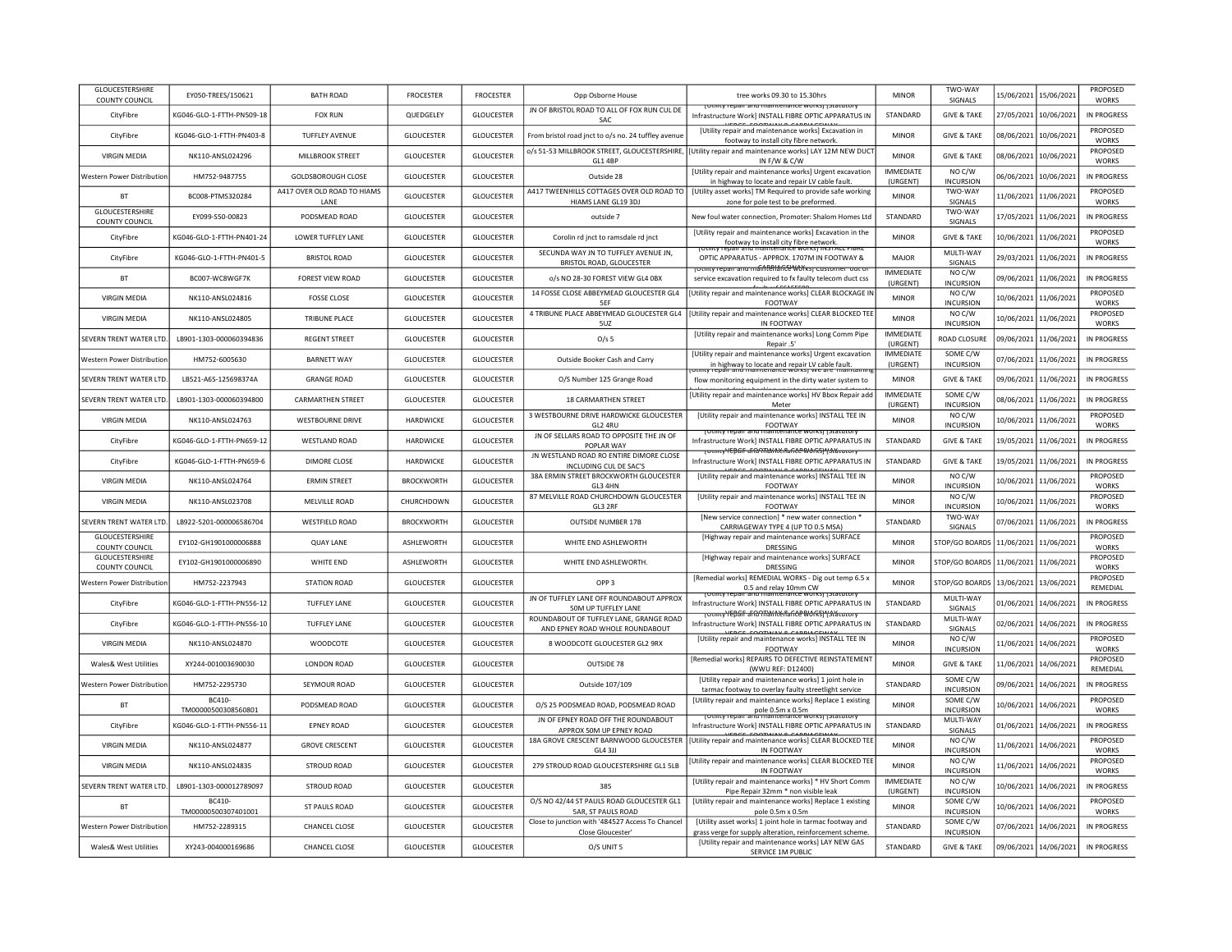| GLOUCESTERSHIRE COUNTY COUNCIL | EY050-TREES/150621 | BATH ROAD | FROCESTER | FROCESTER | Opp Osborne House | tree works 09.30 to 15.30hrs | MINOR | TWO-WAY SIGNALS | 15/06/2021 | 15/06/2021 | PROPOSED WORKS |
|---|---|---|---|---|---|---|---|---|---|---|---|
| CityFibre | KG046-GLO-1-FTTH-PN509-18 | FOX RUN | QUEDGELEY | GLOUCESTER | JN OF BRISTOL ROAD TO ALL OF FOX RUN CUL DE SAC | [Utility repair and maintenance works] [Statutory Infrastructure Work] INSTALL FIBRE OPTIC APPARATUS IN VERGE, FOOTWAY & CARRIAGEWAY | STANDARD | GIVE & TAKE | 27/05/2021 | 10/06/2021 | IN PROGRESS |
| CityFibre | KG046-GLO-1-FTTH-PN403-8 | TUFFLEY AVENUE | GLOUCESTER | GLOUCESTER | From bristol road jnct to o/s no. 24 tuffley avenue | [Utility repair and maintenance works] Excavation in footway to install city fibre network. | MINOR | GIVE & TAKE | 08/06/2021 | 10/06/2021 | PROPOSED WORKS |
| VIRGIN MEDIA | NK110-ANSL024296 | MILLBROOK STREET | GLOUCESTER | GLOUCESTER | o/s 51-53 MILLBROOK STREET, GLOUCESTERSHIRE, GL1 4BP | [Utility repair and maintenance works] LAY 12M NEW DUCT IN F/W & C/W | MINOR | GIVE & TAKE | 08/06/2021 | 10/06/2021 | PROPOSED WORKS |
| Western Power Distribution | HM752-9487755 | GOLDSBOROUGH CLOSE | GLOUCESTER | GLOUCESTER | Outside 28 | [Utility repair and maintenance works] Urgent excavation in highway to locate and repair LV cable fault. | IMMEDIATE (URGENT) | NO C/W INCURSION | 06/06/2021 | 10/06/2021 | IN PROGRESS |
| BT | BC008-PTMS320284 | A417 OVER OLD ROAD TO HIAMS LANE | GLOUCESTER | GLOUCESTER | A417 TWEENHILLS COTTAGES OVER OLD ROAD TO HIAMS LANE GL19 3DJ | [Utility asset works] TM Required to provide safe working zone for pole test to be preformed. | MINOR | TWO-WAY SIGNALS | 11/06/2021 | 11/06/2021 | PROPOSED WORKS |
| GLOUCESTERSHIRE COUNTY COUNCIL | EY099-S50-00823 | PODSMEAD ROAD | GLOUCESTER | GLOUCESTER | outside 7 | New foul water connection, Promoter: Shalom Homes Ltd | STANDARD | TWO-WAY SIGNALS | 17/05/2021 | 11/06/2021 | IN PROGRESS |
| CityFibre | KG046-GLO-1-FTTH-PN401-24 | LOWER TUFFLEY LANE | GLOUCESTER | GLOUCESTER | Corolin rd jnct to ramsdale rd jnct | [Utility repair and maintenance works] Excavation in the footway to install city fibre network. | MINOR | GIVE & TAKE | 10/06/2021 | 11/06/2021 | PROPOSED WORKS |
| CityFibre | KG046-GLO-1-FTTH-PN401-5 | BRISTOL ROAD | GLOUCESTER | GLOUCESTER | SECUNDA WAY JN TO TUFFLEY AVENUE JN, BRISTOL ROAD, GLOUCESTER | [Utility repair and maintenance works] INSTALL FIBRE OPTIC APPARATUS - APPROX. 1707M IN FOOTWAY & CARRIAGEWAY | MAJOR | MULTI-WAY SIGNALS | 29/03/2021 | 11/06/2021 | IN PROGRESS |
| BT | BC007-WC8WGF7K | FOREST VIEW ROAD | GLOUCESTER | GLOUCESTER | o/s NO 28-30 FOREST VIEW GL4 0BX | [Utility repair and maintenance works] Customer out of service excavation required to fx faulty telecom duct css fault ref 66155589 | IMMEDIATE (URGENT) | NO C/W INCURSION | 09/06/2021 | 11/06/2021 | IN PROGRESS |
| VIRGIN MEDIA | NK110-ANSL024816 | FOSSE CLOSE | GLOUCESTER | GLOUCESTER | 14 FOSSE CLOSE ABBEYMEAD GLOUCESTER GL4 5EF | [Utility repair and maintenance works] CLEAR BLOCKAGE IN FOOTWAY | MINOR | NO C/W INCURSION | 10/06/2021 | 11/06/2021 | PROPOSED WORKS |
| VIRGIN MEDIA | NK110-ANSL024805 | TRIBUNE PLACE | GLOUCESTER | GLOUCESTER | 4 TRIBUNE PLACE ABBEYMEAD GLOUCESTER GL4 5UZ | [Utility repair and maintenance works] CLEAR BLOCKED TEE IN FOOTWAY | MINOR | NO C/W INCURSION | 10/06/2021 | 11/06/2021 | PROPOSED WORKS |
| SEVERN TRENT WATER LTD. | LB901-1303-000060394836 | REGENT STREET | GLOUCESTER | GLOUCESTER | O/s 5 | [Utility repair and maintenance works] Long Comm Pipe Repair .5' | IMMEDIATE (URGENT) | ROAD CLOSURE | 09/06/2021 | 11/06/2021 | IN PROGRESS |
| Western Power Distribution | HM752-6005630 | BARNETT WAY | GLOUCESTER | GLOUCESTER | Outside Booker Cash and Carry | [Utility repair and maintenance works] Urgent excavation in highway to locate and repair LV cable fault. | IMMEDIATE (URGENT) | SOME C/W INCURSION | 07/06/2021 | 11/06/2021 | IN PROGRESS |
| SEVERN TRENT WATER LTD. | LB521-A6S-125698374A | GRANGE ROAD | GLOUCESTER | GLOUCESTER | O/S Number 125 Grange Road | [Utility repair and maintenance works] We are maintaining flow monitoring equipment in the dirty water system to | MINOR | GIVE & TAKE | 09/06/2021 | 11/06/2021 | IN PROGRESS |
| SEVERN TRENT WATER LTD. | LB901-1303-000060394800 | CARMARTHEN STREET | GLOUCESTER | GLOUCESTER | 18 CARMARTHEN STREET | [Utility repair and maintenance works] HV Bbox Repair add Meter | IMMEDIATE (URGENT) | SOME C/W INCURSION | 08/06/2021 | 11/06/2021 | IN PROGRESS |
| VIRGIN MEDIA | NK110-ANSL024763 | WESTBOURNE DRIVE | HARDWICKE | GLOUCESTER | 3 WESTBOURNE DRIVE HARDWICKE GLOUCESTER GL2 4RU | [Utility repair and maintenance works] INSTALL TEE IN FOOTWAY | MINOR | NO C/W INCURSION | 10/06/2021 | 11/06/2021 | PROPOSED WORKS |
| CityFibre | KG046-GLO-1-FTTH-PN659-12 | WESTLAND ROAD | HARDWICKE | GLOUCESTER | JN OF SELLARS ROAD TO OPPOSITE THE JN OF POPLAR WAY | [Utility repair and maintenance works] [Statutory Infrastructure Work] INSTALL FIBRE OPTIC APPARATUS IN VERGE, FOOTWAY & CARRIAGEWAY | STANDARD | GIVE & TAKE | 19/05/2021 | 11/06/2021 | IN PROGRESS |
| CityFibre | KG046-GLO-1-FTTH-PN659-6 | DIMORE CLOSE | HARDWICKE | GLOUCESTER | JN WESTLAND ROAD RO ENTIRE DIMORE CLOSE INCLUDING CUL DE SAC'S | [Utility repair and maintenance works] [Statutory Infrastructure Work] INSTALL FIBRE OPTIC APPARATUS IN VERGE, FOOTWAY & CARRIAGEWAY | STANDARD | GIVE & TAKE | 19/05/2021 | 11/06/2021 | IN PROGRESS |
| VIRGIN MEDIA | NK110-ANSL024764 | ERMIN STREET | BROCKWORTH | GLOUCESTER | 38A ERMIN STREET BROCKWORTH GLOUCESTER GL3 4HN | [Utility repair and maintenance works] INSTALL TEE IN FOOTWAY | MINOR | NO C/W INCURSION | 10/06/2021 | 11/06/2021 | PROPOSED WORKS |
| VIRGIN MEDIA | NK110-ANSL023708 | MELVILLE ROAD | CHURCHDOWN | GLOUCESTER | 87 MELVILLE ROAD CHURCHDOWN GLOUCESTER GL3 2RF | [Utility repair and maintenance works] INSTALL TEE IN FOOTWAY | MINOR | NO C/W INCURSION | 10/06/2021 | 11/06/2021 | PROPOSED WORKS |
| SEVERN TRENT WATER LTD. | LB922-5201-000006586704 | WESTFIELD ROAD | BROCKWORTH | GLOUCESTER | OUTSIDE NUMBER 17B | [New service connection] * new water connection * CARRIAGEWAY TYPE 4 (UP TO 0.5 MSA) | STANDARD | TWO-WAY SIGNALS | 07/06/2021 | 11/06/2021 | IN PROGRESS |
| GLOUCESTERSHIRE COUNTY COUNCIL | EY102-GH1901000006888 | QUAY LANE | ASHLEWORTH | GLOUCESTER | WHITE END ASHLEWORTH | [Highway repair and maintenance works] SURFACE DRESSING | MINOR | STOP/GO BOARDS | 11/06/2021 | 11/06/2021 | PROPOSED WORKS |
| GLOUCESTERSHIRE COUNTY COUNCIL | EY102-GH1901000006890 | WHITE END | ASHLEWORTH | GLOUCESTER | WHITE END ASHLEWORTH. | [Highway repair and maintenance works] SURFACE DRESSING | MINOR | STOP/GO BOARDS | 11/06/2021 | 11/06/2021 | PROPOSED WORKS |
| Western Power Distribution | HM752-2237943 | STATION ROAD | GLOUCESTER | GLOUCESTER | OPP 3 | [Remedial works] REMEDIAL WORKS - Dig out temp 6.5 x 0.5 and relay 10mm CW | MINOR | STOP/GO BOARDS | 13/06/2021 | 13/06/2021 | PROPOSED REMEDIAL |
| CityFibre | KG046-GLO-1-FTTH-PN556-12 | TUFFLEY LANE | GLOUCESTER | GLOUCESTER | JN OF TUFFLEY LANE OFF ROUNDABOUT APPROX 50M UP TUFFLEY LANE | [Utility repair and maintenance works] [Statutory Infrastructure Work] INSTALL FIBRE OPTIC APPARATUS IN VERGE, FOOTWAY & CARRIAGEWAY | STANDARD | MULTI-WAY SIGNALS | 01/06/2021 | 14/06/2021 | IN PROGRESS |
| CityFibre | KG046-GLO-1-FTTH-PN556-10 | TUFFLEY LANE | GLOUCESTER | GLOUCESTER | ROUNDABOUT OF TUFFLEY LANE, GRANGE ROAD AND EPNEY ROAD WHOLE ROUNDABOUT | [Utility repair and maintenance works] [Statutory Infrastructure Work] INSTALL FIBRE OPTIC APPARATUS IN VERGE, FOOTWAY & CARRIAGEWAY | STANDARD | MULTI-WAY SIGNALS | 02/06/2021 | 14/06/2021 | IN PROGRESS |
| VIRGIN MEDIA | NK110-ANSL024870 | WOODCOTE | GLOUCESTER | GLOUCESTER | 8 WOODCOTE GLOUCESTER GL2 9RX | [Utility repair and maintenance works] INSTALL TEE IN FOOTWAY | MINOR | NO C/W INCURSION | 11/06/2021 | 14/06/2021 | PROPOSED WORKS |
| Wales& West Utilities | XY244-001003690030 | LONDON ROAD | GLOUCESTER | GLOUCESTER | OUTSIDE 78 | [Remedial works] REPAIRS TO DEFECTIVE REINSTATEMENT (WWU REF: D12400) | MINOR | GIVE & TAKE | 11/06/2021 | 14/06/2021 | PROPOSED REMEDIAL |
| Western Power Distribution | HM752-2295730 | SEYMOUR ROAD | GLOUCESTER | GLOUCESTER | Outside 107/109 | [Utility repair and maintenance works] 1 joint hole in tarmac footway to overlay faulty streetlight service | STANDARD | SOME C/W INCURSION | 09/06/2021 | 14/06/2021 | IN PROGRESS |
| BT | BC410-TM00000500308560801 | PODSMEAD ROAD | GLOUCESTER | GLOUCESTER | O/S 25 PODSMEAD ROAD, PODSMEAD ROAD | [Utility repair and maintenance works] Replace 1 existing pole 0.5m x 0.5m | MINOR | SOME C/W INCURSION | 10/06/2021 | 14/06/2021 | PROPOSED WORKS |
| CityFibre | KG046-GLO-1-FTTH-PN556-11 | EPNEY ROAD | GLOUCESTER | GLOUCESTER | JN OF EPNEY ROAD OFF THE ROUNDABOUT APPROX 50M UP EPNEY ROAD | [Utility repair and maintenance works] [Statutory Infrastructure Work] INSTALL FIBRE OPTIC APPARATUS IN VERGE, FOOTWAY & CARRIAGEWAY | STANDARD | MULTI-WAY SIGNALS | 01/06/2021 | 14/06/2021 | IN PROGRESS |
| VIRGIN MEDIA | NK110-ANSL024877 | GROVE CRESCENT | GLOUCESTER | GLOUCESTER | 18A GROVE CRESCENT BARNWOOD GLOUCESTER GL4 3JJ | [Utility repair and maintenance works] CLEAR BLOCKED TEE IN FOOTWAY | MINOR | NO C/W INCURSION | 11/06/2021 | 14/06/2021 | PROPOSED WORKS |
| VIRGIN MEDIA | NK110-ANSL024835 | STROUD ROAD | GLOUCESTER | GLOUCESTER | 279 STROUD ROAD GLOUCESTERSHIRE GL1 5LB | [Utility repair and maintenance works] CLEAR BLOCKED TEE IN FOOTWAY | MINOR | NO C/W INCURSION | 11/06/2021 | 14/06/2021 | PROPOSED WORKS |
| SEVERN TRENT WATER LTD. | LB901-1303-000012789097 | STROUD ROAD | GLOUCESTER | GLOUCESTER | 385 | [Utility repair and maintenance works] * HV Short Comm Pipe Repair 32mm * non visible leak | IMMEDIATE (URGENT) | NO C/W INCURSION | 10/06/2021 | 14/06/2021 | IN PROGRESS |
| BT | BC410-TM00000500307401001 | ST PAULS ROAD | GLOUCESTER | GLOUCESTER | O/S NO 42/44 ST PAULS ROAD GLOUCESTER GL1 5AR, ST PAULS ROAD | [Utility repair and maintenance works] Replace 1 existing pole 0.5m x 0.5m | MINOR | SOME C/W INCURSION | 10/06/2021 | 14/06/2021 | PROPOSED WORKS |
| Western Power Distribution | HM752-2289315 | CHANCEL CLOSE | GLOUCESTER | GLOUCESTER | Close to junction with '484527 Access To Chancel Close Gloucester' | [Utility asset works] 1 joint hole in tarmac footway and grass verge for supply alteration, reinforcement scheme. | STANDARD | SOME C/W INCURSION | 07/06/2021 | 14/06/2021 | IN PROGRESS |
| Wales& West Utilities | XY243-004000169686 | CHANCEL CLOSE | GLOUCESTER | GLOUCESTER | O/S UNIT 5 | [Utility repair and maintenance works] LAY NEW GAS SERVICE 1M PUBLIC | STANDARD | GIVE & TAKE | 09/06/2021 | 14/06/2021 | IN PROGRESS |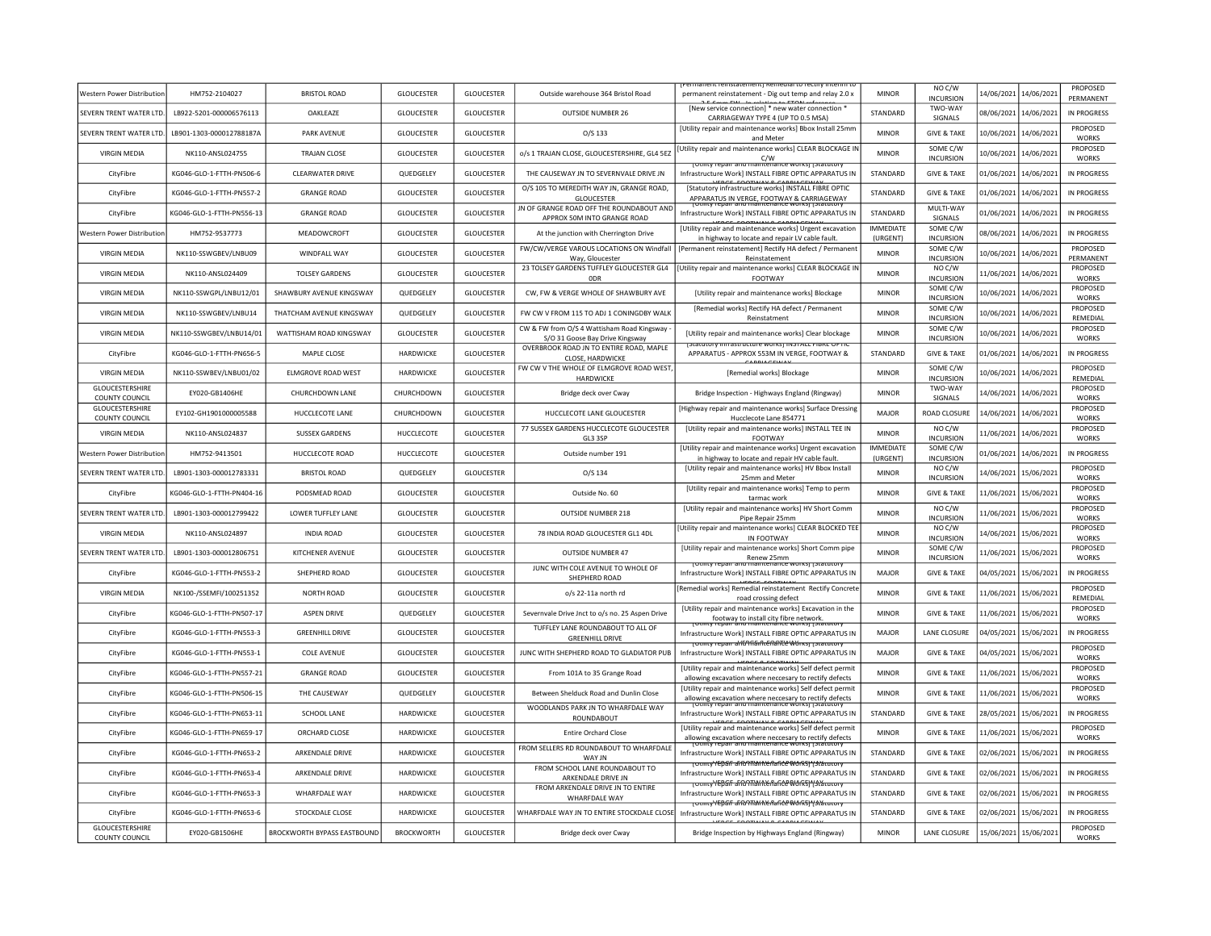| Western Power Distribution | HM752-2104027 | BRISTOL ROAD | GLOUCESTER | GLOUCESTER | Outside warehouse 364 Bristol Road | [Permanent reinstatement] Remedial to rectify interim to permanent reinstatement - Dig out temp and relay 2.0 x | MINOR | NO C/W INCURSION | 14/06/2021 | 14/06/2021 | PROPOSED PERMANENT |
|---|---|---|---|---|---|---|---|---|---|---|---|
| SEVERN TRENT WATER LTD. | LB922-5201-000006576113 | OAKLEAZE | GLOUCESTER | GLOUCESTER | OUTSIDE NUMBER 26 | [New service connection] * new water connection * CARRIAGEWAY TYPE 4 (UP TO 0.5 MSA) | STANDARD | TWO-WAY SIGNALS | 08/06/2021 | 14/06/2021 | IN PROGRESS |
| SEVERN TRENT WATER LTD. | LB901-1303-000012788187A | PARK AVENUE | GLOUCESTER | GLOUCESTER | O/S 133 | [Utility repair and maintenance works] Bbox Install 25mm and Meter | MINOR | GIVE & TAKE | 10/06/2021 | 14/06/2021 | PROPOSED WORKS |
| VIRGIN MEDIA | NK110-ANSL024755 | TRAJAN CLOSE | GLOUCESTER | GLOUCESTER | o/s 1 TRAJAN CLOSE, GLOUCESTERSHIRE, GL4 5EZ | [Utility repair and maintenance works] CLEAR BLOCKAGE IN C/W | MINOR | SOME C/W INCURSION | 10/06/2021 | 14/06/2021 | PROPOSED WORKS |
| CityFibre | KG046-GLO-1-FTTH-PN506-6 | CLEARWATER DRIVE | QUEDGELEY | GLOUCESTER | THE CAUSEWAY JN TO SEVERNVALE DRIVE JN | [Utility repair and maintenance works] [Statutory Infrastructure Work] INSTALL FIBRE OPTIC APPARATUS IN VERGE, FOOTWAY & CARRIAGEWAY | STANDARD | GIVE & TAKE | 01/06/2021 | 14/06/2021 | IN PROGRESS |
| CityFibre | KG046-GLO-1-FTTH-PN557-2 | GRANGE ROAD | GLOUCESTER | GLOUCESTER | O/S 105 TO MEREDITH WAY JN, GRANGE ROAD, GLOUCESTER | [Statutory infrastructure works] INSTALL FIBRE OPTIC APPARATUS IN VERGE, FOOTWAY & CARRIAGEWAY | STANDARD | GIVE & TAKE | 01/06/2021 | 14/06/2021 | IN PROGRESS |
| CityFibre | KG046-GLO-1-FTTH-PN556-13 | GRANGE ROAD | GLOUCESTER | GLOUCESTER | JN OF GRANGE ROAD OFF THE ROUNDABOUT AND APPROX 50M INTO GRANGE ROAD | [Utility repair and maintenance works] [Statutory Infrastructure Work] INSTALL FIBRE OPTIC APPARATUS IN VERGE, FOOTWAY & CARRIAGEWAY | STANDARD | MULTI-WAY SIGNALS | 01/06/2021 | 14/06/2021 | IN PROGRESS |
| Western Power Distribution | HM752-9537773 | MEADOWCROFT | GLOUCESTER | GLOUCESTER | At the junction with Cherrington Drive | [Utility repair and maintenance works] Urgent excavation in highway to locate and repair LV cable fault. | IMMEDIATE (URGENT) | SOME C/W INCURSION | 08/06/2021 | 14/06/2021 | IN PROGRESS |
| VIRGIN MEDIA | NK110-SSWGBEV/LNBU09 | WINDFALL WAY | GLOUCESTER | GLOUCESTER | FW/CW/VERGE VAROUS LOCATIONS ON Windfall Way, Gloucester | [Permanent reinstatement] Rectify HA defect / Permanent Reinstatement | MINOR | SOME C/W INCURSION | 10/06/2021 | 14/06/2021 | PROPOSED PERMANENT |
| VIRGIN MEDIA | NK110-ANSL024409 | TOLSEY GARDENS | GLOUCESTER | GLOUCESTER | 23 TOLSEY GARDENS TUFFLEY GLOUCESTER GL4 0DR | [Utility repair and maintenance works] CLEAR BLOCKAGE IN FOOTWAY | MINOR | NO C/W INCURSION | 11/06/2021 | 14/06/2021 | PROPOSED WORKS |
| VIRGIN MEDIA | NK110-SSWGPL/LNBU12/01 | SHAWBURY AVENUE KINGSWAY | QUEDGELEY | GLOUCESTER | CW, FW & VERGE WHOLE OF SHAWBURY AVE | [Utility repair and maintenance works] Blockage | MINOR | SOME C/W INCURSION | 10/06/2021 | 14/06/2021 | PROPOSED WORKS |
| VIRGIN MEDIA | NK110-SSWGBEV/LNBU14 | THATCHAM AVENUE KINGSWAY | QUEDGELEY | GLOUCESTER | FW CW V FROM 115 TO ADJ 1 CONINGDBY WALK | [Remedial works] Rectify HA defect / Permanent Reinstatment | MINOR | SOME C/W INCURSION | 10/06/2021 | 14/06/2021 | PROPOSED REMEDIAL |
| VIRGIN MEDIA | NK110-SSWGBEV/LNBU14/01 | WATTISHAM ROAD KINGSWAY | GLOUCESTER | GLOUCESTER | CW & FW from O/S 4 Wattisham Road Kingsway - S/O 31 Goose Bay Drive Kingsway | [Utility repair and maintenance works] Clear blockage | MINOR | SOME C/W INCURSION | 10/06/2021 | 14/06/2021 | PROPOSED WORKS |
| CityFibre | KG046-GLO-1-FTTH-PN656-5 | MAPLE CLOSE | HARDWICKE | GLOUCESTER | OVERBROOK ROAD JN TO ENTIRE ROAD, MAPLE CLOSE, HARDWICKE | [Statutory infrastructure works] INSTALL FIBRE OPTIC APPARATUS - APPROX 553M IN VERGE, FOOTWAY & CARRIAGEWAY | STANDARD | GIVE & TAKE | 01/06/2021 | 14/06/2021 | IN PROGRESS |
| VIRGIN MEDIA | NK110-SSWBEV/LNBU01/02 | ELMGROVE ROAD WEST | HARDWICKE | GLOUCESTER | FW CW V THE WHOLE OF ELMGROVE ROAD WEST, HARDWICKE | [Remedial works] Blockage | MINOR | SOME C/W INCURSION | 10/06/2021 | 14/06/2021 | PROPOSED REMEDIAL |
| GLOUCESTERSHIRE COUNTY COUNCIL | EY020-GB1406HE | CHURCHDOWN LANE | CHURCHDOWN | GLOUCESTER | Bridge deck over Cway | Bridge Inspection - Highways England (Ringway) | MINOR | TWO-WAY SIGNALS | 14/06/2021 | 14/06/2021 | PROPOSED WORKS |
| GLOUCESTERSHIRE COUNTY COUNCIL | EY102-GH1901000005588 | HUCCLECOTE LANE | CHURCHDOWN | GLOUCESTER | HUCCLECOTE LANE GLOUCESTER | [Highway repair and maintenance works] Surface Dressing Hucclecote Lane 854771 | MAJOR | ROAD CLOSURE | 14/06/2021 | 14/06/2021 | PROPOSED WORKS |
| VIRGIN MEDIA | NK110-ANSL024837 | SUSSEX GARDENS | HUCCLECOTE | GLOUCESTER | 77 SUSSEX GARDENS HUCCLECOTE GLOUCESTER GL3 3SP | [Utility repair and maintenance works] INSTALL TEE IN FOOTWAY | MINOR | NO C/W INCURSION | 11/06/2021 | 14/06/2021 | PROPOSED WORKS |
| Western Power Distribution | HM752-9413501 | HUCCLECOTE ROAD | HUCCLECOTE | GLOUCESTER | Outside number 191 | [Utility repair and maintenance works] Urgent excavation in highway to locate and repair HV cable fault. | IMMEDIATE (URGENT) | SOME C/W INCURSION | 01/06/2021 | 14/06/2021 | IN PROGRESS |
| SEVERN TRENT WATER LTD. | LB901-1303-000012783331 | BRISTOL ROAD | QUEDGELEY | GLOUCESTER | O/S 134 | [Utility repair and maintenance works] HV Bbox Install 25mm and Meter | MINOR | NO C/W INCURSION | 14/06/2021 | 15/06/2021 | PROPOSED WORKS |
| CityFibre | KG046-GLO-1-FTTH-PN404-16 | PODSMEAD ROAD | GLOUCESTER | GLOUCESTER | Outside No. 60 | [Utility repair and maintenance works] Temp to perm tarmac work | MINOR | GIVE & TAKE | 11/06/2021 | 15/06/2021 | PROPOSED WORKS |
| SEVERN TRENT WATER LTD. | LB901-1303-000012799422 | LOWER TUFFLEY LANE | GLOUCESTER | GLOUCESTER | OUTSIDE NUMBER 218 | [Utility repair and maintenance works] HV Short Comm Pipe Repair 25mm | MINOR | NO C/W INCURSION | 11/06/2021 | 15/06/2021 | PROPOSED WORKS |
| VIRGIN MEDIA | NK110-ANSL024897 | INDIA ROAD | GLOUCESTER | GLOUCESTER | 78 INDIA ROAD GLOUCESTER GL1 4DL | [Utility repair and maintenance works] CLEAR BLOCKED TEE IN FOOTWAY | MINOR | NO C/W INCURSION | 14/06/2021 | 15/06/2021 | PROPOSED WORKS |
| SEVERN TRENT WATER LTD. | LB901-1303-000012806751 | KITCHENER AVENUE | GLOUCESTER | GLOUCESTER | OUTSIDE NUMBER 47 | [Utility repair and maintenance works] Short Comm pipe Renew 25mm | MINOR | SOME C/W INCURSION | 11/06/2021 | 15/06/2021 | PROPOSED WORKS |
| CityFibre | KG046-GLO-1-FTTH-PN553-2 | SHEPHERD ROAD | GLOUCESTER | GLOUCESTER | JUNC WITH COLE AVENUE TO WHOLE OF SHEPHERD ROAD | [Utility repair and maintenance works] [Statutory Infrastructure Work] INSTALL FIBRE OPTIC APPARATUS IN VERGE, FOOTWAY | MAJOR | GIVE & TAKE | 04/05/2021 | 15/06/2021 | IN PROGRESS |
| VIRGIN MEDIA | NK100-/SSEMFI/100251352 | NORTH ROAD | GLOUCESTER | GLOUCESTER | o/s 22-11a north rd | [Remedial works] Remedial reinstatement Rectify Concrete road crossing defect | MINOR | GIVE & TAKE | 11/06/2021 | 15/06/2021 | PROPOSED REMEDIAL |
| CityFibre | KG046-GLO-1-FTTH-PN507-17 | ASPEN DRIVE | QUEDGELEY | GLOUCESTER | Severnvale Drive Jnct to o/s no. 25 Aspen Drive | [Utility repair and maintenance works] Excavation in the footway to install city fibre network. | MINOR | GIVE & TAKE | 11/06/2021 | 15/06/2021 | PROPOSED WORKS |
| CityFibre | KG046-GLO-1-FTTH-PN553-3 | GREENHILL DRIVE | GLOUCESTER | GLOUCESTER | TUFFLEY LANE ROUNDABOUT TO ALL OF GREENHILL DRIVE | [Utility repair and maintenance works] [Statutory Infrastructure Work] INSTALL FIBRE OPTIC APPARATUS IN VERGE, FOOTWAY | MAJOR | LANE CLOSURE | 04/05/2021 | 15/06/2021 | IN PROGRESS |
| CityFibre | KG046-GLO-1-FTTH-PN553-1 | COLE AVENUE | GLOUCESTER | GLOUCESTER | JUNC WITH SHEPHERD ROAD TO GLADIATOR PUB | [Utility repair and maintenance works] [Statutory Infrastructure Work] INSTALL FIBRE OPTIC APPARATUS IN VERGE & FOOTWAY | MAJOR | GIVE & TAKE | 04/05/2021 | 15/06/2021 | PROPOSED WORKS |
| CityFibre | KG046-GLO-1-FTTH-PN557-21 | GRANGE ROAD | GLOUCESTER | GLOUCESTER | From 101A to 35 Grange Road | [Utility repair and maintenance works] Self defect permit allowing excavation where neccesary to rectify defects | MINOR | GIVE & TAKE | 11/06/2021 | 15/06/2021 | PROPOSED WORKS |
| CityFibre | KG046-GLO-1-FTTH-PN506-15 | THE CAUSEWAY | QUEDGELEY | GLOUCESTER | Between Shelduck Road and Dunlin Close | [Utility repair and maintenance works] Self defect permit allowing excavation where neccesary to rectify defects | MINOR | GIVE & TAKE | 11/06/2021 | 15/06/2021 | PROPOSED WORKS |
| CityFibre | KG046-GLO-1-FTTH-PN653-11 | SCHOOL LANE | HARDWICKE | GLOUCESTER | WOODLANDS PARK JN TO WHARFDALE WAY ROUNDABOUT | [Utility repair and maintenance works] [Statutory Infrastructure Work] INSTALL FIBRE OPTIC APPARATUS IN VERGE, FOOTWAY & CARRIAGEWAY | STANDARD | GIVE & TAKE | 28/05/2021 | 15/06/2021 | IN PROGRESS |
| CityFibre | KG046-GLO-1-FTTH-PN659-17 | ORCHARD CLOSE | HARDWICKE | GLOUCESTER | Entire Orchard Close | [Utility repair and maintenance works] Self defect permit allowing excavation where neccesary to rectify defects | MINOR | GIVE & TAKE | 11/06/2021 | 15/06/2021 | PROPOSED WORKS |
| CityFibre | KG046-GLO-1-FTTH-PN653-2 | ARKENDALE DRIVE | HARDWICKE | GLOUCESTER | FROM SELLERS RD ROUNDABOUT TO WHARFDALE WAY JN | [Utility repair and maintenance works] [Statutory Infrastructure Work] INSTALL FIBRE OPTIC APPARATUS IN VERGE, FOOTWAY & CARRIAGEWAY | STANDARD | GIVE & TAKE | 02/06/2021 | 15/06/2021 | IN PROGRESS |
| CityFibre | KG046-GLO-1-FTTH-PN653-4 | ARKENDALE DRIVE | HARDWICKE | GLOUCESTER | FROM SCHOOL LANE ROUNDABOUT TO ARKENDALE DRIVE JN | [Utility repair and maintenance works] [Statutory Infrastructure Work] INSTALL FIBRE OPTIC APPARATUS IN VERGE, FOOTWAY & CARRIAGEWAY | STANDARD | GIVE & TAKE | 02/06/2021 | 15/06/2021 | IN PROGRESS |
| CityFibre | KG046-GLO-1-FTTH-PN653-3 | WHARFDALE WAY | HARDWICKE | GLOUCESTER | FROM ARKENDALE DRIVE JN TO ENTIRE WHARFDALE WAY | [Utility repair and maintenance works] [Statutory Infrastructure Work] INSTALL FIBRE OPTIC APPARATUS IN VERGE, FOOTWAY & CARRIAGEWAY | STANDARD | GIVE & TAKE | 02/06/2021 | 15/06/2021 | IN PROGRESS |
| CityFibre | KG046-GLO-1-FTTH-PN653-6 | STOCKDALE CLOSE | HARDWICKE | GLOUCESTER | WHARFDALE WAY JN TO ENTIRE STOCKDALE CLOSE | [Utility repair and maintenance works] [Statutory Infrastructure Work] INSTALL FIBRE OPTIC APPARATUS IN VERGE, FOOTWAY & CARRIAGEWAY | STANDARD | GIVE & TAKE | 02/06/2021 | 15/06/2021 | IN PROGRESS |
| GLOUCESTERSHIRE COUNTY COUNCIL | EY020-GB1506HE | BROCKWORTH BYPASS EASTBOUND | BROCKWORTH | GLOUCESTER | Bridge deck over Cway | Bridge Inspection by Highways England (Ringway) | MINOR | LANE CLOSURE | 15/06/2021 | 15/06/2021 | PROPOSED WORKS |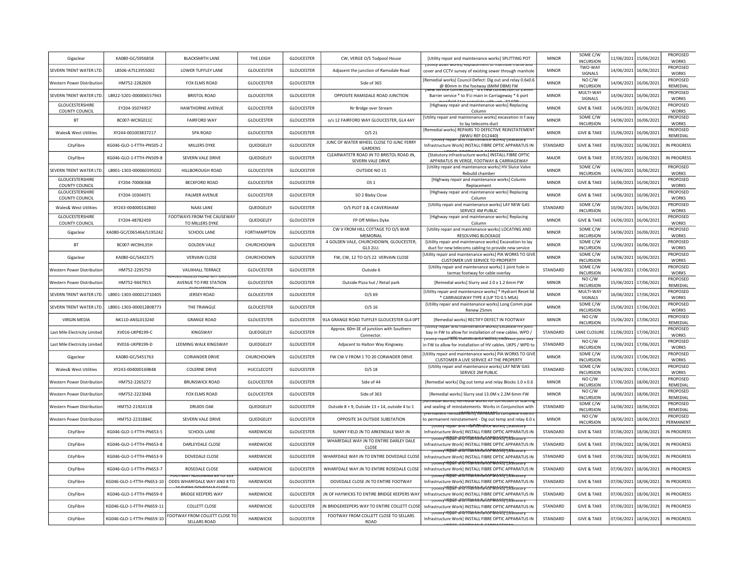| Gigaclear | KA080-GC/S956858 | BLACKSMITH LANE | THE LEIGH | GLOUCESTER | CW, VERGE O/S Todpool House | [Utility repair and maintenance works] SPLITTING POT | MINOR | SOME C/W INCURSION | 11/06/2021 | 15/06/2021 | PROPOSED WORKS |
|---|---|---|---|---|---|---|---|---|---|---|---|
| SEVERN TRENT WATER LTD. | LB506-A7S13955002 | LOWER TUFFLEY LANE | GLOUCESTER | GLOUCESTER | Adjacent the junction of Ramsdale Road | [Utility asset works] Replacement of manhole frame and cover and CCTV survey of existing sewer through manhole | MINOR | TWO-WAY SIGNALS | 14/06/2021 | 16/06/2021 | PROPOSED WORKS |
| Western Power Distribution | HM752-2282609 | FOX ELMS ROAD | GLOUCESTER | GLOUCESTER | Side of 365 | [Remedial works] Council Defect: Dig out and relay 0.6x0.6 @ 80mm in the footway (6MM DBM) FW | MINOR | NO C/W INCURSION | 14/06/2021 | 16/06/2021 | PROPOSED REMEDIAL |
| SEVERN TRENT WATER LTD. | LB922-5201-000006557943 | BRISTOL ROAD | GLOUCESTER | GLOUCESTER | OPPOSITE RAMSDALE ROAD JUNCTION | [New service connection] * 6 x new connection of 25mm Barrier service * to 9'ci main in Carriageway * 6 port manifold 11m complete with unit - X2 FDP | MINOR | MULTI-WAY SIGNALS | 14/06/2021 | 16/06/2021 | PROPOSED WORKS |
| GLOUCESTERSHIRE COUNTY COUNCIL | EY204-35074957 | HAWTHORNE AVENUE | GLOUCESTER | GLOUCESTER | Nr Bridge over Stream | [Highway repair and maintenance works] Replacing Column | MINOR | GIVE & TAKE | 14/06/2021 | 16/06/2021 | PROPOSED WORKS |
| BT | BC007-WC9G011C | FAIRFORD WAY | GLOUCESTER | GLOUCESTER | o/s 12 FAIRFORD WAY GLOUCESTER, GL4 4AY | [Utility repair and maintenance works] excavation in f.way to lay telecoms duct | MINOR | SOME C/W INCURSION | 14/06/2021 | 16/06/2021 | PROPOSED WORKS |
| Wales& West Utilities | XY244-001003837217 | SPA ROAD | GLOUCESTER | GLOUCESTER | O/S 21 | [Remedial works] REPAIRS TO DEFECTIVE REINSTATEMENT (WWU REF:D12440) | MINOR | GIVE & TAKE | 15/06/2021 | 16/06/2021 | PROPOSED REMEDIAL |
| CityFibre | KG046-GLO-1-FTTH-PN505-2 | MILLERS DYKE | QUEDGELEY | GLOUCESTER | JUNC OF WATER WHEEL CLOSE TO JUNC FERRY GARDENS | [Utility repair and maintenance works] [Statutory Infrastructure Work] INSTALL FIBRE OPTIC APPARATUS IN VERGE, FOOTWAY & CARRIAGEWAY | STANDARD | GIVE & TAKE | 03/06/2021 | 16/06/2021 | IN PROGRESS |
| CityFibre | KG046-GLO-1-FTTH-PN509-8 | SEVERN VALE DRIVE | QUEDGELEY | GLOUCESTER | CLEARWATETR ROAD JN TO BRISTOL ROAD JN, SEVERN VALE DRIVE | [Statutory infrastructure works] INSTALL FIBRE OPTIC APPARATUS IN VERGE, FOOTWAY & CARRIAGEWAY | MAJOR | GIVE & TAKE | 07/05/2021 | 16/06/2021 | IN PROGRESS |
| SEVERN TRENT WATER LTD. | LB901-1303-000060395032 | HILLBOROUGH ROAD | GLOUCESTER | GLOUCESTER | OUTSIDE NO 15 | [Utility repair and maintenance works] HV Sluice Valve Rebuild chamber | MINOR | SOME C/W INCURSION | 14/06/2021 | 16/06/2021 | PROPOSED WORKS |
| GLOUCESTERSHIRE COUNTY COUNCIL | EY204-70008368 | BECKFORD ROAD | GLOUCESTER | GLOUCESTER | OS 1 | [Highway repair and maintenance works] Column Replacement | MINOR | GIVE & TAKE | 14/06/2021 | 16/06/2021 | PROPOSED WORKS |
| GLOUCESTERSHIRE COUNTY COUNCIL | EY204-10304071 | PALMER AVENUE | GLOUCESTER | GLOUCESTER | SO 2 Blaby Close | [Highway repair and maintenance works] Replacing Column | MINOR | GIVE & TAKE | 14/06/2021 | 16/06/2021 | PROPOSED WORKS |
| Wales& West Utilities | XY243-004000162860 | NAAS LANE | QUEDGELEY | GLOUCESTER | O/S PLOT 3 & 4 CAVERSHAM | [Utility repair and maintenance works] LAY NEW GAS SERVICE 4M PUBLIC | STANDARD | SOME C/W INCURSION | 10/06/2021 | 16/06/2021 | PROPOSED WORKS |
| GLOUCESTERSHIRE COUNTY COUNCIL | EY204-48782459 | FOOTWAYS FROM THE CAUSEWAY TO MILLERS DYKE | QUEDGELEY | GLOUCESTER | FP Off Millers Dyke | [Highway repair and maintenance works] Replacing Column | MINOR | GIVE & TAKE | 14/06/2021 | 16/06/2021 | PROPOSED WORKS |
| Gigaclear | KA080-GC/C065464/S195242 | SCHOOL LANE | FORTHAMPTON | GLOUCESTER | CW V FROM HILL COTTAGE TO O/S WAR MEMORIAL | [Utility repair and maintenance works] LOCATING AND RESOLVING BLOCKAGE | MINOR | SOME C/W INCURSION | 14/06/2021 | 16/06/2021 | PROPOSED WORKS |
| BT | BC007-WC9HL35H | GOLDEN VALE | CHURCHDOWN | GLOUCESTER | 4 GOLDEN VALE, CHURCHDOWN, GLOUCESTER, GL3 2LU. | [Utility repair and maintenance works] Excavation to lay duct for new telecoms cabling to provide new service | MINOR | SOME C/W INCURSION | 12/06/2021 | 16/06/2021 | PROPOSED WORKS |
| Gigaclear | KA080-GC/S442375 | VERVAIN CLOSE | CHURCHDOWN | GLOUCESTER | FW, CW, 12 TO O/S 22 VERVAIN CLOSE | [Utility repair and maintenance works] PIA WORKS TO GIVE CUSTOMER LIVE SERVICE TO PROPERTY | MINOR | SOME C/W INCURSION | 14/06/2021 | 16/06/2021 | PROPOSED WORKS |
| Western Power Distribution | HM752-2295750 | VAUXHALL TERRACE | GLOUCESTER | GLOUCESTER | Outside 6 | [Utility repair and maintenance works] 1 joint hole in tarmac footway for cable overlay | STANDARD | SOME C/W INCURSION | 14/06/2021 | 17/06/2021 | PROPOSED WORKS |
| Western Power Distribution | HM752-9447915 | 464520 ACCESS ROAD OFF EASTERN AVENUE TO FIRE STATION GLOUCESTER | GLOUCESTER | GLOUCESTER | Outside Pizza hut / Retail park | [Remedial works] Slurry seal 2.0 x 1.2 6mm FW | MINOR | NO C/W INCURSION | 15/06/2021 | 17/06/2021 | PROPOSED REMEDIAL |
| SEVERN TRENT WATER LTD. | LB901-1303-000012710405 | JERSEY ROAD | GLOUCESTER | GLOUCESTER | O/S 69 | [Utility repair and maintenance works] * Hydrant Reset lid * CARRIAGEWAY TYPE 4 (UP TO 0.5 MSA) | MINOR | MULTI-WAY SIGNALS | 16/06/2021 | 17/06/2021 | PROPOSED WORKS |
| SEVERN TRENT WATER LTD. | LB901-1303-000012808773 | THE TRIANGLE | GLOUCESTER | GLOUCESTER | O/S 16 | [Utility repair and maintenance works] Long Comm pipe Renew 25mm | MINOR | SOME C/W INCURSION | 15/06/2021 | 17/06/2021 | PROPOSED WORKS |
| VIRGIN MEDIA | NK110-ANSL013240 | GRANGE ROAD | GLOUCESTER | GLOUCESTER | 91A GRANGE ROAD TUFFLEY GLOUCESTER GL4 0PT | [Remedial works] RECTIFY DEFECT IN FOOTWAY | MINOR | NO C/W INCURSION | 15/06/2021 | 17/06/2021 | PROPOSED REMEDIAL |
| Last Mile Electricity Limited | XV016-UKP8199-C | KINGSWAY | QUEDGELEY | GLOUCESTER | Approx. 60m SE of junction with Southern Connector. | [Utility repair and maintenance works] Excavate HV joint bay in FW to allow for installation of new cables. WPD / UKPS to carry out jointing works. | STANDARD | LANE CLOSURE | 11/06/2021 | 17/06/2021 | PROPOSED WORKS |
| Last Mile Electricity Limited | XV016-UKP8199-D | LEEMING WALK KINGSWAY | QUEDGELEY | GLOUCESTER | Adjacent to Halton Way Kingsway. | [Utility repair and maintenance works] Excavate joint bay in FW to allow for installation of HV cables. UKPS / WPD to carry out jointing works. | STANDARD | NO C/W INCURSION | 11/06/2021 | 17/06/2021 | PROPOSED WORKS |
| Gigaclear | KA080-GC/S451763 | CORIANDER DRIVE | CHURCHDOWN | GLOUCESTER | FW CW V FROM 1 TO 20 CORIANDER DRIVE | [Utility repair and maintenance works] PIA WORKS TO GIVE CUSTOMER A LIVE SERVICE AT THE PROPERTY | MINOR | SOME C/W INCURSION | 15/06/2021 | 17/06/2021 | PROPOSED WORKS |
| Wales& West Utilities | XY243-004000169848 | COLERNE DRIVE | HUCCLECOTE | GLOUCESTER | O/S 18 | [Utility repair and maintenance works] LAY NEW GAS SERVICE 2M PUBLIC | STANDARD | SOME C/W INCURSION | 14/06/2021 | 17/06/2021 | PROPOSED WORKS |
| Western Power Distribution | HM752-2265272 | BRUNSWICK ROAD | GLOUCESTER | GLOUCESTER | Side of 44 | [Remedial works] Dig out temp and relay Blocks 1.0 x 0.6 | MINOR | NO C/W INCURSION | 17/06/2021 | 18/06/2021 | PROPOSED REMEDIAL |
| Western Power Distribution | HM752-2223048 | FOX ELMS ROAD | GLOUCESTER | GLOUCESTER | Side of 363 | [Remedial works] Slurry seal 13.0M x 2.2M 6mm FW | MINOR | NO C/W INCURSION | 16/06/2021 | 18/06/2021 | PROPOSED REMEDIAL |
| Western Power Distribution | HM752-2192411B | DRUIDS OAK | QUEDGELEY | GLOUCESTER | Outside 8 + 9, Outside 13 + 14, outside 4 to 1 | [Remedial works] Remedial works for correction of Ironwork and sealing of reinstatements Works in Conjunction with 2192411 | STANDARD | SOME C/W INCURSION | 14/06/2021 | 18/06/2021 | PROPOSED REMEDIAL |
| Western Power Distribution | HM752-2231884C | SEVERN VALE DRIVE | QUEDGELEY | GLOUCESTER | OPPOSITE 34 OUTSIDE SUBSTATION | [Permanent reinstatement] Remediation to complete interim to permanent reinstatement - Dig out temp and relay 6.0 x 0.6 FW | MINOR | NO C/W INCURSION | 18/06/2021 | 18/06/2021 | PROPOSED PERMANENT |
| CityFibre | KG046-GLO-1-FTTH-PN653-5 | SCHOOL LANE | HARDWICKE | GLOUCESTER | SUNNY FIELD JN TO ARKENDALE WAY JN | [Utility repair and maintenance works] [Statutory Infrastructure Work] INSTALL FIBRE OPTIC APPARATUS IN VERGE, FOOTWAY & CARRIAGEWAY | STANDARD | GIVE & TAKE | 07/06/2021 | 18/06/2021 | IN PROGRESS |
| CityFibre | KG046-GLO-1-FTTH-PN653-8 | DARLEYDALE CLOSE | HARDWICKE | GLOUCESTER | WHARFDALE WAY JN TO ENTIRE DARLEY DALE CLOSE | [Utility repair and maintenance works] [Statutory Infrastructure Work] INSTALL FIBRE OPTIC APPARATUS IN VERGE, FOOTWAY & CARRIAGEWAY | STANDARD | GIVE & TAKE | 07/06/2021 | 18/06/2021 | IN PROGRESS |
| CityFibre | KG046-GLO-1-FTTH-PN653-9 | DOVEDALE CLOSE | HARDWICKE | GLOUCESTER | WHARFDALE WAY JN TO ENTIRE DOVEDALE CLOSE | [Utility repair and maintenance works] [Statutory Infrastructure Work] INSTALL FIBRE OPTIC APPARATUS IN VERGE, FOOTWAY & CARRIAGEWAY | STANDARD | GIVE & TAKE | 07/06/2021 | 18/06/2021 | IN PROGRESS |
| CityFibre | KG046-GLO-1-FTTH-PN653-7 | ROSEDALE CLOSE | HARDWICKE | GLOUCESTER | WHARFDALE WAY JN TO ENTIRE ROSEDALE CLOSE | [Utility repair and maintenance works] [Statutory Infrastructure Work] INSTALL FIBRE OPTIC APPARATUS IN VERGE, FOOTWAY & CARRIAGEWAY | STANDARD | GIVE & TAKE | 07/06/2021 | 18/06/2021 | IN PROGRESS |
| CityFibre | KG046-GLO-1-FTTH-PN653-10 | FOOTWAY ADJOINING 89 TO 103 ODDS WHARFDALE WAY AND 8 TO 24 EVENS DOVEDALE CLOSE | HARDWICKE | GLOUCESTER | DOVEDALE CLOSE JN TO ENTIRE FOOTWAY | [Utility repair and maintenance works] [Statutory Infrastructure Work] INSTALL FIBRE OPTIC APPARATUS IN VERGE, FOOTWAY & CARRIAGEWAY | STANDARD | GIVE & TAKE | 07/06/2021 | 18/06/2021 | IN PROGRESS |
| CityFibre | KG046-GLO-1-FTTH-PN659-9 | BRIDGE KEEPERS WAY | HARDWICKE | GLOUCESTER | JN OF HAYWICKS TO ENTIRE BRIDGE KEEPERS WAY | [Utility repair and maintenance works] [Statutory Infrastructure Work] INSTALL FIBRE OPTIC APPARATUS IN VERGE, FOOTWAY & CARRIAGEWAY | STANDARD | GIVE & TAKE | 07/06/2021 | 18/06/2021 | IN PROGRESS |
| CityFibre | KG046-GLO-1-FTTH-PN659-11 | COLLETT CLOSE | HARDWICKE | GLOUCESTER | JN BRIDGEKEEPERS WAY TO ENTIRE COLLETT CLOSE | [Utility repair and maintenance works] [Statutory Infrastructure Work] INSTALL FIBRE OPTIC APPARATUS IN VERGE, FOOTWAY & CARRIAGEWAY | STANDARD | GIVE & TAKE | 07/06/2021 | 18/06/2021 | IN PROGRESS |
| CityFibre | KG046-GLO-1-FTTH-PN659-10 | FOOTWAY FROM COLLETT CLOSE TO SELLARS ROAD | HARDWICKE | GLOUCESTER | FOOTWAY FROM COLLETT CLOSE TO SELLARS ROAD | [Utility repair and maintenance works] [Statutory Infrastructure Work] INSTALL FIBRE OPTIC APPARATUS IN VERGE, FOOTWAY & CARRIAGEWAY | STANDARD | GIVE & TAKE | 07/06/2021 | 18/06/2021 | IN PROGRESS |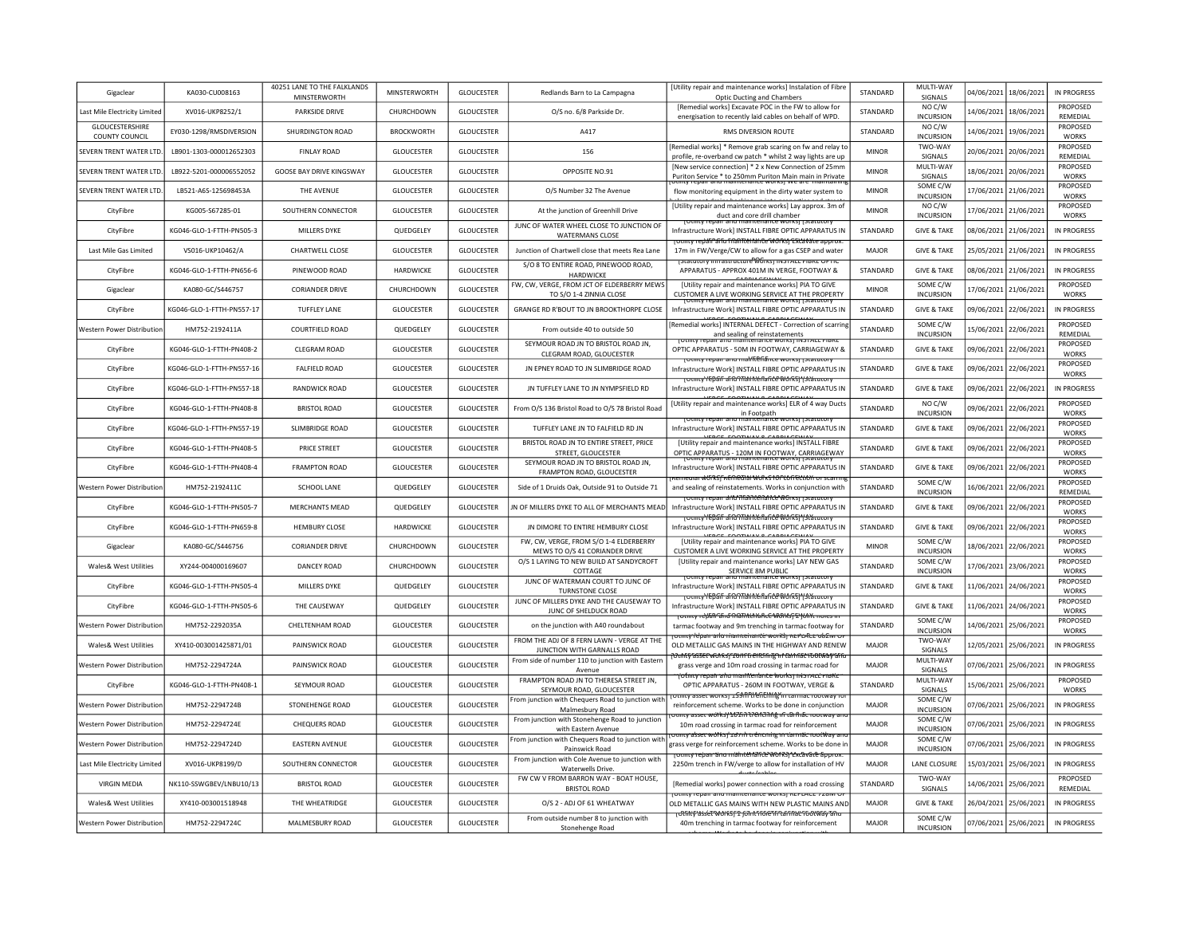| Gigaclear | KA030-CU008163 | 40251 LANE TO THE FALKLANDS MINSTERWORTH | MINSTERWORTH | GLOUCESTER | Redlands Barn to La Campagna | [Utility repair and maintenance works] Instalation of Fibre Optic Ducting and Chambers | STANDARD | MULTI-WAY SIGNALS | 04/06/2021 | 18/06/2021 | IN PROGRESS |
|---|---|---|---|---|---|---|---|---|---|---|---|
| Last Mile Electricity Limited | XV016-UKP8252/1 | PARKSIDE DRIVE | CHURCHDOWN | GLOUCESTER | O/S no. 6/8 Parkside Dr. | [Remedial works] Excavate POC in the FW to allow for energisation to recently laid cables on behalf of WPD. | STANDARD | NO C/W INCURSION | 14/06/2021 | 18/06/2021 | PROPOSED REMEDIAL |
| GLOUCESTERSHIRE COUNTY COUNCIL | EY030-1298/RMSDIVERSION | SHURDINGTON ROAD | BROCKWORTH | GLOUCESTER | A417 | RMS DIVERSION ROUTE | STANDARD | NO C/W INCURSION | 14/06/2021 | 19/06/2021 | PROPOSED WORKS |
| SEVERN TRENT WATER LTD. | LB901-1303-000012652303 | FINLAY ROAD | GLOUCESTER | GLOUCESTER | 156 | [Remedial works] * Remove grab scaring on fw and relay to profile, re-overband cw patch * whilst 2 way lights are up | MINOR | TWO-WAY SIGNALS | 20/06/2021 | 20/06/2021 | PROPOSED REMEDIAL |
| SEVERN TRENT WATER LTD. | LB922-5201-000006552052 | GOOSE BAY DRIVE KINGSWAY | GLOUCESTER | GLOUCESTER | OPPOSITE NO.91 | [New service connection] * 2 x New Connection of 25mm Puriton Service * to 250mm Puriton Main main in Private | MINOR | MULTI-WAY SIGNALS | 18/06/2021 | 20/06/2021 | PROPOSED WORKS |
| SEVERN TRENT WATER LTD. | LB521-A6S-125698453A | THE AVENUE | GLOUCESTER | GLOUCESTER | O/S Number 32 The Avenue | [Utility repair and maintenance works] We are maintaining flow monitoring equipment in the dirty water system to | MINOR | SOME C/W INCURSION | 17/06/2021 | 21/06/2021 | PROPOSED WORKS |
| CityFibre | KG005-S67285-01 | SOUTHERN CONNECTOR | GLOUCESTER | GLOUCESTER | At the junction of Greenhill Drive | [Utility repair and maintenance works] Lay approx. 3m of duct and core drill chamber | MINOR | NO C/W INCURSION | 17/06/2021 | 21/06/2021 | PROPOSED WORKS |
| CityFibre | KG046-GLO-1-FTTH-PN505-3 | MILLERS DYKE | QUEDGELEY | GLOUCESTER | JUNC OF WATER WHEEL CLOSE TO JUNCTION OF WATERMANS CLOSE | [Utility repair and maintenance works] [Statutory Infrastructure Work] INSTALL FIBRE OPTIC APPARATUS IN | STANDARD | GIVE & TAKE | 08/06/2021 | 21/06/2021 | IN PROGRESS |
| Last Mile Gas Limited | VS016-UKP10462/A | CHARTWELL CLOSE | GLOUCESTER | GLOUCESTER | Junction of Chartwell close that meets Rea Lane | [Utility repair and maintenance works] Excavate approx. 17m in FW/Verge/CW to allow for a gas CSEP and water | MAJOR | GIVE & TAKE | 25/05/2021 | 21/06/2021 | IN PROGRESS |
| CityFibre | KG046-GLO-1-FTTH-PN656-6 | PINEWOOD ROAD | HARDWICKE | GLOUCESTER | S/O 8 TO ENTIRE ROAD, PINEWOOD ROAD, HARDWICKE | [Statutory Infrastructure Works] INSTALL FIBRE OPTIC APPARATUS - APPROX 401M IN VERGE, FOOTWAY & | STANDARD | GIVE & TAKE | 08/06/2021 | 21/06/2021 | IN PROGRESS |
| Gigaclear | KA080-GC/S446757 | CORIANDER DRIVE | CHURCHDOWN | GLOUCESTER | FW, CW, VERGE, FROM JCT OF ELDERBERRY MEWS TO S/O 1-4 ZINNIA CLOSE | [Utility repair and maintenance works] PIA TO GIVE CUSTOMER A LIVE WORKING SERVICE AT THE PROPERTY | MINOR | SOME C/W INCURSION | 17/06/2021 | 21/06/2021 | PROPOSED WORKS |
| CityFibre | KG046-GLO-1-FTTH-PN557-17 | TUFFLEY LANE | GLOUCESTER | GLOUCESTER | GRANGE RD R'BOUT TO JN BROOKTHORPE CLOSE | [Utility repair and maintenance works] [Statutory Infrastructure Work] INSTALL FIBRE OPTIC APPARATUS IN | STANDARD | GIVE & TAKE | 09/06/2021 | 22/06/2021 | IN PROGRESS |
| Western Power Distribution | HM752-2192411A | COURTFIELD ROAD | QUEDGELEY | GLOUCESTER | From outside 40 to outside 50 | [Remedial works] INTERNAL DEFECT - Correction of scarring and sealing of reinstatements | STANDARD | SOME C/W INCURSION | 15/06/2021 | 22/06/2021 | PROPOSED REMEDIAL |
| CityFibre | KG046-GLO-1-FTTH-PN408-2 | CLEGRAM ROAD | GLOUCESTER | GLOUCESTER | SEYMOUR ROAD JN TO BRISTOL ROAD JN, CLEGRAM ROAD, GLOUCESTER | [Utility repair and maintenance works] INSTALL FIBRE OPTIC APPARATUS - 50M IN FOOTWAY, CARRIAGEWAY & | STANDARD | GIVE & TAKE | 09/06/2021 | 22/06/2021 | PROPOSED WORKS |
| CityFibre | KG046-GLO-1-FTTH-PN557-16 | FALFIELD ROAD | GLOUCESTER | GLOUCESTER | JN EPNEY ROAD TO JN SLIMBRIDGE ROAD | [Utility repair and maintenance works] [Statutory Infrastructure Work] INSTALL FIBRE OPTIC APPARATUS IN | STANDARD | GIVE & TAKE | 09/06/2021 | 22/06/2021 | PROPOSED WORKS |
| CityFibre | KG046-GLO-1-FTTH-PN557-18 | RANDWICK ROAD | GLOUCESTER | GLOUCESTER | JN TUFFLEY LANE TO JN NYMPSFIELD RD | [Utility repair and maintenance works] [Statutory Infrastructure Work] INSTALL FIBRE OPTIC APPARATUS IN | STANDARD | GIVE & TAKE | 09/06/2021 | 22/06/2021 | IN PROGRESS |
| CityFibre | KG046-GLO-1-FTTH-PN408-8 | BRISTOL ROAD | GLOUCESTER | GLOUCESTER | From O/S 136 Bristol Road to O/S 78 Bristol Road | [Utility repair and maintenance works] ELR of 4 way Ducts in Footpath | STANDARD | NO C/W INCURSION | 09/06/2021 | 22/06/2021 | PROPOSED WORKS |
| CityFibre | KG046-GLO-1-FTTH-PN557-19 | SLIMBRIDGE ROAD | GLOUCESTER | GLOUCESTER | TUFFLEY LANE JN TO FALFIELD RD JN | [Utility repair and maintenance works] [Statutory Infrastructure Work] INSTALL FIBRE OPTIC APPARATUS IN | STANDARD | GIVE & TAKE | 09/06/2021 | 22/06/2021 | PROPOSED WORKS |
| CityFibre | KG046-GLO-1-FTTH-PN408-5 | PRICE STREET | GLOUCESTER | GLOUCESTER | BRISTOL ROAD JN TO ENTIRE STREET, PRICE STREET, GLOUCESTER | [Utility repair and maintenance works] INSTALL FIBRE OPTIC APPARATUS - 120M IN FOOTWAY, CARRIAGEWAY | STANDARD | GIVE & TAKE | 09/06/2021 | 22/06/2021 | PROPOSED WORKS |
| CityFibre | KG046-GLO-1-FTTH-PN408-4 | FRAMPTON ROAD | GLOUCESTER | GLOUCESTER | SEYMOUR ROAD JN TO BRISTOL ROAD JN, FRAMPTON ROAD, GLOUCESTER | [Utility repair and maintenance works] [Statutory Infrastructure Work] INSTALL FIBRE OPTIC APPARATUS IN | STANDARD | GIVE & TAKE | 09/06/2021 | 22/06/2021 | PROPOSED WORKS |
| Western Power Distribution | HM752-2192411C | SCHOOL LANE | QUEDGELEY | GLOUCESTER | Side of 1 Druids Oak, Outside 91 to Outside 71 | [Remedial works] INTERNAL DEFECT - Correction of scarring and sealing of reinstatements. Works in conjunction with | STANDARD | SOME C/W INCURSION | 16/06/2021 | 22/06/2021 | PROPOSED REMEDIAL |
| CityFibre | KG046-GLO-1-FTTH-PN505-7 | MERCHANTS MEAD | QUEDGELEY | GLOUCESTER | JN OF MILLERS DYKE TO ALL OF MERCHANTS MEAD | [Utility repair and maintenance works] [Statutory Infrastructure Work] INSTALL FIBRE OPTIC APPARATUS IN | STANDARD | GIVE & TAKE | 09/06/2021 | 22/06/2021 | PROPOSED WORKS |
| CityFibre | KG046-GLO-1-FTTH-PN659-8 | HEMBURY CLOSE | HARDWICKE | GLOUCESTER | JN DIMORE TO ENTIRE HEMBURY CLOSE | [Utility repair and maintenance works] [Statutory Infrastructure Work] INSTALL FIBRE OPTIC APPARATUS IN | STANDARD | GIVE & TAKE | 09/06/2021 | 22/06/2021 | PROPOSED WORKS |
| Gigaclear | KA080-GC/S446756 | CORIANDER DRIVE | CHURCHDOWN | GLOUCESTER | FW, CW, VERGE, FROM S/O 1-4 ELDERBERRY MEWS TO O/S 41 CORIANDER DRIVE | [Utility repair and maintenance works] PIA TO GIVE CUSTOMER A LIVE WORKING SERVICE AT THE PROPERTY | MINOR | SOME C/W INCURSION | 18/06/2021 | 22/06/2021 | PROPOSED WORKS |
| Wales& West Utilities | XY244-004000169607 | DANCEY ROAD | CHURCHDOWN | GLOUCESTER | O/S 1 LAYING TO NEW BUILD AT SANDYCROFT COTTAGE | [Utility repair and maintenance works] LAY NEW GAS SERVICE 8M PUBLIC | STANDARD | SOME C/W INCURSION | 17/06/2021 | 23/06/2021 | PROPOSED WORKS |
| CityFibre | KG046-GLO-1-FTTH-PN505-4 | MILLERS DYKE | QUEDGELEY | GLOUCESTER | JUNC OF WATERMAN COURT TO JUNC OF TURNSTONE CLOSE | [Utility repair and maintenance works] [Statutory Infrastructure Work] INSTALL FIBRE OPTIC APPARATUS IN | STANDARD | GIVE & TAKE | 11/06/2021 | 24/06/2021 | PROPOSED WORKS |
| CityFibre | KG046-GLO-1-FTTH-PN505-6 | THE CAUSEWAY | QUEDGELEY | GLOUCESTER | JUNC OF MILLERS DYKE AND THE CAUSEWAY TO JUNC OF SHELDUCK ROAD | [Utility repair and maintenance works] [Statutory Infrastructure Work] INSTALL FIBRE OPTIC APPARATUS IN | STANDARD | GIVE & TAKE | 11/06/2021 | 24/06/2021 | PROPOSED WORKS |
| Western Power Distribution | HM752-2292035A | CHELTENHAM ROAD | GLOUCESTER | GLOUCESTER | on the junction with A40 roundabout | [Utility repair and maintenance works] holes in tarmac footway and 9m trenching in tarmac footway for | STANDARD | SOME C/W INCURSION | 14/06/2021 | 25/06/2021 | PROPOSED WORKS |
| Wales& West Utilities | XY410-003001425871/01 | PAINSWICK ROAD | GLOUCESTER | GLOUCESTER | FROM THE ADJ OF 8 FERN LAWN - VERGE AT THE JUNCTION WITH GARNALLS ROAD | [Utility repair and maintenance works] REPLACE 480M OF OLD METALLIC GAS MAINS IN THE HIGHWAY AND RENEW | MAJOR | TWO-WAY SIGNALS | 12/05/2021 | 25/06/2021 | IN PROGRESS |
| Western Power Distribution | HM752-2294724A | PAINSWICK ROAD | GLOUCESTER | GLOUCESTER | From side of number 110 to junction with Eastern Avenue | [Utility asset works] 20m trenching in tarmac footway and grass verge and 10m road crossing in tarmac road for | MAJOR | MULTI-WAY SIGNALS | 07/06/2021 | 25/06/2021 | IN PROGRESS |
| CityFibre | KG046-GLO-1-FTTH-PN408-1 | SEYMOUR ROAD | GLOUCESTER | GLOUCESTER | FRAMPTON ROAD JN TO THERESA STREET JN, SEYMOUR ROAD, GLOUCESTER | [Utility repair and maintenance works] INSTALL FIBRE OPTIC APPARATUS - 260M IN FOOTWAY, VERGE & | STANDARD | MULTI-WAY SIGNALS | 15/06/2021 | 25/06/2021 | PROPOSED WORKS |
| Western Power Distribution | HM752-2294724B | STONEHENGE ROAD | GLOUCESTER | GLOUCESTER | From junction with Chequers Road to junction with Malmesbury Road | [Utility asset works] 159m trenching in tarmac footway for reinforcement scheme. Works to be done in conjunction | MAJOR | SOME C/W INCURSION | 07/06/2021 | 25/06/2021 | IN PROGRESS |
| Western Power Distribution | HM752-2294724E | CHEQUERS ROAD | GLOUCESTER | GLOUCESTER | From junction with Stonehenge Road to junction with Eastern Avenue | [Utility asset works] 165m trenching in tarmac footway and 10m road crossing in tarmac road for reinforcement | MAJOR | SOME C/W INCURSION | 07/06/2021 | 25/06/2021 | IN PROGRESS |
| Western Power Distribution | HM752-2294724D | EASTERN AVENUE | GLOUCESTER | GLOUCESTER | From junction with Chequers Road to junction with Painswick Road | [Utility asset works] 187m trenching in tarmac footway and grass verge for reinforcement scheme. Works to be done in | MAJOR | SOME C/W INCURSION | 07/06/2021 | 25/06/2021 | IN PROGRESS |
| Last Mile Electricity Limited | XV016-UKP8199/D | SOUTHERN CONNECTOR | GLOUCESTER | GLOUCESTER | From junction with Cole Avenue to junction with Waterwells Drive. | [Utility repair and maintenance works] Excavate approx. 2250m trench in FW/verge to allow for installation of HV | MAJOR | LANE CLOSURE | 15/03/2021 | 25/06/2021 | IN PROGRESS |
| VIRGIN MEDIA | NK110-SSWGBEV/LNBU10/13 | BRISTOL ROAD | GLOUCESTER | GLOUCESTER | FW CW V FROM BARRON WAY - BOAT HOUSE, BRISTOL ROAD | [Remedial works] power connection with a road crossing | STANDARD | TWO-WAY SIGNALS | 14/06/2021 | 25/06/2021 | PROPOSED REMEDIAL |
| Wales& West Utilities | XY410-003001518948 | THE WHEATRIDGE | GLOUCESTER | GLOUCESTER | O/S 2 - ADJ OF 61 WHEATWAY | [Utility repair and maintenance works] REPLACE 728M OF OLD METALLIC GAS MAINS WITH NEW PLASTIC MAINS AND | MAJOR | GIVE & TAKE | 26/04/2021 | 25/06/2021 | IN PROGRESS |
| Western Power Distribution | HM752-2294724C | MALMESBURY ROAD | GLOUCESTER | GLOUCESTER | From outside number 8 to junction with Stonehenge Road | [Utility asset works] 2 joint holes in tarmac footway and 40m trenching in tarmac footway for reinforcement | MAJOR | SOME C/W INCURSION | 07/06/2021 | 25/06/2021 | IN PROGRESS |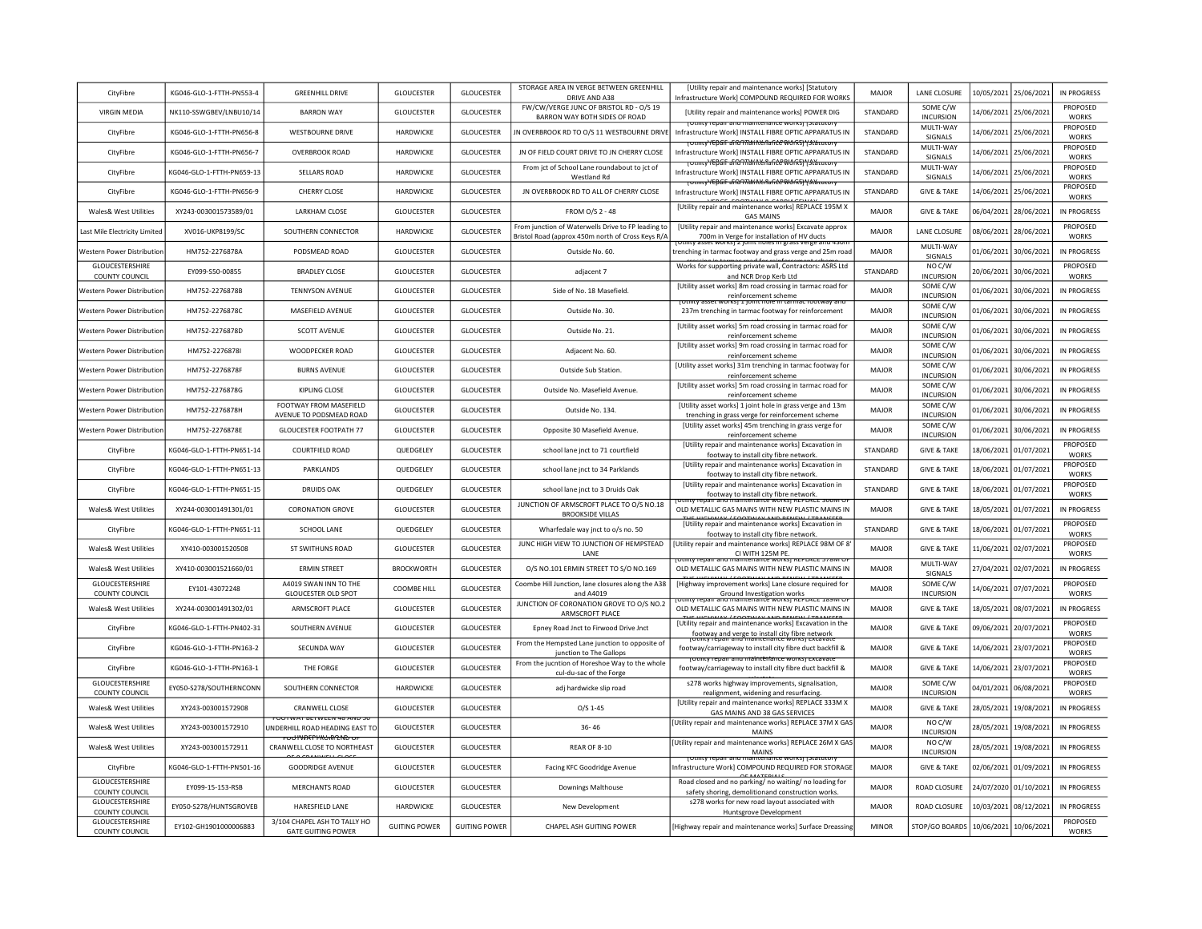| CityFibre | KG046-GLO-1-FTTH-PN553-4 | GREENHILL DRIVE | GLOUCESTER | GLOUCESTER | STORAGE AREA IN VERGE BETWEEN GREENHILL DRIVE AND A38 | [Utility repair and maintenance works] [Statutory Infrastructure Work] COMPOUND REQUIRED FOR WORKS | MAJOR | LANE CLOSURE | 10/05/2021 | 25/06/2021 | IN PROGRESS |
|---|---|---|---|---|---|---|---|---|---|---|---|
| VIRGIN MEDIA | NK110-SSWGBEV/LNBU10/14 | BARRON WAY | GLOUCESTER | GLOUCESTER | FW/CW/VERGE JUNC OF BRISTOL RD - O/S 19 BARRON WAY BOTH SIDES OF ROAD | [Utility repair and maintenance works] POWER DIG | STANDARD | SOME C/W INCURSION | 14/06/2021 | 25/06/2021 | PROPOSED WORKS |
| CityFibre | KG046-GLO-1-FTTH-PN656-8 | WESTBOURNE DRIVE | HARDWICKE | GLOUCESTER | JN OVERBROOK RD TO O/S 11 WESTBOURNE DRIVE | [Utility repair and maintenance works] [Statutory Infrastructure Work] INSTALL FIBRE OPTIC APPARATUS IN VERGE, FOOTWAY & CARRIAGEWAY | STANDARD | MULTI-WAY SIGNALS | 14/06/2021 | 25/06/2021 | PROPOSED WORKS |
| CityFibre | KG046-GLO-1-FTTH-PN656-7 | OVERBROOK ROAD | HARDWICKE | GLOUCESTER | JN OF FIELD COURT DRIVE TO JN CHERRY CLOSE | [Utility repair and maintenance works] [Statutory Infrastructure Work] INSTALL FIBRE OPTIC APPARATUS IN VERGE, FOOTWAY & CARRIAGEWAY | STANDARD | MULTI-WAY SIGNALS | 14/06/2021 | 25/06/2021 | PROPOSED WORKS |
| CityFibre | KG046-GLO-1-FTTH-PN659-13 | SELLARS ROAD | HARDWICKE | GLOUCESTER | From jct of School Lane roundabout to jct of Westland Rd | [Utility repair and maintenance works] [Statutory Infrastructure Work] INSTALL FIBRE OPTIC APPARATUS IN VERGE, FOOTWAY & CARRIAGEWAY | STANDARD | MULTI-WAY SIGNALS | 14/06/2021 | 25/06/2021 | PROPOSED WORKS |
| CityFibre | KG046-GLO-1-FTTH-PN656-9 | CHERRY CLOSE | HARDWICKE | GLOUCESTER | JN OVERBROOK RD TO ALL OF CHERRY CLOSE | [Utility repair and maintenance works] [Statutory Infrastructure Work] INSTALL FIBRE OPTIC APPARATUS IN VERGE, FOOTWAY & CARRIAGEWAY | STANDARD | GIVE & TAKE | 14/06/2021 | 25/06/2021 | PROPOSED WORKS |
| Wales& West Utilities | XY243-003001573589/01 | LARKHAM CLOSE | GLOUCESTER | GLOUCESTER | FROM O/S 2 - 48 | [Utility repair and maintenance works] REPLACE 195M X GAS MAINS | MAJOR | GIVE & TAKE | 06/04/2021 | 28/06/2021 | IN PROGRESS |
| Last Mile Electricity Limited | XV016-UKP8199/SC | SOUTHERN CONNECTOR | HARDWICKE | GLOUCESTER | From junction of Waterwells Drive to FP leading to Bristol Road (approx 450m north of Cross Keys R/A | [Utility repair and maintenance works] Excavate approx 700m in Verge for installation of HV ducts | MAJOR | LANE CLOSURE | 08/06/2021 | 28/06/2021 | PROPOSED WORKS |
| Western Power Distribution | HM752-2276878A | PODSMEAD ROAD | GLOUCESTER | GLOUCESTER | Outside No. 60. | [Utility asset works] 2 joint holes in grass verge and 43m trenching in tarmac footway and grass verge and 25m road crossing in tarmac road for reinforcement scheme | MAJOR | MULTI-WAY SIGNALS | 01/06/2021 | 30/06/2021 | IN PROGRESS |
| GLOUCESTERSHIRE COUNTY COUNCIL | EY099-S50-00855 | BRADLEY CLOSE | GLOUCESTER | GLOUCESTER | adjacent 7 | Works for supporting private wall, Contractors: ASRS Ltd and NCR Drop Kerb Ltd | STANDARD | NO C/W INCURSION | 20/06/2021 | 30/06/2021 | PROPOSED WORKS |
| Western Power Distribution | HM752-2276878B | TENNYSON AVENUE | GLOUCESTER | GLOUCESTER | Side of No. 18 Masefield. | [Utility asset works] 8m road crossing in tarmac road for reinforcement scheme | MAJOR | SOME C/W INCURSION | 01/06/2021 | 30/06/2021 | IN PROGRESS |
| Western Power Distribution | HM752-2276878C | MASEFIELD AVENUE | GLOUCESTER | GLOUCESTER | Outside No. 30. | [Utility asset works] 1 joint hole in tarmac footway and 237m trenching in tarmac footway for reinforcement scheme | MAJOR | SOME C/W INCURSION | 01/06/2021 | 30/06/2021 | IN PROGRESS |
| Western Power Distribution | HM752-2276878D | SCOTT AVENUE | GLOUCESTER | GLOUCESTER | Outside No. 21. | [Utility asset works] 5m road crossing in tarmac road for reinforcement scheme | MAJOR | SOME C/W INCURSION | 01/06/2021 | 30/06/2021 | IN PROGRESS |
| Western Power Distribution | HM752-2276878I | WOODPECKER ROAD | GLOUCESTER | GLOUCESTER | Adjacent No. 60. | [Utility asset works] 9m road crossing in tarmac road for reinforcement scheme | MAJOR | SOME C/W INCURSION | 01/06/2021 | 30/06/2021 | IN PROGRESS |
| Western Power Distribution | HM752-2276878F | BURNS AVENUE | GLOUCESTER | GLOUCESTER | Outside Sub Station. | [Utility asset works] 31m trenching in tarmac footway for reinforcement scheme | MAJOR | SOME C/W INCURSION | 01/06/2021 | 30/06/2021 | IN PROGRESS |
| Western Power Distribution | HM752-2276878G | KIPLING CLOSE | GLOUCESTER | GLOUCESTER | Outside No. Masefield Avenue. | [Utility asset works] 5m road crossing in tarmac road for reinforcement scheme | MAJOR | SOME C/W INCURSION | 01/06/2021 | 30/06/2021 | IN PROGRESS |
| Western Power Distribution | HM752-2276878H | FOOTWAY FROM MASEFIELD AVENUE TO PODSMEAD ROAD | GLOUCESTER | GLOUCESTER | Outside No. 134. | [Utility asset works] 1 joint hole in grass verge and 13m trenching in grass verge for reinforcement scheme | MAJOR | SOME C/W INCURSION | 01/06/2021 | 30/06/2021 | IN PROGRESS |
| Western Power Distribution | HM752-2276878E | GLOUCESTER FOOTPATH 77 | GLOUCESTER | GLOUCESTER | Opposite 30 Masefield Avenue. | [Utility asset works] 45m trenching in grass verge for reinforcement scheme | MAJOR | SOME C/W INCURSION | 01/06/2021 | 30/06/2021 | IN PROGRESS |
| CityFibre | KG046-GLO-1-FTTH-PN651-14 | COURTFIELD ROAD | QUEDGELEY | GLOUCESTER | school lane jnct to 71 courtfield | [Utility repair and maintenance works] Excavation in footway to install city fibre network. | STANDARD | GIVE & TAKE | 18/06/2021 | 01/07/2021 | PROPOSED WORKS |
| CityFibre | KG046-GLO-1-FTTH-PN651-13 | PARKLANDS | QUEDGELEY | GLOUCESTER | school lane jnct to 34 Parklands | [Utility repair and maintenance works] Excavation in footway to install city fibre network. | STANDARD | GIVE & TAKE | 18/06/2021 | 01/07/2021 | PROPOSED WORKS |
| CityFibre | KG046-GLO-1-FTTH-PN651-15 | DRUIDS OAK | QUEDGELEY | GLOUCESTER | school lane jnct to 3 Druids Oak | [Utility repair and maintenance works] Excavation in footway to install city fibre network. | STANDARD | GIVE & TAKE | 18/06/2021 | 01/07/2021 | PROPOSED WORKS |
| Wales& West Utilities | XY244-003001491301/01 | CORONATION GROVE | GLOUCESTER | GLOUCESTER | JUNCTION OF ARMSCROFT PLACE TO O/S NO.18 BROOKSIDE VILLAS | [Utility repair and maintenance works] REPLACE 306M OF OLD METALLIC GAS MAINS WITH NEW PLASTIC MAINS IN THE HIGHWAY / FOOTWAY AND RENEW / TRANSFER | MAJOR | GIVE & TAKE | 18/05/2021 | 01/07/2021 | IN PROGRESS |
| CityFibre | KG046-GLO-1-FTTH-PN651-11 | SCHOOL LANE | QUEDGELEY | GLOUCESTER | Wharfedale way jnct to o/s no. 50 | [Utility repair and maintenance works] Excavation in footway to install city fibre network. | STANDARD | GIVE & TAKE | 18/06/2021 | 01/07/2021 | PROPOSED WORKS |
| Wales& West Utilities | XY410-003001520508 | ST SWITHUNS ROAD | GLOUCESTER | GLOUCESTER | JUNC HIGH VIEW TO JUNCTION OF HEMPSTEAD LANE | [Utility repair and maintenance works] REPLACE 98M OF 8' CI WITH 125M PE. | MAJOR | GIVE & TAKE | 11/06/2021 | 02/07/2021 | PROPOSED WORKS |
| Wales& West Utilities | XY410-003001521660/01 | ERMIN STREET | BROCKWORTH | GLOUCESTER | O/S NO.101 ERMIN STREET TO S/O NO.169 | [Utility repair and maintenance works] REPLACE 378M OF OLD METALLIC GAS MAINS WITH NEW PLASTIC MAINS IN THE HIGHWAY / FOOTWAY AND RENEW / TRANSFER | MAJOR | MULTI-WAY SIGNALS | 27/04/2021 | 02/07/2021 | IN PROGRESS |
| GLOUCESTERSHIRE COUNTY COUNCIL | EY101-43072248 | A4019 SWAN INN TO THE GLOUCESTER OLD SPOT | COOMBE HILL | GLOUCESTER | Coombe Hill Junction, lane closures along the A38 and A4019 | [Highway improvement works] Lane closure required for Ground Investigation works | MAJOR | SOME C/W INCURSION | 14/06/2021 | 07/07/2021 | PROPOSED WORKS |
| Wales& West Utilities | XY244-003001491302/01 | ARMSCROFT PLACE | GLOUCESTER | GLOUCESTER | JUNCTION OF CORONATION GROVE TO O/S NO.2 ARMSCROFT PLACE | [Utility repair and maintenance works] REPLACE 189M OF OLD METALLIC GAS MAINS WITH NEW PLASTIC MAINS IN THE HIGHWAY / FOOTWAY AND RENEW / TRANSFER | MAJOR | GIVE & TAKE | 18/05/2021 | 08/07/2021 | IN PROGRESS |
| CityFibre | KG046-GLO-1-FTTH-PN402-31 | SOUTHERN AVENUE | GLOUCESTER | GLOUCESTER | Epney Road Jnct to Firwood Drive Jnct | [Utility repair and maintenance works] Excavation in the footway and verge to install city fibre network | MAJOR | GIVE & TAKE | 09/06/2021 | 20/07/2021 | PROPOSED WORKS |
| CityFibre | KG046-GLO-1-FTTH-PN163-2 | SECUNDA WAY | GLOUCESTER | GLOUCESTER | From the Hempsted Lane junction to opposite of junction to The Gallops | [Utility repair and maintenance works] Excavate footway/carriageway to install city fibre duct backfill & | MAJOR | GIVE & TAKE | 14/06/2021 | 23/07/2021 | PROPOSED WORKS |
| CityFibre | KG046-GLO-1-FTTH-PN163-1 | THE FORGE | GLOUCESTER | GLOUCESTER | From the jucntion of Horseshoe Way to the whole cul-du-sac of the Forge | [Utility repair and maintenance works] Excavate footway/carriageway to install city fibre duct backfill & | MAJOR | GIVE & TAKE | 14/06/2021 | 23/07/2021 | PROPOSED WORKS |
| GLOUCESTERSHIRE COUNTY COUNCIL | EY050-S278/SOUTHERNCONN | SOUTHERN CONNECTOR | HARDWICKE | GLOUCESTER | adj hardwicke slip road | s278 works highway improvements, signalisation, realignment, widening and resurfacing. | MAJOR | SOME C/W INCURSION | 04/01/2021 | 06/08/2021 | PROPOSED WORKS |
| Wales& West Utilities | XY243-003001572908 | CRANWELL CLOSE | GLOUCESTER | GLOUCESTER | O/S 1-45 | [Utility repair and maintenance works] REPLACE 333M X GAS MAINS AND 38 GAS SERVICES | MAJOR | GIVE & TAKE | 28/05/2021 | 19/08/2021 | IN PROGRESS |
| Wales& West Utilities | XY243-003001572910 | FOOTWAY BETWEEN 46 AND 50 UNDERHILL ROAD HEADING EAST TO FOOTPATH AT REAR OF | GLOUCESTER | GLOUCESTER | 36- 46 | [Utility repair and maintenance works] REPLACE 37M X GAS MAINS | MAJOR | NO C/W INCURSION | 28/05/2021 | 19/08/2021 | IN PROGRESS |
| Wales& West Utilities | XY243-003001572911 | FOOTPATH FROM END OF CRANWELL CLOSE TO NORTHEAST OF 8 CRANWELL CLOSE | GLOUCESTER | GLOUCESTER | REAR OF 8-10 | [Utility repair and maintenance works] REPLACE 26M X GAS MAINS | MAJOR | NO C/W INCURSION | 28/05/2021 | 19/08/2021 | IN PROGRESS |
| CityFibre | KG046-GLO-1-FTTH-PN501-16 | GOODRIDGE AVENUE | GLOUCESTER | GLOUCESTER | Facing KFC Goodridge Avenue | [Utility repair and maintenance works] [Statutory Infrastructure Work] COMPOUND REQUIRED FOR STORAGE OF MATERIALS | MAJOR | GIVE & TAKE | 02/06/2021 | 01/09/2021 | IN PROGRESS |
| GLOUCESTERSHIRE COUNTY COUNCIL | EY099-15-153-RSB | MERCHANTS ROAD | GLOUCESTER | GLOUCESTER | Downings Malthouse | Road closed and no parking/ no waiting/ no loading for safety shoring, demolitionand construction works. | MAJOR | ROAD CLOSURE | 24/07/2020 | 01/10/2021 | IN PROGRESS |
| GLOUCESTERSHIRE COUNTY COUNCIL | EY050-S278/HUNTSGROVEB | HARESFIELD LANE | HARDWICKE | GLOUCESTER | New Development | s278 works for new road layout associated with Huntsgrove Development | MAJOR | ROAD CLOSURE | 10/03/2021 | 08/12/2021 | IN PROGRESS |
| GLOUCESTERSHIRE COUNTY COUNCIL | EY102-GH1901000006883 | 3/104 CHAPEL ASH TO TALLY HO GATE GUITING POWER | GUITING POWER | GUITING POWER | CHAPEL ASH GUITING POWER | [Highway repair and maintenance works] Surface Dreassing | MINOR | STOP/GO BOARDS | 10/06/2021 | 10/06/2021 | PROPOSED WORKS |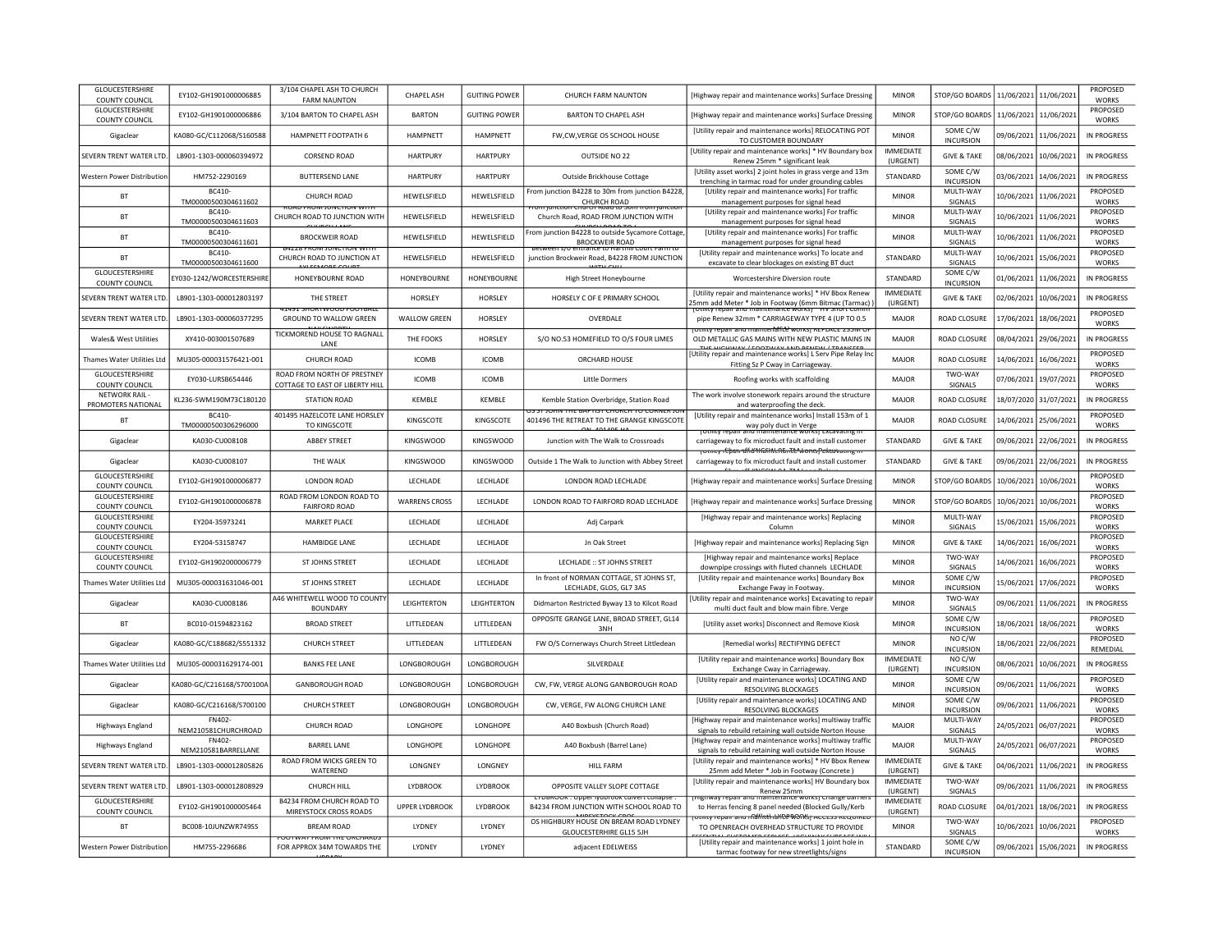| GLOUCESTERSHIRE COUNTY COUNCIL | EY102-GH1901000006885 | 3/104 CHAPEL ASH TO CHURCH FARM NAUNTON | CHAPEL ASH | GUITING POWER | CHURCH FARM NAUNTON | [Highway repair and maintenance works] Surface Dressing | MINOR | STOP/GO BOARDS | 11/06/2021 | 11/06/2021 | PROPOSED WORKS |
|---|---|---|---|---|---|---|---|---|---|---|---|
| GLOUCESTERSHIRE COUNTY COUNCIL | EY102-GH1901000006886 | 3/104 BARTON TO CHAPEL ASH | BARTON | GUITING POWER | BARTON TO CHAPEL ASH | [Highway repair and maintenance works] Surface Dressing | MINOR | STOP/GO BOARDS | 11/06/2021 | 11/06/2021 | PROPOSED WORKS |
| Gigaclear | KA080-GC/C112068/S160588 | HAMPNETT FOOTPATH 6 | HAMPNETT | HAMPNETT | FW,CW,VERGE OS SCHOOL HOUSE | [Utility repair and maintenance works] RELOCATING POT TO CUSTOMER BOUNDARY | MINOR | SOME C/W INCURSION | 09/06/2021 | 11/06/2021 | IN PROGRESS |
| SEVERN TRENT WATER LTD. | LB901-1303-000060394972 | CORSEND ROAD | HARTPURY | HARTPURY | OUTSIDE NO 22 | [Utility repair and maintenance works] * HV Boundary box Renew 25mm * significant leak | IMMEDIATE (URGENT) | GIVE & TAKE | 08/06/2021 | 10/06/2021 | IN PROGRESS |
| Western Power Distribution | HM752-2290169 | BUTTERSEND LANE | HARTPURY | HARTPURY | Outside Brickhouse Cottage | [Utility asset works] 2 joint holes in grass verge and 13m trenching in tarmac road for under grounding cables | STANDARD | SOME C/W INCURSION | 03/06/2021 | 14/06/2021 | IN PROGRESS |
| BT | BC410-TM00000500304611602 | CHURCH ROAD | HEWELSFIELD | HEWELSFIELD | From junction B4228 to 30m from junction B4228, CHURCH ROAD | [Utility repair and maintenance works] For traffic management purposes for signal head | MINOR | MULTI-WAY SIGNALS | 10/06/2021 | 11/06/2021 | PROPOSED WORKS |
| BT | BC410-TM00000500304611603 | ROAD FROM JUNCTION WITH CHURCH ROAD TO JUNCTION WITH CHURCH LANE | HEWELSFIELD | HEWELSFIELD | From junction Church Road to 30m from junction Church Road, ROAD FROM JUNCTION WITH CHURCH ROAD TO L | [Utility repair and maintenance works] For traffic management purposes for signal head | MINOR | MULTI-WAY SIGNALS | 10/06/2021 | 11/06/2021 | PROPOSED WORKS |
| BT | BC410-TM00000500304611601 | BROCKWEIR ROAD | HEWELSFIELD | HEWELSFIELD | From junction B4228 to outside Sycamore Cottage, BROCKWEIR ROAD | [Utility repair and maintenance works] For traffic management purposes for signal head | MINOR | MULTI-WAY SIGNALS | 10/06/2021 | 11/06/2021 | PROPOSED WORKS |
| BT | BC410-TM00000500304611600 | B4228 FROM JUNCTION WITH CHURCH ROAD TO JUNCTION AT AYLESMORE COURT | HEWELSFIELD | HEWELSFIELD | Between s/o entrance to Harthill Court Farm to junction Brockweir Road, B4228 FROM JUNCTION WITH CHU | [Utility repair and maintenance works] To locate and excavate to clear blockages on existing BT duct | STANDARD | MULTI-WAY SIGNALS | 10/06/2021 | 15/06/2021 | PROPOSED WORKS |
| GLOUCESTERSHIRE COUNTY COUNCIL | EY030-1242/WORCESTERSHIRE | HONEYBOURNE ROAD | HONEYBOURNE | HONEYBOURNE | High Street Honeybourne | Worcestershire Diversion route | STANDARD | SOME C/W INCURSION | 01/06/2021 | 11/06/2021 | IN PROGRESS |
| SEVERN TRENT WATER LTD. | LB901-1303-000012803197 | THE STREET | HORSLEY | HORSLEY | HORSLEY C OF E PRIMARY SCHOOL | [Utility repair and maintenance works] * HV Bbox Renew 25mm add Meter * Job in Footway (6mm Bitmac (Tarmac) ) | IMMEDIATE (URGENT) | GIVE & TAKE | 02/06/2021 | 10/06/2021 | IN PROGRESS |
| SEVERN TRENT WATER LTD. | LB901-1303-000060377295 | 41491 SHORTWOOD FOOTBALL GROUND TO WALLOW GREEN NAILSWORTH | WALLOW GREEN | HORSLEY | OVERDALE | [Utility repair and maintenance works] * HV Short Comm pipe Renew 32mm * CARRIAGEWAY TYPE 4 (UP TO 0.5 MSA) | MAJOR | ROAD CLOSURE | 17/06/2021 | 18/06/2021 | PROPOSED WORKS |
| Wales& West Utilities | XY410-003001507689 | TICKMOREND HOUSE TO RAGNALL LANE | THE FOOKS | HORSLEY | S/O NO.53 HOMEFIELD TO O/S FOUR LIMES | [Utility repair and maintenance works] REPLACE 233M OF OLD METALLIC GAS MAINS WITH NEW PLASTIC MAINS IN THE HIGHWAY / FOOTWAY AND RENEW / TRANSFER | MAJOR | ROAD CLOSURE | 08/04/2021 | 29/06/2021 | IN PROGRESS |
| Thames Water Utilities Ltd | MU305-000031576421-001 | CHURCH ROAD | ICOMB | ICOMB | ORCHARD HOUSE | [Utility repair and maintenance works] L Serv Pipe Relay Inc Fitting Sz P Cway in Carriageway. | MAJOR | ROAD CLOSURE | 14/06/2021 | 16/06/2021 | PROPOSED WORKS |
| GLOUCESTERSHIRE COUNTY COUNCIL | EY030-LURSB654446 | ROAD FROM NORTH OF PRESTNEY COTTAGE TO EAST OF LIBERTY HILL | ICOMB | ICOMB | Little Dormers | Roofing works with scaffolding | MAJOR | TWO-WAY SIGNALS | 07/06/2021 | 19/07/2021 | PROPOSED WORKS |
| NETWORK RAIL - PROMOTERS NATIONAL | KL236-SWM190M73C180120 | STATION ROAD | KEMBLE | KEMBLE | Kemble Station Overbridge, Station Road | The work involve stonework repairs around the structure and waterproofing the deck. | MAJOR | ROAD CLOSURE | 18/07/2020 | 31/07/2021 | IN PROGRESS |
| BT | BC410-TM00000500306296000 | 401495 HAZELCOTE LANE HORSLEY TO KINGSCOTE | KINGSCOTE | KINGSCOTE | OS ST JOHN THE BAPTIST CHURCH TO CORNER JCN 401496 THE RETREAT TO THE GRANGE KINGSCOTE ON 401495 HA | [Utility repair and maintenance works] Install 153m of 1 way poly duct in Verge | MAJOR | ROAD CLOSURE | 14/06/2021 | 25/06/2021 | PROPOSED WORKS |
| Gigaclear | KA030-CU008108 | ABBEY STREET | KINGSWOOD | KINGSWOOD | Junction with The Walk to Crossroads | [Utility repair and maintenance works] Excavating in carriageway to fix microduct fault and install customer | STANDARD | GIVE & TAKE | 09/06/2021 | 22/06/2021 | IN PROGRESS |
| Gigaclear | KA030-CU008107 | THE WALK | KINGSWOOD | KINGSWOOD | Outside 1 The Walk to Junction with Abbey Street | [Utility repair and maintenance works] Excavating in carriageway to fix microduct fault and install customer | STANDARD | GIVE & TAKE | 09/06/2021 | 22/06/2021 | IN PROGRESS |
| GLOUCESTERSHIRE COUNTY COUNCIL | EY102-GH1901000006877 | LONDON ROAD | LECHLADE | LECHLADE | LONDON ROAD LECHLADE | [Highway repair and maintenance works] Surface Dressing | MINOR | STOP/GO BOARDS | 10/06/2021 | 10/06/2021 | PROPOSED WORKS |
| GLOUCESTERSHIRE COUNTY COUNCIL | EY102-GH1901000006878 | ROAD FROM LONDON ROAD TO FAIRFORD ROAD | WARRENS CROSS | LECHLADE | LONDON ROAD TO FAIRFORD ROAD LECHLADE | [Highway repair and maintenance works] Surface Dressing | MINOR | STOP/GO BOARDS | 10/06/2021 | 10/06/2021 | PROPOSED WORKS |
| GLOUCESTERSHIRE COUNTY COUNCIL | EY204-35973241 | MARKET PLACE | LECHLADE | LECHLADE | Adj Carpark | [Highway repair and maintenance works] Replacing Column | MINOR | MULTI-WAY SIGNALS | 15/06/2021 | 15/06/2021 | PROPOSED WORKS |
| GLOUCESTERSHIRE COUNTY COUNCIL | EY204-53158747 | HAMBIDGE LANE | LECHLADE | LECHLADE | Jn Oak Street | [Highway repair and maintenance works] Replacing Sign | MINOR | GIVE & TAKE | 14/06/2021 | 16/06/2021 | PROPOSED WORKS |
| GLOUCESTERSHIRE COUNTY COUNCIL | EY102-GH1902000006779 | ST JOHNS STREET | LECHLADE | LECHLADE | LECHLADE :: ST JOHNS STREET | [Highway repair and maintenance works] Replace downpipe crossings with fluted channels LECHLADE | MINOR | TWO-WAY SIGNALS | 14/06/2021 | 16/06/2021 | PROPOSED WORKS |
| Thames Water Utilities Ltd | MU305-000031631046-001 | ST JOHNS STREET | LECHLADE | LECHLADE | In front of NORMAN COTTAGE, ST JOHNS ST, LECHLADE, GLOS, GL7 3AS | [Utility repair and maintenance works] Boundary Box Exchange Fway in Footway. | MINOR | SOME C/W INCURSION | 15/06/2021 | 17/06/2021 | PROPOSED WORKS |
| Gigaclear | KA030-CU008186 | A46 WHITEWELL WOOD TO COUNTY BOUNDARY | LEIGHTERTON | LEIGHTERTON | Didmarton Restricted Byway 13 to Kilcot Road | [Utility repair and maintenance works] Excavating to repair multi duct fault and blow main fibre. Verge | MINOR | TWO-WAY SIGNALS | 09/06/2021 | 11/06/2021 | IN PROGRESS |
| BT | BC010-01594823162 | BROAD STREET | LITTLEDEAN | LITTLEDEAN | OPPOSITE GRANGE LANE, BROAD STREET, GL14 3NH | [Utility asset works] Disconnect and Remove Kiosk | MINOR | SOME C/W INCURSION | 18/06/2021 | 18/06/2021 | PROPOSED WORKS |
| Gigaclear | KA080-GC/C188682/S551332 | CHURCH STREET | LITTLEDEAN | LITTLEDEAN | FW O/S Cornerways Church Street Littledean | [Remedial works] RECTIFYING DEFECT | MINOR | NO C/W INCURSION | 18/06/2021 | 22/06/2021 | PROPOSED REMEDIAL |
| Thames Water Utilities Ltd | MU305-000031629174-001 | BANKS FEE LANE | LONGBOROUGH | LONGBOROUGH | SILVERDALE | [Utility repair and maintenance works] Boundary Box Exchange Cway in Carriageway. | IMMEDIATE (URGENT) | NO C/W INCURSION | 08/06/2021 | 10/06/2021 | IN PROGRESS |
| Gigaclear | KA080-GC/C216168/S700100A | GANBOROUGH ROAD | LONGBOROUGH | LONGBOROUGH | CW, FW, VERGE ALONG GANBOROUGH ROAD | [Utility repair and maintenance works] LOCATING AND RESOLVING BLOCKAGES | MINOR | SOME C/W INCURSION | 09/06/2021 | 11/06/2021 | PROPOSED WORKS |
| Gigaclear | KA080-GC/C216168/S700100 | CHURCH STREET | LONGBOROUGH | LONGBOROUGH | CW, VERGE, FW ALONG CHURCH LANE | [Utility repair and maintenance works] LOCATING AND RESOLVING BLOCKAGES | MINOR | SOME C/W INCURSION | 09/06/2021 | 11/06/2021 | PROPOSED WORKS |
| Highways England | FN402-NEM210581CHURCHROAD | CHURCH ROAD | LONGHOPE | LONGHOPE | A40 Boxbush (Church Road) | [Highway repair and maintenance works] multiway traffic signals to rebuild retaining wall outside Norton House | MAJOR | MULTI-WAY SIGNALS | 24/05/2021 | 06/07/2021 | PROPOSED WORKS |
| Highways England | FN402-NEM210581BARRELLANE | BARREL LANE | LONGHOPE | LONGHOPE | A40 Boxbush (Barrel Lane) | [Highway repair and maintenance works] multiway traffic signals to rebuild retaining wall outside Norton House | MAJOR | MULTI-WAY SIGNALS | 24/05/2021 | 06/07/2021 | PROPOSED WORKS |
| SEVERN TRENT WATER LTD. | LB901-1303-000012805826 | ROAD FROM WICKS GREEN TO WATEREND | LONGNEY | LONGNEY | HILL FARM | [Utility repair and maintenance works] * HV Bbox Renew 25mm add Meter * Job in Footway (Concrete ) | IMMEDIATE (URGENT) | GIVE & TAKE | 04/06/2021 | 11/06/2021 | IN PROGRESS |
| SEVERN TRENT WATER LTD. | LB901-1303-000012808929 | CHURCH HILL | LYDBROOK | LYDBROOK | OPPOSITE VALLEY SLOPE COTTAGE | [Utility repair and maintenance works] HV Boundary box Renew 25mm | IMMEDIATE (URGENT) | TWO-WAY SIGNALS | 09/06/2021 | 11/06/2021 | IN PROGRESS |
| GLOUCESTERSHIRE COUNTY COUNCIL | EY102-GH1901000005464 | B4234 FROM CHURCH ROAD TO MIREYSTOCK CROSS ROADS | UPPER LYDBROOK | LYDBROOK | LYDBROOK : Upper lydbrook culvert collapse : B4234 FROM JUNCTION WITH SCHOOL ROAD TO MIREYSTOCK CROS | [Highway repair and maintenance works] Change barriers to Herras fencing 8 panel needed (Blocked Gully/Kerb | IMMEDIATE (URGENT) | ROAD CLOSURE | 04/01/2021 | 18/06/2021 | IN PROGRESS |
| BT | BC008-10JUNZWR749SS | BREAM ROAD | LYDNEY | LYDNEY | OS HIGHBURY HOUSE ON BREAM ROAD LYDNEY GLOUCESTERHIRE GL15 5JH | [Utility repair and maintenance works] ACCESS REQUIRED TO OPENREACH OVERHEAD STRUCTURE TO PROVIDE ESSENTIAL CUSTOMER SERVICE | MINOR | TWO-WAY SIGNALS | 10/06/2021 | 10/06/2021 | PROPOSED WORKS |
| Western Power Distribution | HM755-2296686 | FOOTWAY FROM THE ORCHARDS FOR APPROX 34M TOWARDS THE LIBRARY | LYDNEY | LYDNEY | adjacent EDELWEISS | [Utility repair and maintenance works] 1 joint hole in tarmac footway for new streetlights/signs | STANDARD | SOME C/W INCURSION | 09/06/2021 | 15/06/2021 | IN PROGRESS |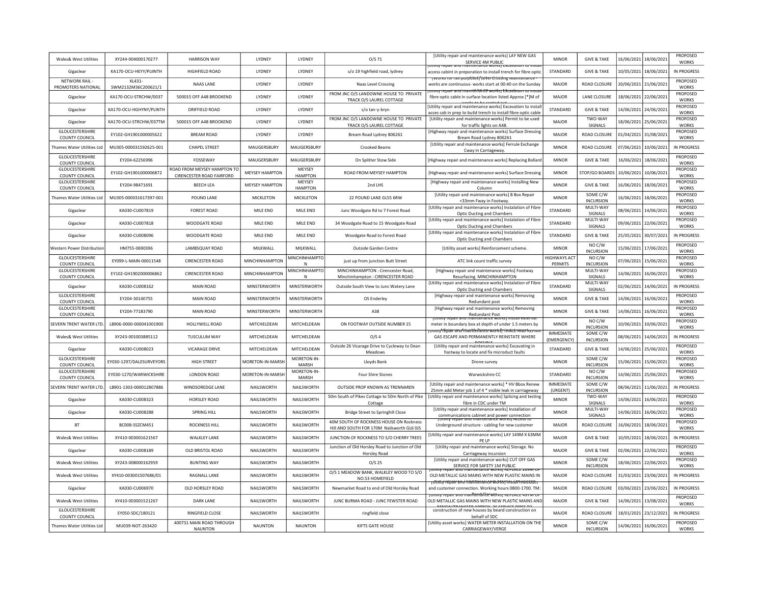| Wales& West Utilities | XY244-004000170277 | HARRISON WAY | LYDNEY | LYDNEY | O/S 71 | [Utility repair and maintenance works] LAY NEW GAS SERVICE 4M PUBLIC | MINOR | GIVE & TAKE | 16/06/2021 | 18/06/2021 | PROPOSED WORKS |
|---|---|---|---|---|---|---|---|---|---|---|---|
| Gigaclear | KA170-OCU-HEYY/PLIINTH | HIGHFIELD ROAD | LYDNEY | LYDNEY | s/o 19 highfield road, lydney | [Utility repair and maintenance works] Excavation to install access cabinet in preparation to install trench for fibre optic | STANDARD | GIVE & TAKE | 10/05/2021 | 18/06/2021 | IN PROGRESS |
| NETWORK RAIL - PROMOTERS NATIONAL | KL431-SWM2132M36C200621/1 | NAAS LANE | LYDNEY | LYDNEY | Naas Level Crossing | [Works for rail purposes] Level Crossing maintenance - works are continuous- works start at 00:40 on the Sunday | MAJOR | ROAD CLOSURE | 20/06/2021 | 21/06/2021 | PROPOSED WORKS |
| Gigaclear | KA170-OCU-STRCHW/0037 | 500015 OFF A48 BROOKEND | LYDNEY | LYDNEY | FROM JNC O/S LANDOWNE HOUSE TO PRIVATE TRACK O/S LAUREL COTTAGE | [Utility repair and maintenance works] Excavation to install fibre optic cable in surface location listed Approx [*]M of | MAJOR | LANE CLOSURE | 18/06/2021 | 22/06/2021 | PROPOSED WORKS |
| Gigaclear | KA170-OCU-HGHYNY/PLINTH | DRIFFIELD ROAD | LYDNEY | LYDNEY | s/o tan-y-bryn | [Utility repair and maintenance works] Excavation to install acces cab in prep to build trench to install fibre optic cable | STANDARD | GIVE & TAKE | 14/06/2021 | 24/06/2021 | PROPOSED WORKS |
| Gigaclear | KA170-OCU-STRCHW/037TM | 500015 OFF A48 BROOKEND | LYDNEY | LYDNEY | FROM JNC O/S LANDOWNE HOUSE TO PRIVATE TRACK O/S LAUREL COTTAGE | [Utility repair and maintenance works] Permit to be used for traffic lights on A48. | MAJOR | TWO-WAY SIGNALS | 18/06/2021 | 25/06/2021 | PROPOSED WORKS |
| GLOUCESTERSHIRE COUNTY COUNCIL | EY102-GH1901000005622 | BREAM ROAD | LYDNEY | LYDNEY | Bream Road Lydney 806261 | [Highway repair and maintenance works] Surface Dressing Bream Road Lydney 806261 | MAJOR | ROAD CLOSURE | 01/04/2021 | 31/08/2021 | PROPOSED WORKS |
| Thames Water Utilities Ltd | MU305-000031592625-001 | CHAPEL STREET | MAUGERSBURY | MAUGERSBURY | Crooked Beams | [Utility repair and maintenance works] Ferrule Exchange Cway in Carriageway. | MINOR | ROAD CLOSURE | 07/06/2021 | 10/06/2021 | IN PROGRESS |
| GLOUCESTERSHIRE COUNTY COUNCIL | EY204-62256996 | FOSSEWAY | MAUGERSBURY | MAUGERSBURY | On Splitter Stow Side | [Highway repair and maintenance works] Replacing Bollard | MINOR | GIVE & TAKE | 16/06/2021 | 18/06/2021 | PROPOSED WORKS |
| GLOUCESTERSHIRE COUNTY COUNCIL | EY102-GH1901000006872 | ROAD FROM MEYSEY HAMPTON TO CIRENCESTER ROAD FAIRFORD | MEYSEY HAMPTON | MEYSEY HAMPTON | ROAD FROM MEYSEY HAMPTON | [Highway repair and maintenance works] Surface Dressing | MINOR | STOP/GO BOARDS | 10/06/2021 | 10/06/2021 | PROPOSED WORKS |
| GLOUCESTERSHIRE COUNTY COUNCIL | EY204-98471691 | BEECH LEA | MEYSEY HAMPTON | MEYSEY HAMPTON | 2nd LHS | [Highway repair and maintenance works] Installing New Column | MINOR | GIVE & TAKE | 16/06/2021 | 18/06/2021 | PROPOSED WORKS |
| Thames Water Utilities Ltd | MU305-000031617397-001 | POUND LANE | MICKLETON | MICKLETON | 22 POUND LANE GL55 6RW | [Utility repair and maintenance works] B Box Repair <33mm Fway in Footway. | MINOR | SOME C/W INCURSION | 16/06/2021 | 18/06/2021 | PROPOSED WORKS |
| Gigaclear | KA030-CU007819 | FOREST ROAD | MILE END | MILE END | Junc Woodgate Rd to 7 Forest Road | [Utility repair and maintenance works] Instalation of Fibre Optic Ducting and Chambers | STANDARD | MULTI-WAY SIGNALS | 08/06/2021 | 14/06/2021 | PROPOSED WORKS |
| Gigaclear | KA030-CU007818 | WOODGATE ROAD | MILE END | MILE END | 34 Woodgate Road to 15 Woodgate Road | [Utility repair and maintenance works] Instalation of Fibre Optic Ducting and Chambers | STANDARD | MULTI-WAY SIGNALS | 09/06/2021 | 22/06/2021 | PROPOSED WORKS |
| Gigaclear | KA030-CU008096 | WOODGATE ROAD | MILE END | MILE END | Woodgate Road to Forest Road | [Utility repair and maintenance works] Instalation of Fibre Optic Ducting and Chambers | STANDARD | GIVE & TAKE | 25/05/2021 | 30/07/2021 | IN PROGRESS |
| Western Power Distribution | HM755-0690396 | LAMBSQUAY ROAD | MILKWALL | MILKWALL | Outside Garden Centre | [Utility asset works] Reinforcement scheme. | MINOR | NO C/W INCURSION | 15/06/2021 | 17/06/2021 | PROPOSED WORKS |
| GLOUCESTERSHIRE COUNTY COUNCIL | EY099-L-MAIN-00011548 | CIRENCESTER ROAD | MINCHINHAMPTON | MINCHINHAMPTON | just up from junction Butt Street | ATC link count traffic survey | HIGHWAYS ACT PERMITS | NO C/W INCURSION | 07/06/2021 | 15/06/2021 | PROPOSED WORKS |
| GLOUCESTERSHIRE COUNTY COUNCIL | EY102-GH1902000006862 | CIRENCESTER ROAD | MINCHINHAMPTON | MINCHINHAMPTON | MINCHINHAMPTON : Cirencester Road, Minchinhampton : CIRENCESTER ROAD | [Highway repair and maintenance works] Footway Resurfacing MINCHINHAMPTON | MINOR | MULTI-WAY SIGNALS | 14/06/2021 | 16/06/2021 | PROPOSED WORKS |
| Gigaclear | KA030-CU008162 | MAIN ROAD | MINSTERWORTH | MINSTERWORTH | Outside South View to Junc Watery Lane | [Utility repair and maintenance works] Instalation of Fibre Optic Ducting and Chambers | STANDARD | MULTI-WAY SIGNALS | 02/06/2021 | 14/06/2021 | IN PROGRESS |
| GLOUCESTERSHIRE COUNTY COUNCIL | EY204-30140755 | MAIN ROAD | MINSTERWORTH | MINSTERWORTH | OS Enderley | [Highway repair and maintenance works] Removing Redundant post | MINOR | GIVE & TAKE | 14/06/2021 | 16/06/2021 | PROPOSED WORKS |
| GLOUCESTERSHIRE COUNTY COUNCIL | EY204-77183790 | MAIN ROAD | MINSTERWORTH | MINSTERWORTH | A38 | [Highway repair and maintenance works] Removing Redundant Post | MINOR | GIVE & TAKE | 14/06/2021 | 16/06/2021 | PROPOSED WORKS |
| SEVERN TRENT WATER LTD. | LB906-0000-000041001900 | HOLLYWELL ROAD | MITCHELDEAN | MITCHELDEAN | ON FOOTWAY OUTSIDE NUMBER 15 | [Utility repair and maintenance works] Install external meter in boundary box at depth of under 1.5 meters by | MINOR | NO C/W INCURSION | 10/06/2021 | 10/06/2021 | PROPOSED WORKS |
| Wales& West Utilities | XY243-001003885112 | TUSCULUM WAY | MITCHELDEAN | MITCHELDEAN | O/S 4 | [Utility repair and maintenance works] TRACE AND REPAIR GAS ESCAPE AND PERMANENTLY REINSTATE WHERE | IMMEDIATE (EMERGENCY) | SOME C/W INCURSION | 08/06/2021 | 14/06/2021 | IN PROGRESS |
| Gigaclear | KA030-CU008023 | VICARAGE DRIVE | MITCHELDEAN | MITCHELDEAN | Outside 26 Vicarage Drive to Cycleway to Dean Meadows | [Utility repair and maintenance works] Excavating in footway to locate and fix microduct faults | STANDARD | GIVE & TAKE | 14/06/2021 | 25/06/2021 | PROPOSED WORKS |
| GLOUCESTERSHIRE COUNTY COUNCIL | EY030-1297/DALESURVEYORS | HIGH STREET | MORETON-IN-MARSH | MORETON-IN-MARSH | Lloyds Bank | Drone survey | MINOR | SOME C/W INCURSION | 15/06/2021 | 15/06/2021 | PROPOSED WORKS |
| GLOUCESTERSHIRE COUNTY COUNCIL | EY030-1270/WARWICKSHIRE | LONDON ROAD | MORETON-IN-MARSH | MORETON-IN-MARSH | Four Shire Stones | Warwickshire CC | STANDARD | NO C/W INCURSION | 14/06/2021 | 25/06/2021 | PROPOSED WORKS |
| SEVERN TRENT WATER LTD. | LB901-1303-000012807886 | WINDSOREDGE LANE | NAILSWORTH | NAILSWORTH | OUTSIDE PROP KNOWN AS TRENNAREN | [Utility repair and maintenance works] * HV Bbox Renew 25mm add Meter job 1 of 4 * visible leak in carriageway | IMMEDIATE (URGENT) | SOME C/W INCURSION | 08/06/2021 | 11/06/2021 | IN PROGRESS |
| Gigaclear | KA030-CU008323 | HORSLEY ROAD | NAILSWORTH | NAILSWORTH | 50m South of Pikes Cottage to 50m North of Pike Cottage | [Utility repair and maintenance works] Splicing and testing fibre in CDC under TM | MINOR | TWO-WAY SIGNALS | 14/06/2021 | 16/06/2021 | PROPOSED WORKS |
| Gigaclear | KA030-CU008288 | SPRING HILL | NAILSWORTH | NAILSWORTH | Bridge Street to Springhill Close | [Utility repair and maintenance works] Installation of communications cabinet and power connection | MINOR | MULTI-WAY SIGNALS | 14/06/2021 | 16/06/2021 | PROPOSED WORKS |
| BT | BC008-SSZCM451 | ROCKNESS HILL | NAILSWORTH | NAILSWORTH | 40M SOUTH OF ROCKNESS HOUSE ON Rockness Hill AND SOUTH FOR 170M Nailsworth GL6 0JS | [Utility repair and maintenance works] Access to Underground structure - cabling for new customer | MAJOR | ROAD CLOSURE | 16/06/2021 | 18/06/2021 | PROPOSED WORKS |
| Wales& West Utilities | XY410-003001621567 | WALKLEY LANE | NAILSWORTH | NAILSWORTH | JUNCTION OF ROCKNESS TO S/O CHERRY TREES | [Utility repair and maintenance works] LAY 149M X 63MM PE LP | MAJOR | GIVE & TAKE | 10/05/2021 | 18/06/2021 | IN PROGRESS |
| Gigaclear | KA030-CU008189 | OLD BRISTOL ROAD | NAILSWORTH | NAILSWORTH | Junction of Old Horsley Road to Junction of Old Horsley Road | [Utility repair and maintenance works] Storage. No Carriageway incursion | MAJOR | GIVE & TAKE | 02/06/2021 | 22/06/2021 | PROPOSED WORKS |
| Wales& West Utilities | XY243-008000162959 | BUNTING WAY | NAILSWORTH | NAILSWORTH | O/S 25 | [Utility repair and maintenance works] CUT OFF GAS SERVICE FOR SAFETY 1M PUBLIC | MINOR | SOME C/W INCURSION | 18/06/2021 | 22/06/2021 | PROPOSED WORKS |
| Wales& West Utilities | XY410-003001507686/01 | RAGNALL LANE | NAILSWORTH | NAILSWORTH | O/S 1 MEADOW BANK, WALKLEY WOOD TO S/O NO.53 HOMEFIELD | [Utility repair and maintenance works] REPLACE 209M OF OLD METALLIC GAS MAINS WITH NEW PLASTIC MAINS IN | MAJOR | ROAD CLOSURE | 31/03/2021 | 23/06/2021 | IN PROGRESS |
| Gigaclear | KA030-CU006970 | OLD HORSLEY ROAD | NAILSWORTH | NAILSWORTH | Newmarket Road to end of Old Horsley Road | [Utility repair and maintenance works] Install fibre and customer connection. Working hours 0800-1700. TM: | MAJOR | ROAD CLOSURE | 03/06/2021 | 23/06/2021 | IN PROGRESS |
| Wales& West Utilities | XY410-003001521267 | DARK LANE | NAILSWORTH | NAILSWORTH | JUNC BURMA ROAD - JUNC FEWSTER ROAD | [Utility repair and maintenance works] REPLACE 497M OF OLD METALLIC GAS MAINS WITH NEW PLASTIC MAINS AND | MAJOR | GIVE & TAKE | 14/06/2021 | 13/08/2021 | PROPOSED WORKS |
| GLOUCESTERSHIRE COUNTY COUNCIL | EY050-SDC/180121 | RINGFIELD CLOSE | NAILSWORTH | NAILSWORTH | ringfield close | construction of new houses by beard construction on behalf of SDC | MAJOR | ROAD CLOSURE | 18/01/2021 | 23/12/2021 | IN PROGRESS |
| Thames Water Utilities Ltd | MU039-NOT-263420 | 400731 MAIN ROAD THROUGH NAUNTON | NAUNTON | NAUNTON | KIFTS GATE HOUSE | [Utility asset works] WATER METER INSTALLATION ON THE CARRIAGEWAY/VERGE | MINOR | SOME C/W INCURSION | 14/06/2021 | 16/06/2021 | PROPOSED WORKS |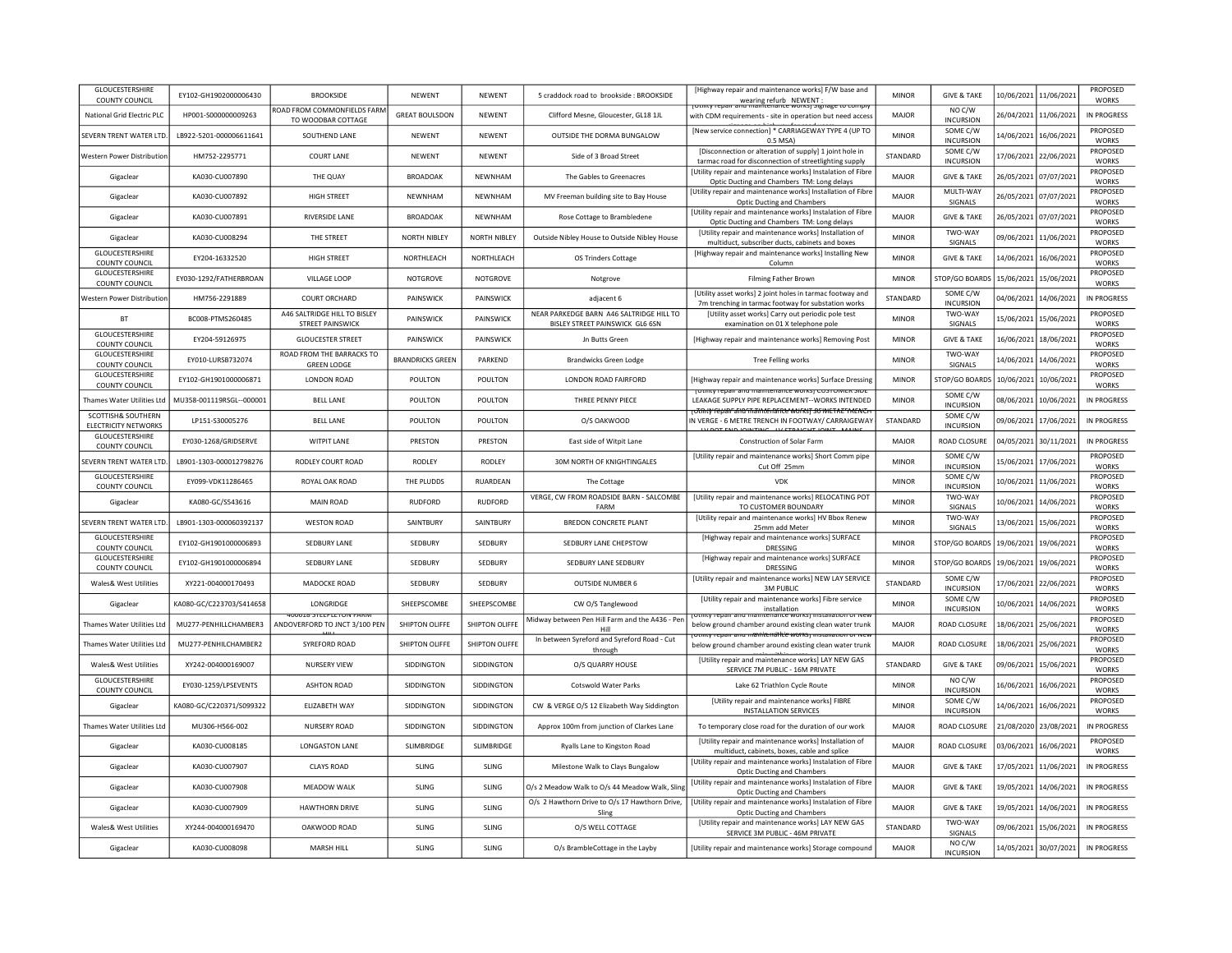| GLOUCESTERSHIRE COUNTY COUNCIL | EY102-GH1902000006430 | BROOKSIDE | NEWENT | NEWENT | 5 craddock road to brookside : BROOKSIDE | [Highway repair and maintenance works] F/W base and wearing refurb NEWENT : | MINOR | GIVE & TAKE | 10/06/2021 | 11/06/2021 | PROPOSED WORKS |
|---|---|---|---|---|---|---|---|---|---|---|---|
| National Grid Electric PLC | HP001-S000000009263 | ROAD FROM COMMONFIELDS FARM TO WOODBAR COTTAGE | GREAT BOULSDON | NEWENT | Clifford Mesne, Gloucester, GL18 1JL | [Utility repair and maintenance works] Signage to comply with CDM requirements - site in operation but need access | MAJOR | NO C/W INCURSION | 26/04/2021 | 11/06/2021 | IN PROGRESS |
| SEVERN TRENT WATER LTD. | LB922-5201-000006611641 | SOUTHEND LANE | NEWENT | NEWENT | OUTSIDE THE DORMA BUNGALOW | [New service connection] * CARRIAGEWAY TYPE 4 (UP TO 0.5 MSA) | MINOR | SOME C/W INCURSION | 14/06/2021 | 16/06/2021 | PROPOSED WORKS |
| Western Power Distribution | HM752-2295771 | COURT LANE | NEWENT | NEWENT | Side of 3 Broad Street | [Disconnection or alteration of supply] 1 joint hole in tarmac road for disconnection of streetlighting supply | STANDARD | SOME C/W INCURSION | 17/06/2021 | 22/06/2021 | PROPOSED WORKS |
| Gigaclear | KA030-CU007890 | THE QUAY | BROADOAK | NEWNHAM | The Gables to Greenacres | [Utility repair and maintenance works] Instalation of Fibre Optic Ducting and Chambers TM: Long delays | MAJOR | GIVE & TAKE | 26/05/2021 | 07/07/2021 | PROPOSED WORKS |
| Gigaclear | KA030-CU007892 | HIGH STREET | NEWNHAM | NEWNHAM | MV Freeman building site to Bay House | [Utility repair and maintenance works] Installation of Fibre Optic Ducting and Chambers | MAJOR | MULTI-WAY SIGNALS | 26/05/2021 | 07/07/2021 | PROPOSED WORKS |
| Gigaclear | KA030-CU007891 | RIVERSIDE LANE | BROADOAK | NEWNHAM | Rose Cottage to Brambledene | [Utility repair and maintenance works] Instalation of Fibre Optic Ducting and Chambers TM: Long delays | MAJOR | GIVE & TAKE | 26/05/2021 | 07/07/2021 | PROPOSED WORKS |
| Gigaclear | KA030-CU008294 | THE STREET | NORTH NIBLEY | NORTH NIBLEY | Outside Nibley House to Outside Nibley House | [Utility repair and maintenance works] Installation of multiduct, subscriber ducts, cabinets and boxes | MINOR | TWO-WAY SIGNALS | 09/06/2021 | 11/06/2021 | PROPOSED WORKS |
| GLOUCESTERSHIRE COUNTY COUNCIL | EY204-16332520 | HIGH STREET | NORTHLEACH | NORTHLEACH | OS Trinders Cottage | [Highway repair and maintenance works] Installing New Column | MINOR | GIVE & TAKE | 14/06/2021 | 16/06/2021 | PROPOSED WORKS |
| GLOUCESTERSHIRE COUNTY COUNCIL | EY030-1292/FATHERBROAN | VILLAGE LOOP | NOTGROVE | NOTGROVE | Notgrove | Filming Father Brown | MINOR | STOP/GO BOARDS | 15/06/2021 | 15/06/2021 | PROPOSED WORKS |
| Western Power Distribution | HM756-2291889 | COURT ORCHARD | PAINSWICK | PAINSWICK | adjacent 6 | [Utility asset works] 2 joint holes in tarmac footway and 7m trenching in tarmac footway for substation works | STANDARD | SOME C/W INCURSION | 04/06/2021 | 14/06/2021 | IN PROGRESS |
| BT | BC008-PTMS260485 | A46 SALTRIDGE HILL TO BISLEY STREET PAINSWICK | PAINSWICK | PAINSWICK | NEAR PARKEDGE BARN A46 SALTRIDGE HILL TO BISLEY STREET PAINSWICK GL6 6SN | [Utility asset works] Carry out periodic pole test examination on 01 X telephone pole | MINOR | TWO-WAY SIGNALS | 15/06/2021 | 15/06/2021 | PROPOSED WORKS |
| GLOUCESTERSHIRE COUNTY COUNCIL | EY204-59126975 | GLOUCESTER STREET | PAINSWICK | PAINSWICK | Jn Butts Green | [Highway repair and maintenance works] Removing Post | MINOR | GIVE & TAKE | 16/06/2021 | 18/06/2021 | PROPOSED WORKS |
| GLOUCESTERSHIRE COUNTY COUNCIL | EY010-LURSB732074 | ROAD FROM THE BARRACKS TO GREEN LODGE | BRANDRICKS GREEN | PARKEND | Brandwicks Green Lodge | Tree Felling works | MINOR | TWO-WAY SIGNALS | 14/06/2021 | 14/06/2021 | PROPOSED WORKS |
| GLOUCESTERSHIRE COUNTY COUNCIL | EY102-GH1901000006871 | LONDON ROAD | POULTON | POULTON | LONDON ROAD FAIRFORD | [Highway repair and maintenance works] Surface Dressing | MINOR | STOP/GO BOARDS | 10/06/2021 | 10/06/2021 | PROPOSED WORKS |
| Thames Water Utilities Ltd | MU358-001119RSGL--000001 | BELL LANE | POULTON | POULTON | THREE PENNY PIECE | [Utility repair and maintenance works] CUSTOMER SIDE LEAKAGE SUPPLY PIPE REPLACEMENT--WORKS INTENDED | MINOR | SOME C/W INCURSION | 08/06/2021 | 10/06/2021 | IN PROGRESS |
| SCOTTISH& SOUTHERN ELECTRICITY NETWORKS | LP151-S30005276 | BELL LANE | POULTON | POULTON | O/S OAKWOOD | [Utility repair and maintenance works] 36 METRE TRENCH IN VERGE - 6 METRE TRENCH IN FOOTWAY/ CARRAIGEWAY - LV POT END JOINTING - LV STRAIGHT JOINT - MAINS | STANDARD | SOME C/W INCURSION | 09/06/2021 | 17/06/2021 | IN PROGRESS |
| GLOUCESTERSHIRE COUNTY COUNCIL | EY030-1268/GRIDSERVE | WITPIT LANE | PRESTON | PRESTON | East side of Witpit Lane | Construction of Solar Farm | MAJOR | ROAD CLOSURE | 04/05/2021 | 30/11/2021 | IN PROGRESS |
| SEVERN TRENT WATER LTD. | LB901-1303-000012798276 | RODLEY COURT ROAD | RODLEY | RODLEY | 30M NORTH OF KNIGHTINGALES | [Utility repair and maintenance works] Short Comm pipe Cut Off 25mm | MINOR | SOME C/W INCURSION | 15/06/2021 | 17/06/2021 | PROPOSED WORKS |
| GLOUCESTERSHIRE COUNTY COUNCIL | EY099-VDK11286465 | ROYAL OAK ROAD | THE PLUDDS | RUARDEAN | The Cottage | VDK | MINOR | SOME C/W INCURSION | 10/06/2021 | 11/06/2021 | PROPOSED WORKS |
| Gigaclear | KA080-GC/S543616 | MAIN ROAD | RUDFORD | RUDFORD | VERGE, CW FROM ROADSIDE BARN - SALCOMBE FARM | [Utility repair and maintenance works] RELOCATING POT TO CUSTOMER BOUNDARY | MINOR | TWO-WAY SIGNALS | 10/06/2021 | 14/06/2021 | PROPOSED WORKS |
| SEVERN TRENT WATER LTD. | LB901-1303-000060392137 | WESTON ROAD | SAINTBURY | SAINTBURY | BREDON CONCRETE PLANT | [Utility repair and maintenance works] HV Bbox Renew 25mm add Meter | MINOR | TWO-WAY SIGNALS | 13/06/2021 | 15/06/2021 | PROPOSED WORKS |
| GLOUCESTERSHIRE COUNTY COUNCIL | EY102-GH1901000006893 | SEDBURY LANE | SEDBURY | SEDBURY | SEDBURY LANE CHEPSTOW | [Highway repair and maintenance works] SURFACE DRESSING | MINOR | STOP/GO BOARDS | 19/06/2021 | 19/06/2021 | PROPOSED WORKS |
| GLOUCESTERSHIRE COUNTY COUNCIL | EY102-GH1901000006894 | SEDBURY LANE | SEDBURY | SEDBURY | SEDBURY LANE SEDBURY | [Highway repair and maintenance works] SURFACE DRESSING | MINOR | STOP/GO BOARDS | 19/06/2021 | 19/06/2021 | PROPOSED WORKS |
| Wales& West Utilities | XY221-004000170493 | MADOCKE ROAD | SEDBURY | SEDBURY | OUTSIDE NUMBER 6 | [Utility repair and maintenance works] NEW LAY SERVICE 3M PUBLIC | STANDARD | SOME C/W INCURSION | 17/06/2021 | 22/06/2021 | PROPOSED WORKS |
| Gigaclear | KA080-GC/C223703/S414658 | LONGRIDGE | SHEEPSCOMBE | SHEEPSCOMBE | CW O/S Tanglewood | [Utility repair and maintenance works] Fibre service installation | MINOR | SOME C/W INCURSION | 10/06/2021 | 14/06/2021 | PROPOSED WORKS |
| Thames Water Utilities Ltd | MU277-PENHILLCHAMBER3 | 400018 STEEPLETON FARM ANDOVERFORD TO JNCT 3/100 PEN HILL | SHIPTON OLIFFE | SHIPTON OLIFFE | Midway between Pen Hill Farm and the A436 - Pen Hill | [Utility repair and maintenance works] Installation of new below ground chamber around existing clean water trunk | MAJOR | ROAD CLOSURE | 18/06/2021 | 25/06/2021 | PROPOSED WORKS |
| Thames Water Utilities Ltd | MU277-PENHILLCHAMBER2 | SYREFORD ROAD | SHIPTON OLIFFE | SHIPTON OLIFFE | In between Syreford and Syreford Road - Cut through | [Utility repair and maintenance works] Installation of new below ground chamber around existing clean water trunk | MAJOR | ROAD CLOSURE | 18/06/2021 | 25/06/2021 | PROPOSED WORKS |
| Wales& West Utilities | XY242-004000169007 | NURSERY VIEW | SIDDINGTON | SIDDINGTON | O/S QUARRY HOUSE | [Utility repair and maintenance works] LAY NEW GAS SERVICE 7M PUBLIC - 16M PRIVATE | STANDARD | GIVE & TAKE | 09/06/2021 | 15/06/2021 | PROPOSED WORKS |
| GLOUCESTERSHIRE COUNTY COUNCIL | EY030-1259/LPSEVENTS | ASHTON ROAD | SIDDINGTON | SIDDINGTON | Cotswold Water Parks | Lake 62 Triathlon Cycle Route | MINOR | NO C/W INCURSION | 16/06/2021 | 16/06/2021 | PROPOSED WORKS |
| Gigaclear | KA080-GC/C220371/S099322 | ELIZABETH WAY | SIDDINGTON | SIDDINGTON | CW & VERGE O/S 12 Elizabeth Way Siddington | [Utility repair and maintenance works] FIBRE INSTALLATION SERVICES | MINOR | SOME C/W INCURSION | 14/06/2021 | 16/06/2021 | PROPOSED WORKS |
| Thames Water Utilities Ltd | MU306-H566-002 | NURSERY ROAD | SIDDINGTON | SIDDINGTON | Approx 100m from junction of Clarkes Lane | To temporary close road for the duration of our work | MAJOR | ROAD CLOSURE | 21/08/2020 | 23/08/2021 | IN PROGRESS |
| Gigaclear | KA030-CU008185 | LONGASTON LANE | SLIMBRIDGE | SLIMBRIDGE | Ryalls Lane to Kingston Road | [Utility repair and maintenance works] Installation of multiduct, cabinets, boxes, cable and splice | MAJOR | ROAD CLOSURE | 03/06/2021 | 16/06/2021 | PROPOSED WORKS |
| Gigaclear | KA030-CU007907 | CLAYS ROAD | SLING | SLING | Milestone Walk to Clays Bungalow | [Utility repair and maintenance works] Instalation of Fibre Optic Ducting and Chambers | MAJOR | GIVE & TAKE | 17/05/2021 | 11/06/2021 | IN PROGRESS |
| Gigaclear | KA030-CU007908 | MEADOW WALK | SLING | SLING | O/s 2 Meadow Walk to O/s 44 Meadow Walk, Sling | [Utility repair and maintenance works] Instalation of Fibre Optic Ducting and Chambers | MAJOR | GIVE & TAKE | 19/05/2021 | 14/06/2021 | IN PROGRESS |
| Gigaclear | KA030-CU007909 | HAWTHORN DRIVE | SLING | SLING | O/s 2 Hawthorn Drive to O/s 17 Hawthorn Drive, Sling | [Utility repair and maintenance works] Instalation of Fibre Optic Ducting and Chambers | MAJOR | GIVE & TAKE | 19/05/2021 | 14/06/2021 | IN PROGRESS |
| Wales& West Utilities | XY244-004000169470 | OAKWOOD ROAD | SLING | SLING | O/S WELL COTTAGE | [Utility repair and maintenance works] LAY NEW GAS SERVICE 3M PUBLIC - 46M PRIVATE | STANDARD | TWO-WAY SIGNALS | 09/06/2021 | 15/06/2021 | IN PROGRESS |
| Gigaclear | KA030-CU008098 | MARSH HILL | SLING | SLING | O/s BrambleCottage in the Layby | [Utility repair and maintenance works] Storage compound | MAJOR | NO C/W INCURSION | 14/05/2021 | 30/07/2021 | IN PROGRESS |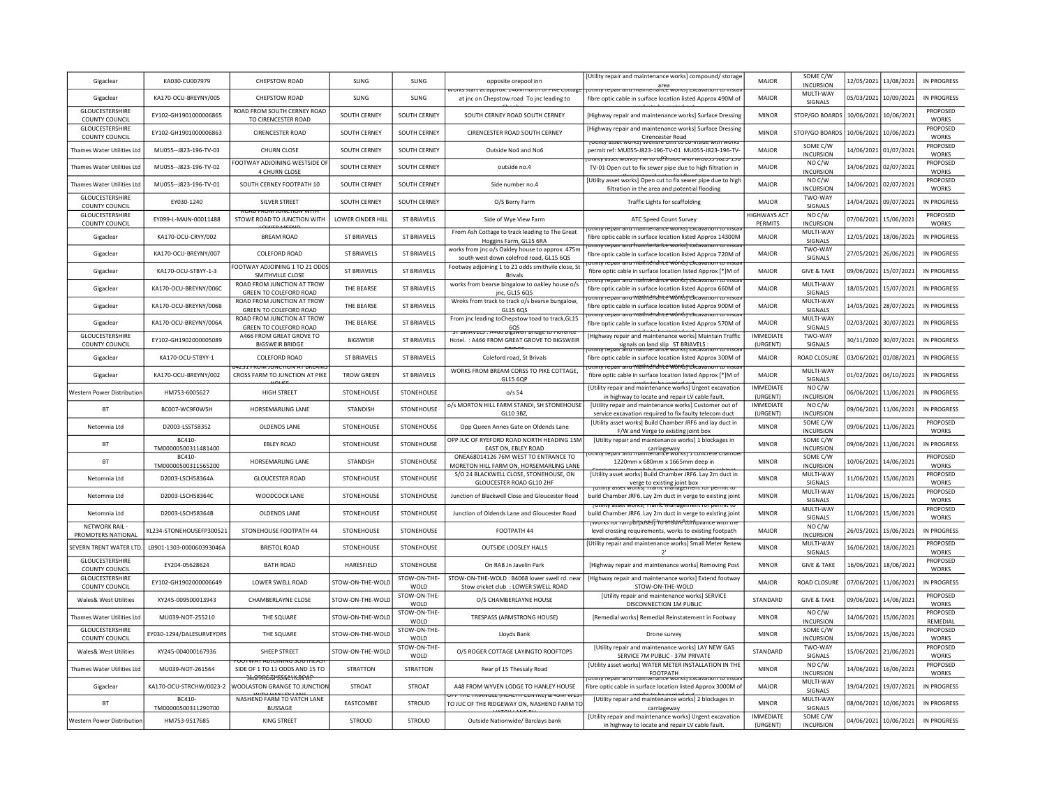| Gigaclear | KA030-CU007979 | CHEPSTOW ROAD | SLING | SLING | opposite orepool inn | [Utility repair and maintenance works] compound/ storage area | MAJOR | SOME C/W INCURSION | 12/05/2021 | 13/08/2021 | IN PROGRESS |
|---|---|---|---|---|---|---|---|---|---|---|---|
| Gigaclear | KA170-OCU-BREYNY/005 | CHEPSTOW ROAD | SLING | SLING | works start at approx. 140m north of Pike Cottage at jnc on Chepstow road To jnc leading to | [Utility repair and maintenance works] Excavation to install fibre optic cable in surface location listed Approx 490M of | MAJOR | MULTI-WAY SIGNALS | 05/03/2021 | 10/09/2021 | IN PROGRESS |
| GLOUCESTERSHIRE COUNTY COUNCIL | EY102-GH1901000006865 | ROAD FROM SOUTH CERNEY ROAD TO CIRENCESTER ROAD | SOUTH CERNEY | SOUTH CERNEY | SOUTH CERNEY ROAD SOUTH CERNEY | [Highway repair and maintenance works] Surface Dressing | MINOR | STOP/GO BOARDS | 10/06/2021 | 10/06/2021 | PROPOSED WORKS |
| GLOUCESTERSHIRE COUNTY COUNCIL | EY102-GH1901000006863 | CIRENCESTER ROAD | SOUTH CERNEY | SOUTH CERNEY | CIRENCESTER ROAD SOUTH CERNEY | [Highway repair and maintenance works] Surface Dressing Cirencester Road | MINOR | STOP/GO BOARDS | 10/06/2021 | 10/06/2021 | PROPOSED WORKS |
| Thames Water Utilities Ltd | MU055--J823-196-TV-03 | CHURN CLOSE | SOUTH CERNEY | SOUTH CERNEY | Outside No4 and No6 | [Utility asset works] Welfare Unit to Co-inside with works permit ref: MU055-J823-196-TV-01 MU055-J823-196-TV- | MAJOR | SOME C/W INCURSION | 14/06/2021 | 01/07/2021 | PROPOSED WORKS |
| Thames Water Utilities Ltd | MU055--J823-196-TV-02 | FOOTWAY ADJOINING WESTSIDE OF 4 CHURN CLOSE | SOUTH CERNEY | SOUTH CERNEY | outside no.4 | [Utility asset works] TM to Co-inside with MU055-J823-196-TV-01 Open cut to fix sewer pipe due to high filtration in | MAJOR | NO C/W INCURSION | 14/06/2021 | 02/07/2021 | PROPOSED WORKS |
| Thames Water Utilities Ltd | MU055--J823-196-TV-01 | SOUTH CERNEY FOOTPATH 10 | SOUTH CERNEY | SOUTH CERNEY | Side number no.4 | [Utility asset works] Open cut to fix sewer pipe due to high filtration in the area and potential flooding | MAJOR | NO C/W INCURSION | 14/06/2021 | 02/07/2021 | PROPOSED WORKS |
| GLOUCESTERSHIRE COUNTY COUNCIL | EY030-1240 | SILVER STREET | SOUTH CERNEY | SOUTH CERNEY | O/S Berry Farm | Traffic Lights for scaffolding | MAJOR | TWO-WAY SIGNALS | 14/04/2021 | 09/07/2021 | IN PROGRESS |
| GLOUCESTERSHIRE COUNTY COUNCIL | EY099-L-MAIN-00011488 | ROAD FROM JUNCTION WITH STOWE ROAD TO JUNCTION WITH LOWER MEEND | LOWER CINDER HILL | ST BRIAVELS | Side of Wye View Farm | ATC Speed Count Survey | HIGHWAYS ACT PERMITS | NO C/W INCURSION | 07/06/2021 | 15/06/2021 | PROPOSED WORKS |
| Gigaclear | KA170-OCU-CRYY/002 | BREAM ROAD | ST BRIAVELS | ST BRIAVELS | From Ash Cottage to track leading to The Great Hoggins Farm, GL15 6RA | [Utility repair and maintenance works] Excavation to install fibre optic cable in surface location listed Approx 14300M | MAJOR | MULTI-WAY SIGNALS | 12/05/2021 | 18/06/2021 | IN PROGRESS |
| Gigaclear | KA170-OCU-BREYNY/007 | COLEFORD ROAD | ST BRIAVELS | ST BRIAVELS | works from jnc o/s Oakley house to approx. 475m south west down colefrod road, GL15 6QS | [Utility repair and maintenance works] Excavation to install fibre optic cable in surface location listed Approx 720M of | MAJOR | TWO-WAY SIGNALS | 27/05/2021 | 26/06/2021 | IN PROGRESS |
| Gigaclear | KA170-OCU-STBYY-1-3 | FOOTWAY ADJOINING 1 TO 21 ODDS SMITHVILLE CLOSE | ST BRIAVELS | ST BRIAVELS | Footway adjoining 1 to 21 odds smithvile close, St Brivals | [Utility repair and maintenance works] Excavation to install fibre optic cable in surface location listed Approx [*]M of | MAJOR | GIVE & TAKE | 09/06/2021 | 15/07/2021 | IN PROGRESS |
| Gigaclear | KA170-OCU-BREYNY/006C | ROAD FROM JUNCTION AT TROW GREEN TO COLEFORD ROAD | THE BEARSE | ST BRIAVELS | works from bearse bingalow to oakley house o/s jnc, GL15 6QS | [Utility repair and maintenance works] Excavation to install fibre optic cable in surface location listed Approx 660M of | MAJOR | MULTI-WAY SIGNALS | 18/05/2021 | 15/07/2021 | IN PROGRESS |
| Gigaclear | KA170-OCU-BREYNY/006B | ROAD FROM JUNCTION AT TROW GREEN TO COLEFORD ROAD | THE BEARSE | ST BRIAVELS | Wroks from track to track o/s bearse bungalow, GL15 6QS | [Utility repair and maintenance works] Excavation to install fibre optic cable in surface location listed Approx 900M of | MAJOR | MULTI-WAY SIGNALS | 14/05/2021 | 28/07/2021 | IN PROGRESS |
| Gigaclear | KA170-OCU-BREYNY/006A | ROAD FROM JUNCTION AT TROW GREEN TO COLEFORD ROAD | THE BEARSE | ST BRIAVELS | From jnc leading toChepstow toad to track,GL15 6QS | [Utility repair and maintenance works] Excavation to install fibre optic cable in surface location listed Approx 570M of | MAJOR | MULTI-WAY SIGNALS | 02/03/2021 | 30/07/2021 | IN PROGRESS |
| GLOUCESTERSHIRE COUNTY COUNCIL | EY102-GH1902000005089 | A466 FROM GREAT GROVE TO BIGSWEIR BRIDGE | BIGSWEIR | ST BRIAVELS | ST BRIAVELS : A466 Bigsweir Bridge to Florence Hotel. : A466 FROM GREAT GROVE TO BIGSWEIR BRIDGE | [Highway repair and maintenance works] Maintain Traffic signals on land slip ST BRIAVELS : | IMMEDIATE (URGENT) | TWO-WAY SIGNALS | 30/11/2020 | 30/07/2021 | IN PROGRESS |
| Gigaclear | KA170-OCU-STBYY-1 | COLEFORD ROAD | ST BRIAVELS | ST BRIAVELS | Coleford road, St Brivals | [Utility repair and maintenance works] Excavation to install fibre optic cable in surface location listed Approx 300M of | MAJOR | ROAD CLOSURE | 03/06/2021 | 01/08/2021 | IN PROGRESS |
| Gigaclear | KA170-OCU-BREYNY/002 | B4231 FROM JUNCTION AT BREAMS CROSS FARM TO JUNCTION AT PIKE HOUSE | TROW GREEN | ST BRIAVELS | WORKS FROM BREAM CORSS TO PIKE COTTAGE, GL15 6QP | [Utility repair and maintenance works] Excavation to install fibre optic cable in surface location listed Approx [*]M of | MAJOR | MULTI-WAY SIGNALS | 01/02/2021 | 04/10/2021 | IN PROGRESS |
| Western Power Distribution | HM753-6005627 | HIGH STREET | STONEHOUSE | STONEHOUSE | o/s 54 | [Utility repair and maintenance works] Urgent excavation in highway to locate and repair LV cable fault. | IMMEDIATE (URGENT) | NO C/W INCURSION | 06/06/2021 | 11/06/2021 | IN PROGRESS |
| BT | BC007-WC9F0W5H | HORSEMARLING LANE | STANDISH | STONEHOUSE | o/s MORTON HILL FARM STANDI, SH STONEHOUSE GL10 3BZ, | [Utility repair and maintenance works] Customer out of service excavation required to fix faulty telecom duct | IMMEDIATE (URGENT) | NO C/W INCURSION | 09/06/2021 | 11/06/2021 | IN PROGRESS |
| Netomnia Ltd | D2003-LSST58352 | OLDENDS LANE | STONEHOUSE | STONEHOUSE | Opp Queen Annes Gate on Oldends Lane | [Utility asset works] Build Chamber JRF6 and lay duct in F/W and Verge to existing joint box | MINOR | SOME C/W INCURSION | 09/06/2021 | 11/06/2021 | PROPOSED WORKS |
| BT | BC410-TM00000500311481400 | EBLEY ROAD | STONEHOUSE | STONEHOUSE | OPP JUC OF RYEFORD ROAD NORTH HEADING 15M EAST ON, EBLEY ROAD | [Utility repair and maintenance works] 1 blockages in carriageway | MINOR | SOME C/W INCURSION | 09/06/2021 | 11/06/2021 | IN PROGRESS |
| BT | BC410-TM00000500311565200 | HORSEMARLING LANE | STANDISH | STONEHOUSE | ONEA68014126 76M WEST TO ENTRANCE TO MORETON HILL FARM ON, HORSEMARLING LANE | [Utility repair and maintenance works] 1 concrete chamber 1220mm x 680mm x 1665mm deep in | MINOR | SOME C/W INCURSION | 10/06/2021 | 14/06/2021 | PROPOSED WORKS |
| Netomnia Ltd | D2003-LSCH58364A | GLOUCESTER ROAD | STONEHOUSE | STONEHOUSE | S/O 24 BLACKWELL CLOSE, STONEHOUSE, ON GLOUCESTER ROAD GL10 2HF | [Utility asset works] Build Chamber JRF6. Lay 2m duct in verge to existing joint box | MINOR | MULTI-WAY SIGNALS | 11/06/2021 | 15/06/2021 | PROPOSED WORKS |
| Netomnia Ltd | D2003-LSCH58364C | WOODCOCK LANE | STONEHOUSE | STONEHOUSE | Junction of Blackwell Close and Gloucester Road | [Utility asset works] Traffic management for permit to build Chamber JRF6. Lay 2m duct in verge to existing joint | MINOR | MULTI-WAY SIGNALS | 11/06/2021 | 15/06/2021 | PROPOSED WORKS |
| Netomnia Ltd | D2003-LSCH58364B | OLDENDS LANE | STONEHOUSE | STONEHOUSE | Junction of Oldends Lane and Gloucester Road | [Utility asset works] Traffic management for permit to build Chamber JRF6. Lay 2m duct in verge to existing joint | MINOR | MULTI-WAY SIGNALS | 11/06/2021 | 15/06/2021 | PROPOSED WORKS |
| NETWORK RAIL - PROMOTERS NATIONAL | KL234-STONEHOUSEFP300521 | STONEHOUSE FOOTPATH 44 | STONEHOUSE | STONEHOUSE | FOOTPATH 44 | [Works for rail purposes] To ensure compliance with the level crossing requirements, works to existing footpath | MAJOR | NO C/W INCURSION | 26/05/2021 | 15/06/2021 | IN PROGRESS |
| SEVERN TRENT WATER LTD. | LB901-1303-000060393046A | BRISTOL ROAD | STONEHOUSE | STONEHOUSE | OUTSIDE LOOSLEY HALLS | [Utility repair and maintenance works] Small Meter Renew 2' | MINOR | MULTI-WAY SIGNALS | 16/06/2021 | 18/06/2021 | PROPOSED WORKS |
| GLOUCESTERSHIRE COUNTY COUNCIL | EY204-05628624 | BATH ROAD | HARESFIELD | STONEHOUSE | On RAB Jn Javelin Park | [Highway repair and maintenance works] Removing Post | MINOR | GIVE & TAKE | 16/06/2021 | 18/06/2021 | PROPOSED WORKS |
| GLOUCESTERSHIRE COUNTY COUNCIL | EY102-GH1902000006649 | LOWER SWELL ROAD | STOW-ON-THE-WOLD | STOW-ON-THE-WOLD | STOW-ON-THE-WOLD : B4068 lower swell rd. near Stow cricket club : LOWER SWELL ROAD | [Highway repair and maintenance works] Extend footway STOW-ON-THE-WOLD | MAJOR | ROAD CLOSURE | 07/06/2021 | 11/06/2021 | IN PROGRESS |
| Wales& West Utilities | XY245-009500013943 | CHAMBERLAYNE CLOSE | STOW-ON-THE-WOLD | STOW-ON-THE-WOLD | O/S CHAMBERLAYNE HOUSE | [Utility repair and maintenance works] SERVICE DISCONNECTION 1M PUBLIC | STANDARD | GIVE & TAKE | 09/06/2021 | 14/06/2021 | PROPOSED WORKS |
| Thames Water Utilities Ltd | MU039-NOT-255210 | THE SQUARE | STOW-ON-THE-WOLD | STOW-ON-THE-WOLD | TRESPASS (ARMSTRONG HOUSE) | [Remedial works] Remedial Reinstatement in Footway | MINOR | NO C/W INCURSION | 14/06/2021 | 15/06/2021 | PROPOSED REMEDIAL |
| GLOUCESTERSHIRE COUNTY COUNCIL | EY030-1294/DALESURVEYORS | THE SQUARE | STOW-ON-THE-WOLD | STOW-ON-THE-WOLD | Lloyds Bank | Drone survey | MINOR | SOME C/W INCURSION | 15/06/2021 | 15/06/2021 | PROPOSED WORKS |
| Wales& West Utilities | XY245-004000167936 | SHEEP STREET | STOW-ON-THE-WOLD | STOW-ON-THE-WOLD | O/S ROGER COTTAGE LAYINGTO ROOFTOPS | [Utility repair and maintenance works] LAY NEW GAS SERVICE 7M PUBLIC - 37M PRIVATE | STANDARD | TWO-WAY SIGNALS | 15/06/2021 | 21/06/2021 | PROPOSED WORKS |
| Thames Water Utilities Ltd | MU039-NOT-261564 | FOOTWAY ADJOINING SOUTHEAST SIDE OF 1 TO 11 ODDS AND 15 TO 31 ODDS THESSALY ROAD | STRATTON | STRATTON | Rear pf 15 Thessaly Road | [Utility asset works] WATER METER INSTALLATION IN THE FOOTPATH | MINOR | NO C/W INCURSION | 14/06/2021 | 16/06/2021 | PROPOSED WORKS |
| Gigaclear | KA170-OCU-STRCHW/0023-2 | ROAD FROM JUNCTION AT WOOLASTON GRANGE TO JUNCTION WITH HANLEY LANE | STROAT | STROAT | A48 FROM WYVEN LODGE TO HANLEY HOUSE | [Utility repair and maintenance works] Excavation to install fibre optic cable in surface location listed Approx 3000M of | MAJOR | MULTI-WAY SIGNALS | 19/04/2021 | 19/07/2021 | IN PROGRESS |
| BT | BC410-TM00000500311290700 | NASHEND FARM TO VATCH LANE BUSSAGE | EASTCOMBE | STROUD | OPP THE TRIANGLE (HEALTH CENTRE) & 45M WEST TO JUC OF THE RIDGEWAY ON, NASHEND FARM TO VATCH LANE BU | [Utility repair and maintenance works] 2 blockages in carriageway | MINOR | MULTI-WAY SIGNALS | 08/06/2021 | 10/06/2021 | IN PROGRESS |
| Western Power Distribution | HM753-9517685 | KING STREET | STROUD | STROUD | Outside Nationwide/ Barclays bank | [Utility repair and maintenance works] Urgent excavation in highway to locate and repair LV cable fault. | IMMEDIATE (URGENT) | SOME C/W INCURSION | 04/06/2021 | 10/06/2021 | IN PROGRESS |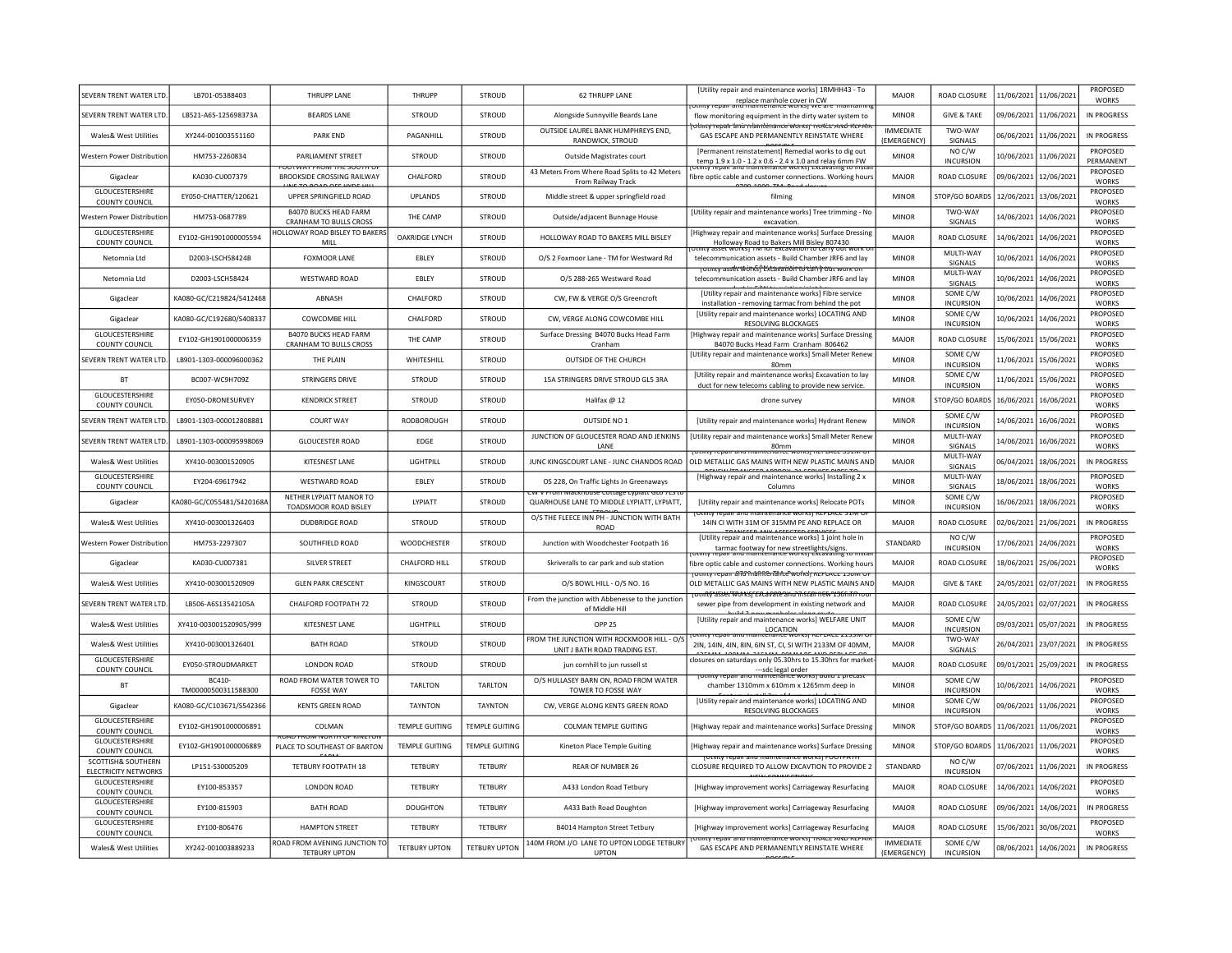| SEVERN TRENT WATER LTD. | LB701-05388403 | THRUPP LANE | THRUPP | STROUD | 62 THRUPP LANE | [Utility repair and maintenance works] 1RMHH43 - To replace manhole cover in CW | MAJOR | ROAD CLOSURE | 11/06/2021 | 11/06/2021 | PROPOSED WORKS |
|---|---|---|---|---|---|---|---|---|---|---|---|
| SEVERN TRENT WATER LTD. | LB521-A6S-125698373A | BEARDS LANE | STROUD | STROUD | Alongside Sunnyville Beards Lane | [Utility repair and maintenance works] We are maintaining flow monitoring equipment in the dirty water system to | MINOR | GIVE & TAKE | 09/06/2021 | 11/06/2021 | IN PROGRESS |
| Wales& West Utilities | XY244-001003551160 | PARK END | PAGANHILL | STROUD | OUTSIDE LAUREL BANK HUMPHREYS END, RANDWICK, STROUD | [Utility repair and maintenance works] TRACE AND REPAIR GAS ESCAPE AND PERMANENTLY REINSTATE WHERE POSSIBLE | IMMEDIATE (EMERGENCY) | TWO-WAY SIGNALS | 06/06/2021 | 11/06/2021 | IN PROGRESS |
| Western Power Distribution | HM753-2260834 | PARLIAMENT STREET | STROUD | STROUD | Outside Magistrates court | [Permanent reinstatement] Remedial works to dig out temp 1.9 x 1.0 - 1.2 x 0.6 - 2.4 x 1.0 and relay 6mm FW | MINOR | NO C/W INCURSION | 10/06/2021 | 11/06/2021 | PROPOSED PERMANENT |
| Gigaclear | KA030-CU007379 | FOOTWAY FROM THE SOUTH OF BROOKSIDE CROSSING RAILWAY LINE TO ROAD OFF HYDE HILL | CHALFORD | STROUD | 43 Meters From Where Road Splits to 42 Meters From Railway Track | [Utility repair and maintenance works] Excavating to install fibre optic cable and customer connections. Working hours 0700-1900. TM: Road closure | MAJOR | ROAD CLOSURE | 09/06/2021 | 12/06/2021 | PROPOSED WORKS |
| GLOUCESTERSHIRE COUNTY COUNCIL | EY050-CHATTER/120621 | UPPER SPRINGFIELD ROAD | UPLANDS | STROUD | Middle street & upper springfield road | filming | MINOR | STOP/GO BOARDS | 12/06/2021 | 13/06/2021 | PROPOSED WORKS |
| Western Power Distribution | HM753-0687789 | B4070 BUCKS HEAD FARM CRANHAM TO BULLS CROSS | THE CAMP | STROUD | Outside/adjacent Bunnage House | [Utility repair and maintenance works] Tree trimming - No excavation. | MINOR | TWO-WAY SIGNALS | 14/06/2021 | 14/06/2021 | PROPOSED WORKS |
| GLOUCESTERSHIRE COUNTY COUNCIL | EY102-GH1901000005594 | HOLLOWAY ROAD BISLEY TO BAKERS MILL | OAKRIDGE LYNCH | STROUD | HOLLOWAY ROAD TO BAKERS MILL BISLEY | [Highway repair and maintenance works] Surface Dressing Holloway Road to Bakers Mill Bisley 807430 | MAJOR | ROAD CLOSURE | 14/06/2021 | 14/06/2021 | PROPOSED WORKS |
| Netomnia Ltd | D2003-LSCH58424B | FOXMOOR LANE | EBLEY | STROUD | O/S 2 Foxmoor Lane - TM for Westward Rd | [Utility asset works] TM for excavation to carry out work on telecommunication assets - Build Chamber JRF6 and lay | MINOR | MULTI-WAY SIGNALS | 10/06/2021 | 14/06/2021 | PROPOSED WORKS |
| Netomnia Ltd | D2003-LSCH58424 | WESTWARD ROAD | EBLEY | STROUD | O/S 288-265 Westward Road | [Utility asset works] Excavation to carry out work on telecommunication assets - Build Chamber JRF6 and lay | MINOR | MULTI-WAY SIGNALS | 10/06/2021 | 14/06/2021 | PROPOSED WORKS |
| Gigaclear | KA080-GC/C219824/S412468 | ABNASH | CHALFORD | STROUD | CW, FW & VERGE O/S Greencroft | [Utility repair and maintenance works] Fibre service installation - removing tarmac from behind the pot | MINOR | SOME C/W INCURSION | 10/06/2021 | 14/06/2021 | PROPOSED WORKS |
| Gigaclear | KA080-GC/C192680/S408337 | COWCOMBE HILL | CHALFORD | STROUD | CW, VERGE ALONG COWCOMBE HILL | [Utility repair and maintenance works] LOCATING AND RESOLVING BLOCKAGES | MINOR | SOME C/W INCURSION | 10/06/2021 | 14/06/2021 | PROPOSED WORKS |
| GLOUCESTERSHIRE COUNTY COUNCIL | EY102-GH1901000006359 | B4070 BUCKS HEAD FARM CRANHAM TO BULLS CROSS | THE CAMP | STROUD | Surface Dressing B4070 Bucks Head Farm Cranham | [Highway repair and maintenance works] Surface Dressing B4070 Bucks Head Farm Cranham 806462 | MAJOR | ROAD CLOSURE | 15/06/2021 | 15/06/2021 | PROPOSED WORKS |
| SEVERN TRENT WATER LTD. | LB901-1303-000096000362 | THE PLAIN | WHITESHILL | STROUD | OUTSIDE OF THE CHURCH | [Utility repair and maintenance works] Small Meter Renew 80mm | MINOR | SOME C/W INCURSION | 11/06/2021 | 15/06/2021 | PROPOSED WORKS |
| BT | BC007-WC9H709Z | STRINGERS DRIVE | STROUD | STROUD | 15A STRINGERS DRIVE STROUD GL5 3RA | [Utility repair and maintenance works] Excavation to lay duct for new telecoms cabling to provide new service. | MINOR | SOME C/W INCURSION | 11/06/2021 | 15/06/2021 | PROPOSED WORKS |
| GLOUCESTERSHIRE COUNTY COUNCIL | EY050-DRONESURVEY | KENDRICK STREET | STROUD | STROUD | Halifax @ 12 | drone survey | MINOR | STOP/GO BOARDS | 16/06/2021 | 16/06/2021 | PROPOSED WORKS |
| SEVERN TRENT WATER LTD. | LB901-1303-000012808881 | COURT WAY | RODBOROUGH | STROUD | OUTSIDE NO 1 | [Utility repair and maintenance works] Hydrant Renew | MINOR | SOME C/W INCURSION | 14/06/2021 | 16/06/2021 | PROPOSED WORKS |
| SEVERN TRENT WATER LTD. | LB901-1303-000095998069 | GLOUCESTER ROAD | EDGE | STROUD | JUNCTION OF GLOUCESTER ROAD AND JENKINS LANE | [Utility repair and maintenance works] Small Meter Renew 80mm | MINOR | MULTI-WAY SIGNALS | 14/06/2021 | 16/06/2021 | PROPOSED WORKS |
| Wales& West Utilities | XY410-003001520905 | KITESNEST LANE | LIGHTPILL | STROUD | JUNC KINGSCOURT LANE - JUNC CHANDOS ROAD | [Utility repair and maintenance works] REPLACE 331M OF OLD METALLIC GAS MAINS WITH NEW PLASTIC MAINS AND RENEW/TRANSFER APPROX 24 SERVICE PIPES TO | MAJOR | MULTI-WAY SIGNALS | 06/04/2021 | 18/06/2021 | IN PROGRESS |
| GLOUCESTERSHIRE COUNTY COUNCIL | EY204-69617942 | WESTWARD ROAD | EBLEY | STROUD | OS 228, On Traffic Lights Jn Greenaways | [Highway repair and maintenance works] Installing 2 x Columns | MINOR | MULTI-WAY SIGNALS | 18/06/2021 | 18/06/2021 | PROPOSED WORKS |
| Gigaclear | KA080-GC/C055481/S420168A | NETHER LYPIATT MANOR TO TOADSMOOR ROAD BISLEY | LYPIATT | STROUD | CW V From Mackhouse Cottage Lypiatt GL6 7LS to QUARHOUSE LANE TO MIDDLE LYPIATT, LYPIATT, STROUD | [Utility repair and maintenance works] Relocate POTs | MINOR | SOME C/W INCURSION | 16/06/2021 | 18/06/2021 | PROPOSED WORKS |
| Wales& West Utilities | XY410-003001326403 | DUDBRIDGE ROAD | STROUD | STROUD | O/S THE FLEECE INN PH - JUNCTION WITH BATH ROAD | [Utility repair and maintenance works] REPLACE 31M OF 14IN CI WITH 31M OF 315MM PE AND REPLACE OR TRANSFER ANY AFFECTED SERVICES | MAJOR | ROAD CLOSURE | 02/06/2021 | 21/06/2021 | IN PROGRESS |
| Western Power Distribution | HM753-2297307 | SOUTHFIELD ROAD | WOODCHESTER | STROUD | Junction with Woodchester Footpath 16 | [Utility repair and maintenance works] 1 joint hole in tarmac footway for new streetlights/signs. | STANDARD | NO C/W INCURSION | 17/06/2021 | 24/06/2021 | PROPOSED WORKS |
| Gigaclear | KA030-CU007381 | SILVER STREET | CHALFORD HILL | STROUD | Skriveralls to car park and sub station | [Utility repair and maintenance works] Excavating to install fibre optic cable and customer connections. Working hours 0700-1900. TM: Road closure | MAJOR | ROAD CLOSURE | 18/06/2021 | 25/06/2021 | PROPOSED WORKS |
| Wales& West Utilities | XY410-003001520909 | GLEN PARK CRESCENT | KINGSCOURT | STROUD | O/S BOWL HILL - O/S NO. 16 | [Utility repair and maintenance works] REPLACE 150M OF OLD METALLIC GAS MAINS WITH NEW PLASTIC MAINS AND RENEW/TRANSFER APPROX 27 SERVICE PIPES TO | MAJOR | GIVE & TAKE | 24/05/2021 | 02/07/2021 | IN PROGRESS |
| SEVERN TRENT WATER LTD. | LB506-A6S13542105A | CHALFORD FOOTPATH 72 | STROUD | STROUD | From the junction with Abbenesse to the junction of Middle Hill | [Utility asset works] Excavate and install new 150mm foul sewer pipe from development in existing network and build 2 new manholes along route | MAJOR | ROAD CLOSURE | 24/05/2021 | 02/07/2021 | IN PROGRESS |
| Wales& West Utilities | XY410-003001520905/999 | KITESNEST LANE | LIGHTPILL | STROUD | OPP 25 | [Utility repair and maintenance works] WELFARE UNIT LOCATION | MAJOR | SOME C/W INCURSION | 09/03/2021 | 05/07/2021 | IN PROGRESS |
| Wales& West Utilities | XY410-003001326401 | BATH ROAD | STROUD | STROUD | FROM THE JUNCTION WITH ROCKMOOR HILL - O/S UNIT J BATH ROAD TRADING EST. | [Utility repair and maintenance works] REPLACE 2133M OF 2IN, 14IN, 4IN, 8IN, 6IN ST, CI, SI WITH 2133M OF 40MM, 125MM, 180MM, 315MM, 90MM PE AND REPLACE OR | MAJOR | TWO-WAY SIGNALS | 26/04/2021 | 23/07/2021 | IN PROGRESS |
| GLOUCESTERSHIRE COUNTY COUNCIL | EY050-STROUDMARKET | LONDON ROAD | STROUD | STROUD | jun cornhill to jun russell st | closures on saturdays only 05.30hrs to 15.30hrs for market---sdc legal order | MAJOR | ROAD CLOSURE | 09/01/2021 | 25/09/2021 | IN PROGRESS |
| BT | BC410-TM00000500311588300 | ROAD FROM WATER TOWER TO FOSSE WAY | TARLTON | TARLTON | O/S HULLASEY BARN ON, ROAD FROM WATER TOWER TO FOSSE WAY | [Utility repair and maintenance works] Build 1 precast chamber 1310mm x 610mm x 1265mm deep in | MINOR | SOME C/W INCURSION | 10/06/2021 | 14/06/2021 | PROPOSED WORKS |
| Gigaclear | KA080-GC/C103671/S542366 | KENTS GREEN ROAD | TAYNTON | TAYNTON | CW, VERGE ALONG KENTS GREEN ROAD | [Utility repair and maintenance works] LOCATING AND RESOLVING BLOCKAGES | MINOR | SOME C/W INCURSION | 09/06/2021 | 11/06/2021 | PROPOSED WORKS |
| GLOUCESTERSHIRE COUNTY COUNCIL | EY102-GH1901000006891 | COLMAN | TEMPLE GUITING | TEMPLE GUITING | COLMAN TEMPLE GUITING | [Highway repair and maintenance works] Surface Dressing | MINOR | STOP/GO BOARDS | 11/06/2021 | 11/06/2021 | PROPOSED WORKS |
| GLOUCESTERSHIRE COUNTY COUNCIL | EY102-GH1901000006889 | ROAD FROM NORTH OF KINETON PLACE TO SOUTHEAST OF BARTON FARM | TEMPLE GUITING | TEMPLE GUITING | Kineton Place Temple Guiting | [Highway repair and maintenance works] Surface Dressing | MINOR | STOP/GO BOARDS | 11/06/2021 | 11/06/2021 | PROPOSED WORKS |
| SCOTTISH& SOUTHERN ELECTRICITY NETWORKS | LP151-S30005209 | TETBURY FOOTPATH 18 | TETBURY | TETBURY | REAR OF NUMBER 26 | [Utility repair and maintenance works] FOOTPATH CLOSURE REQUIRED TO ALLOW EXCAVTION TO PROVIDE 2 NEW CONNECTIONS | STANDARD | NO C/W INCURSION | 07/06/2021 | 11/06/2021 | IN PROGRESS |
| GLOUCESTERSHIRE COUNTY COUNCIL | EY100-853357 | LONDON ROAD | TETBURY | TETBURY | A433 London Road Tetbury | [Highway improvement works] Carriageway Resurfacing | MAJOR | ROAD CLOSURE | 14/06/2021 | 14/06/2021 | PROPOSED WORKS |
| GLOUCESTERSHIRE COUNTY COUNCIL | EY100-815903 | BATH ROAD | DOUGHTON | TETBURY | A433 Bath Road Doughton | [Highway improvement works] Carriageway Resurfacing | MAJOR | ROAD CLOSURE | 09/06/2021 | 14/06/2021 | IN PROGRESS |
| GLOUCESTERSHIRE COUNTY COUNCIL | EY100-806476 | HAMPTON STREET | TETBURY | TETBURY | B4014 Hampton Street Tetbury | [Highway improvement works] Carriageway Resurfacing | MAJOR | ROAD CLOSURE | 15/06/2021 | 30/06/2021 | PROPOSED WORKS |
| Wales& West Utilities | XY242-001003889233 | ROAD FROM AVENING JUNCTION TO TETBURY UPTON | TETBURY UPTON | TETBURY UPTON | 140M FROM J/O LANE TO UPTON LODGE TETBURY UPTON | [Utility repair and maintenance works] TRACE AND REPAIR GAS ESCAPE AND PERMANENTLY REINSTATE WHERE POSSIBLE | IMMEDIATE (EMERGENCY) | SOME C/W INCURSION | 08/06/2021 | 14/06/2021 | IN PROGRESS |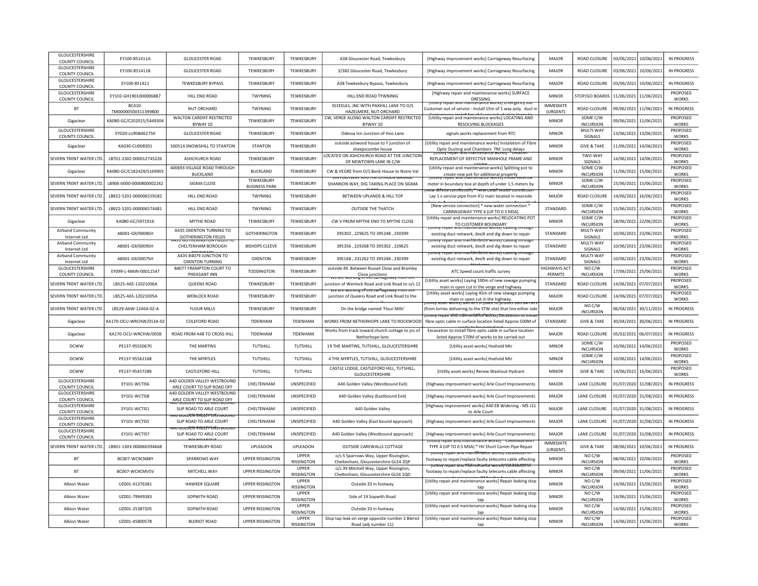| GLOUCESTERSHIRE COUNTY COUNCIL | EY100-851411A | GLOUCESTER ROAD | TEWKESBURY | TEWKESBURY | A38 Gloucester Road, Tewkesbury | [Highway improvement works] Carriageway Resurfacing | MAJOR | ROAD CLOSURE | 03/06/2021 | 10/06/2021 | IN PROGRESS |
|---|---|---|---|---|---|---|---|---|---|---|---|
| GLOUCESTERSHIRE COUNTY COUNCIL | EY100-851411B | GLOUCESTER ROAD | TEWKESBURY | TEWKESBURY | 3/382 Gloucester Road, Tewkesbury | [Highway improvement works] Carriageway Resurfacing | MAJOR | ROAD CLOSURE | 03/06/2021 | 10/06/2021 | IN PROGRESS |
| GLOUCESTERSHIRE COUNTY COUNCIL | EY100-851411 | TEWKESBURY BYPASS | TEWKESBURY | TEWKESBURY | A38 Tewkesbury Bypass, Tewkesbury | [Highway improvement works] Carriageway Resurfacing | MAJOR | ROAD CLOSURE | 03/06/2021 | 10/06/2021 | IN PROGRESS |
| GLOUCESTERSHIRE COUNTY COUNCIL | EY102-GH1901000006887 | HILL END ROAD | TWYNING | TEWKESBURY | HILL END ROAD TYWNINIG | [Highway repair and maintenance works] SURFACE DRESSING | MINOR | STOP/GO BOARDS | 11/06/2021 | 11/06/2021 | PROPOSED WORKS |
| BT | BC410-TM00000500311399800 | NUT ORCHARD | TWYNING | TEWKESBURY | SS1EEL61, JNC WITH PAXHILL LANE TO O/S HAZELMERE, NUT ORCHARD | [Utility repair and maintenance works] Emergency Job Customer out of service - Install 15m of 1 way poly duct in | IMMEDIATE (URGENT) | ROAD CLOSURE | 09/06/2021 | 11/06/2021 | IN PROGRESS |
| Gigaclear | KA080-GC/C202015/S449304 | WALTON CARDIFF RESTRICTED BYWAY 10 | TEWKESBURY | TEWKESBURY | CW, VERGE ALONG WALTON CARDIFF RESTRICTED BYWAY 10 | [Utility repair and maintenance works] LOCATING AND RESOLVING BLOCKAGES | MINOR | SOME C/W INCURSION | 09/06/2021 | 11/06/2021 | PROPOSED WORKS |
| GLOUCESTERSHIRE COUNTY COUNCIL | EY020-LURSB462750 | GLOUCESTER ROAD | TEWKESBURY | TEWKESBURY | Odessa Inn Junction of Hoo Lane | signals works replacement from RTC | MINOR | MULTI-WAY SIGNALS | 13/06/2021 | 13/06/2021 | PROPOSED WORKS |
| Gigaclear | KA030-CU008301 | 500514 SNOWSHILL TO STANTON | STANTON | TEWKESBURY | outside astwood house to Y junction of sheepscombe house | [Utility repair and maintenance works] Instalation of Fibre Optic Ducting and Chambers TM: Long delays | MINOR | GIVE & TAKE | 11/06/2021 | 14/06/2021 | PROPOSED WORKS |
| SEVERN TRENT WATER LTD. | LB701-2302-000012745226 | ASHCHURCH ROAD | TEWKESBURY | TEWKESBURY | LOCATED ON ASHCHURCH ROAD AT THE JUNCTION OF NEWTOWN LANE IN C/W | [Utility repair and maintenance works] - URGENT REPLACEMENT OF DEFECTIVE MANHOLE FRAME AND COVER | MINOR | TWO-WAY SIGNALS | 14/06/2021 | 14/06/2021 | PROPOSED WORKS |
| Gigaclear | KA080-GC/C182429/S169903 | 400693 VILLAGE ROAD THROUGH BUCKLAND | BUCKLAND | TEWKESBURY | CW & VEGRE from O/S Bank House to Notre Val | [Utility repair and maintenance works] Splitting pot to create new pot for additional property | MINOR | SOME C/W INCURSION | 11/06/2021 | 15/06/2021 | PROPOSED WORKS |
| SEVERN TRENT WATER LTD. | LB906-0000-0000800002242 | SIGMA CLOSE | TEWKESBURY BUSINESS PARK | TEWKESBURY | ON FOOTWAY RHS THE CITROEN GARAGE SHANNON WAY, DIG TAKING PLACE ON SIGMA CLOSE | [Utility repair and maintenance works] Install external meter in boundary box at depth of under 1.5 meters by | MINOR | SOME C/W INCURSION | 15/06/2021 | 15/06/2021 | PROPOSED WORKS |
| SEVERN TRENT WATER LTD. | LB922-5201-000006559182 | HILL END ROAD | TWYNING | TEWKESBURY | BETWEEN UPLANDS & HILL TOP | [New service connection] * new Clean water connection * Lay 1 x service pipe from 4'ci main located in nearside | MAJOR | ROAD CLOSURE | 14/06/2021 | 16/06/2021 | PROPOSED WORKS |
| SEVERN TRENT WATER LTD. | LB922-5201-000006574481 | HILL END ROAD | TWYNING | TEWKESBURY | OUTSIDE THE THATCH | [New service connection] * new water connection * CARRIAGEWAY TYPE 4 (UP TO 0.5 MSA) | STANDARD | SOME C/W INCURSION | 15/06/2021 | 21/06/2021 | PROPOSED WORKS |
| Gigaclear | KA080-GC/S971916 | MYTHE ROAD | TEWKESBURY | TEWKESBURY | CW V FROM MYTHE END TO MYTHE CLOSE | [Utility repair and maintenance works] RELOCATING POT TO CUSTOMER BOUNDARY | MINOR | SOME C/W INCURSION | 18/06/2021 | 22/06/2021 | PROPOSED WORKS |
| Airband Community Internet Ltd | A8001-G9/0008SH | A435 OXENTON TURNING TO GOTHERINGTON FIELDS | GOTHERINGTON | TEWKESBURY | 395302 , 229625 TO 395248 , 230399 | [Utility repair and maintenance works] Cabling through existing duct network, desilt and dig down to repair | STANDARD | MULTI-WAY SIGNALS | 10/06/2021 | 23/06/2021 | PROPOSED WORKS |
| Airband Community Internet Ltd | A8001-G9/0009SH | A435 GOTHERINGTON FIELDS TO CHELTENHAM BOROUGH BOUNDARY | BISHOPS CLEEVE | TEWKESBURY | 395356 , 229268 TO 395302 , 229625 | [Utility repair and maintenance works] Cabling through existing duct network, desilt and dig down to repair | STANDARD | MULTI-WAY SIGNALS | 10/06/2021 | 23/06/2021 | PROPOSED WORKS |
| Airband Community Internet Ltd | A8001-G9/0007SH | A435 B4079 JUNCTION TO OXENTON TURNING | OXENTON | TEWKESBURY | 395168 , 231262 TO 395248 , 230399 | [Utility repair and maintenance works] Cabling through existing duct network, desilt and dig down to repair blockages | STANDARD | MULTI-WAY SIGNALS | 10/06/2021 | 23/06/2021 | PROPOSED WORKS |
| GLOUCESTERSHIRE COUNTY COUNCIL | EY099-L-MAIN-00011547 | B4077 FRAMPTON COURT TO PHEASANT INN | TODDINGTON | TEWKESBURY | outside 49. Between Russet Close and Bramley Close junctions | ATC Speed count traffic survey | HIGHWAYS ACT PERMITS | NO C/W INCURSION | 17/06/2021 | 25/06/2021 | PROPOSED WORKS |
| SEVERN TRENT WATER LTD. | LB525-A6S-12021006A | QUEENS ROAD | TEWKESBURY | TEWKESBURY | We are working in the carriageway from the junction of Wenlock Road and Link Road to o/s 12 | [Utility asset works] Laying 100m of new sewage pumping main in open cut in the verge and highway | STANDARD | ROAD CLOSURE | 14/06/2021 | 07/07/2021 | PROPOSED WORKS |
| SEVERN TRENT WATER LTD. | LB525-A6S-12021005A | WENLOCK ROAD | TEWKESBURY | TEWKESBURY | We are working in the carriageway from the junction of Queens Road and Link Road to the junction of | [Utility asset works] Laying 45m of new sewage pumping main in open cut in the highway. | MAJOR | ROAD CLOSURE | 14/06/2021 | 07/07/2021 | PROPOSED WORKS |
| SEVERN TRENT WATER LTD. | LB529-A6W-12464-02-A | FLOUR MILLS | TEWKESBURY | TEWKESBURY | On the bridge named 'Flour Mills' | [Utility asset works] Barriers in place to protect bell barriers (from lorries delivering to the STW site) that line either side | MAJOR | NO C/W INCURSION | 06/04/2021 | 30/11/2021 | IN PROGRESS |
| Gigaclear | KA170-OCU-WRCHW/013A-02 | COLEFORD ROAD | TIDENHAM | TIDENHAM | WORKS FROM NETHERHOPE LANE TO ROCKWOOD | [Utility repair and maintenance works] Excavation to install fibre optic cable in surface location listed Approx 500M of works to be carried out | STANDARD | GIVE & TAKE | 30/04/2021 | 30/06/2021 | IN PROGRESS |
| Gigaclear | KA170-OCU-WRCHW/005B | ROAD FROM A48 TO CROSS HILL | TIDENHAM | TIDENHAM | Works from track toward church cottage to jnc of Netherhope lane | Excavation to install fibre optic cable in surface location listed Approx 570M of works to be carried out | MAJOR | ROAD CLOSURE | 05/02/2021 | 06/07/2021 | IN PROGRESS |
| DCWW | PE137-95550670 | THE MARTINS | TUTSHILL | TUTSHILL | 19 THE MARTINS, TUTSHILL, GLOUCESTERSHIRE | [Utility asset works] Hsehold Mtr | MINOR | SOME C/W INCURSION | 10/06/2021 | 14/06/2021 | PROPOSED WORKS |
| DCWW | PE137-95562168 | THE MYRTLES | TUTSHILL | TUTSHILL | 4 THE MYRTLES, TUTSHILL, GLOUCESTERSHIRE | [Utility asset works] Hsehold Mtr | MINOR | SOME C/W INCURSION | 10/06/2021 | 14/06/2021 | PROPOSED WORKS |
| DCWW | PE137-95457289 | CASTLEFORD HILL | TUTSHILL | TUTSHILL | CASTLE LODGE, CASTLEFORD HILL, TUTSHILL, GLOUCESTERSHIRE | [Utility asset works] Renew Washout Hydrant | MINOR | GIVE & TAKE | 14/06/2021 | 16/06/2021 | PROPOSED WORKS |
| GLOUCESTERSHIRE COUNTY COUNCIL | EY101-WCTIS6 | A40 GOLDEN VALLEY WESTBOUND ARLE COURT TO SLIP ROAD OFF | CHELTENHAM | UNSPECIFIED | A40 Golden Valley (Westbound Exit) | [Highway improvement works] Arle Court Improvements | MAJOR | LANE CLOSURE | 01/07/2020 | 31/08/2021 | IN PROGRESS |
| GLOUCESTERSHIRE COUNTY COUNCIL | EY101-WCTIS8 | A40 GOLDEN VALLEY WESTBOUND ARLE COURT TO SLIP ROAD OFF | CHELTENHAM | UNSPECIFIED | A40 Golden Valley (Eastbound Exit) | [Highway improvement works] Arle Court Improvements | MAJOR | LANE CLOSURE | 01/07/2020 | 31/08/2021 | IN PROGRESS |
| GLOUCESTERSHIRE COUNTY COUNCIL | EY101-WCTIS1 | A40 GOLDEN VALLEY EASTBOUND SLIP ROAD TO ARLE COURT | CHELTENHAM | UNSPECIFIED | A40 Golden Valley | [Highway improvement works] A40 EB Widening - M5 J11 to Arle Court | MAJOR | LANE CLOSURE | 01/07/2020 | 31/08/2021 | IN PROGRESS |
| GLOUCESTERSHIRE COUNTY COUNCIL | EY101-WCTIS5 | A40 GOLDEN VALLEY EASTBOUND SLIP ROAD TO ARLE COURT | CHELTENHAM | UNSPECIFIED | A40 Golden Valley (East bound approach) | [Highway improvement works] Arle Court Improvements | MAJOR | LANE CLOSURE | 01/07/2020 | 31/08/2021 | IN PROGRESS |
| GLOUCESTERSHIRE COUNTY COUNCIL | EY101-WCTIS7 | A40 GOLDEN VALLEY EASTBOUND SLIP ROAD TO ARLE COURT ROUNDABOUT | CHELTENHAM | UNSPECIFIED | A40 Golden Valley (Westbound approach) | [Highway improvement works] Arle Court Improvements | MAJOR | LANE CLOSURE | 01/07/2020 | 31/08/2021 | IN PROGRESS |
| SEVERN TRENT WATER LTD. | LB901-1303-000060394668 | TEWKESBURY ROAD | UPLEADON | UPLEADON | OUTSIDE CAREWALLS COTTAGE | [Utility repair and maintenance works] - CARRIAGEWAY TYPE 4 (UP TO 0.5 MSA) * HV Short Comm Pipe Repair | IMMEDIATE (URGENT) | GIVE & TAKE | 08/06/2021 | 10/06/2021 | IN PROGRESS |
| BT | BC007-WC9CN88Y | SPARROWS WAY | UPPER RISSINGTON | UPPER RISSINGTON | o/s 5 Sparrows Way, Upper Rissington, Cheltenham, Gloucestershire GL54 2QP | [Utility repair and maintenance works] Excavation in footway to repair/replace faulty telecoms cable affecting | MINOR | NO C/W INCURSION | 08/06/2021 | 10/06/2021 | PROPOSED WORKS |
| BT | BC007-WC9CMV5V | MITCHELL WAY | UPPER RISSINGTON | UPPER RISSINGTON | o/s 39 Mitchell Way, Upper Rissington, Cheltenham, Gloucestershire GL54 2QD | [Utility repair and maintenance works] Excavation in footway to repair/replace faulty telecoms cable affecting | MINOR | NO C/W INCURSION | 09/06/2021 | 11/06/2021 | PROPOSED WORKS |
| Albion Water | UZ001-41376381 | HAWKER SQUARE | UPPER RISSINGTON | UPPER RISSINGTON | Outside 33 in footway | [Utility repair and maintenance works] Repair leaking stop tap | MINOR | NO C/W INCURSION | 14/06/2021 | 15/06/2021 | PROPOSED WORKS |
| Albion Water | UZ001-79949383 | SOPWITH ROAD | UPPER RISSINGTON | UPPER RISSINGTON | Side of 19 Sopwith Road | [Utility repair and maintenance works] Repair leaking stop tap | MINOR | NO C/W INCURSION | 14/06/2021 | 15/06/2021 | PROPOSED WORKS |
| Albion Water | UZ001-25387205 | SOPWITH ROAD | UPPER RISSINGTON | UPPER RISSINGTON | Outside 33 in footway | [Utility repair and maintenance works] Repair leaking stop tap | MINOR | NO C/W INCURSION | 14/06/2021 | 15/06/2021 | PROPOSED WORKS |
| Albion Water | UZ001-45800578 | BLERIOT ROAD | UPPER RISSINGTON | UPPER RISSINGTON | Stop tap leak on verge opposite number 2 Bleriot Road (adj number 11) | [Utility repair and maintenance works] Repair leaking stop tap | MINOR | NO C/W INCURSION | 14/06/2021 | 15/06/2021 | PROPOSED WORKS |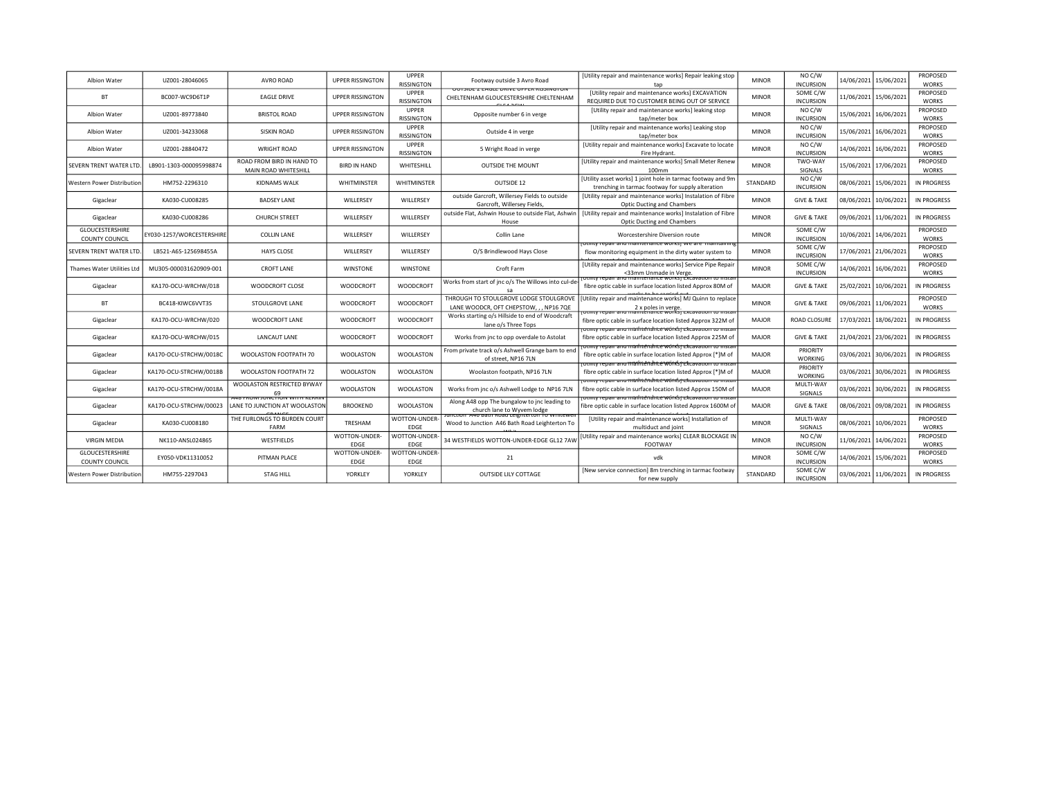| | | | | | | | | | | | |
|---|---|---|---|---|---|---|---|---|---|---|---|
| Albion Water | UZ001-28046065 | AVRO ROAD | UPPER RISSINGTON | UPPER RISSINGTON | Footway outside 3 Avro Road | [Utility repair and maintenance works] Repair leaking stop tap | MINOR | NO C/W INCURSION | 14/06/2021 | 15/06/2021 | PROPOSED WORKS |
| BT | BC007-WC9D6T1P | EAGLE DRIVE | UPPER RISSINGTON | UPPER RISSINGTON | OUTSIDE 2 EAGLE DRIVE UPPER RISSINGTON CHELTENHAM GLOUCESTERSHIRE CHELTENHAM | [Utility repair and maintenance works] EXCAVATION REQUIRED DUE TO CUSTOMER BEING OUT OF SERVICE | MINOR | SOME C/W INCURSION | 11/06/2021 | 15/06/2021 | PROPOSED WORKS |
| Albion Water | UZ001-89773840 | BRISTOL ROAD | UPPER RISSINGTON | UPPER RISSINGTON | Opposite number 6 in verge | [Utility repair and maintenance works] leaking stop tap/meter box | MINOR | NO C/W INCURSION | 15/06/2021 | 16/06/2021 | PROPOSED WORKS |
| Albion Water | UZ001-34233068 | SISKIN ROAD | UPPER RISSINGTON | UPPER RISSINGTON | Outside 4 in verge | [Utility repair and maintenance works] Leaking stop tap/meter box | MINOR | NO C/W INCURSION | 15/06/2021 | 16/06/2021 | PROPOSED WORKS |
| Albion Water | UZ001-28840472 | WRIGHT ROAD | UPPER RISSINGTON | UPPER RISSINGTON | 5 Wright Road in verge | [Utility repair and maintenance works] Excavate to locate Fire Hydrant. | MINOR | NO C/W INCURSION | 14/06/2021 | 16/06/2021 | PROPOSED WORKS |
| SEVERN TRENT WATER LTD. | LB901-1303-000095998874 | ROAD FROM BIRD IN HAND TO MAIN ROAD WHITESHILL | BIRD IN HAND | WHITESHILL | OUTSIDE THE MOUNT | [Utility repair and maintenance works] Small Meter Renew 100mm | MINOR | TWO-WAY SIGNALS | 15/06/2021 | 17/06/2021 | PROPOSED WORKS |
| Western Power Distribution | HM752-2296310 | KIDNAMS WALK | WHITMINSTER | WHITMINSTER | OUTSIDE 12 | [Utility asset works] 1 joint hole in tarmac footway and 9m trenching in tarmac footway for supply alteration | STANDARD | NO C/W INCURSION | 08/06/2021 | 15/06/2021 | IN PROGRESS |
| Gigaclear | KA030-CU008285 | BADSEY LANE | WILLERSEY | WILLERSEY | outside Garcroft, Willersey Fields to outside Garcroft, Willersey Fields, | [Utility repair and maintenance works] Instalation of Fibre Optic Ducting and Chambers | MINOR | GIVE & TAKE | 08/06/2021 | 10/06/2021 | IN PROGRESS |
| Gigaclear | KA030-CU008286 | CHURCH STREET | WILLERSEY | WILLERSEY | outside Flat, Ashwin House to outside Flat, Ashwin House | [Utility repair and maintenance works] Instalation of Fibre Optic Ducting and Chambers | MINOR | GIVE & TAKE | 09/06/2021 | 11/06/2021 | IN PROGRESS |
| GLOUCESTERSHIRE COUNTY COUNCIL | EY030-1257/WORCESTERSHIRE | COLLIN LANE | WILLERSEY | WILLERSEY | Collin Lane | Worcestershire Diversion route | MINOR | SOME C/W INCURSION | 10/06/2021 | 14/06/2021 | PROPOSED WORKS |
| SEVERN TRENT WATER LTD. | LB521-A6S-125698455A | HAYS CLOSE | WILLERSEY | WILLERSEY | O/S Brindlewood Hays Close | [Utility repair and maintenance works] We are maintaining flow monitoring equipment in the dirty water system to | MINOR | SOME C/W INCURSION | 17/06/2021 | 21/06/2021 | PROPOSED WORKS |
| Thames Water Utilities Ltd | MU305-000031620909-001 | CROFT LANE | WINSTONE | WINSTONE | Croft Farm | [Utility repair and maintenance works] Service Pipe Repair <33mm Unmade in Verge. | MINOR | SOME C/W INCURSION | 14/06/2021 | 16/06/2021 | PROPOSED WORKS |
| Gigaclear | KA170-OCU-WRCHW/018 | WOODCROFT CLOSE | WOODCROFT | WOODCROFT | Works from start of jnc o/s The Willows into cul-de-sa | [Utility repair and maintenance works] Excavation to install fibre optic cable in surface location listed Approx 80M of | MAJOR | GIVE & TAKE | 25/02/2021 | 10/06/2021 | IN PROGRESS |
| BT | BC418-KIWC6VVT3S | STOULGROVE LANE | WOODCROFT | WOODCROFT | THROUGH TO STOULGROVE LODGE STOULGROVE LANE WOODCR, OFT CHEPSTOW, , , NP16 7QE | [Utility repair and maintenance works] MJ Quinn to replace 2 x poles in verge. | MINOR | GIVE & TAKE | 09/06/2021 | 11/06/2021 | PROPOSED WORKS |
| Gigaclear | KA170-OCU-WRCHW/020 | WOODCROFT LANE | WOODCROFT | WOODCROFT | Works starting o/s Hillside to end of Woodcraft lane o/s Three Tops | [Utility repair and maintenance works] Excavation to install fibre optic cable in surface location listed Approx 322M of | MAJOR | ROAD CLOSURE | 17/03/2021 | 18/06/2021 | IN PROGRESS |
| Gigaclear | KA170-OCU-WRCHW/015 | LANCAUT LANE | WOODCROFT | WOODCROFT | Works from jnc to opp overdale to Astolat | [Utility repair and maintenance works] Excavation to install fibre optic cable in surface location listed Approx 225M of | MAJOR | GIVE & TAKE | 21/04/2021 | 23/06/2021 | IN PROGRESS |
| Gigaclear | KA170-OCU-STRCHW/0018C | WOOLASTON FOOTPATH 70 | WOOLASTON | WOOLASTON | From private track o/s Ashwell Grange bam to end of street, NP16 7LN | [Utility repair and maintenance works] Excavation to install fibre optic cable in surface location listed Approx [*]M of | MAJOR | PRIORITY WORKING | 03/06/2021 | 30/06/2021 | IN PROGRESS |
| Gigaclear | KA170-OCU-STRCHW/0018B | WOOLASTON FOOTPATH 72 | WOOLASTON | WOOLASTON | Woolaston footpath, NP16 7LN | [Utility repair and maintenance works] Excavation to install fibre optic cable in surface location listed Approx [*]M of | MAJOR | PRIORITY WORKING | 03/06/2021 | 30/06/2021 | IN PROGRESS |
| Gigaclear | KA170-OCU-STRCHW/0018A | WOOLASTON RESTRICTED BYWAY 69 | WOOLASTON | WOOLASTON | Works from jnc o/s Ashwell Lodge to NP16 7LN | [Utility repair and maintenance works] Excavation to install fibre optic cable in surface location listed Approx 150M of | MAJOR | MULTI-WAY SIGNALS | 03/06/2021 | 30/06/2021 | IN PROGRESS |
| Gigaclear | KA170-OCU-STRCHW/00023 | A48 FROM JUNCTION WITH KERRIN LANE TO JUNCTION AT WOOLASTON GRANGE | BROOKEND | WOOLASTON | Along A48 opp The bungalow to jnc leading to church lane to Wyvern lodge | [Utility repair and maintenance works] Excavation to install fibre optic cable in surface location listed Approx 1600M of | MAJOR | GIVE & TAKE | 08/06/2021 | 09/08/2021 | IN PROGRESS |
| Gigaclear | KA030-CU008180 | THE FURLONGS TO BURDEN COURT FARM | TRESHAM | WOTTON-UNDER-EDGE | Junction A46 Bath Road Leighterton To Whitewell Wood to Junction A46 Bath Road Leighterton To | [Utility repair and maintenance works] Installation of multiduct and joint | MINOR | MULTI-WAY SIGNALS | 08/06/2021 | 10/06/2021 | PROPOSED WORKS |
| VIRGIN MEDIA | NK110-ANSL024865 | WESTFIELDS | WOTTON-UNDER-EDGE | WOTTON-UNDER-EDGE | 34 WESTFIELDS WOTTON-UNDER-EDGE GL12 7AW | [Utility repair and maintenance works] CLEAR BLOCKAGE IN FOOTWAY | MINOR | NO C/W INCURSION | 11/06/2021 | 14/06/2021 | PROPOSED WORKS |
| GLOUCESTERSHIRE COUNTY COUNCIL | EY050-VDK11310052 | PITMAN PLACE | WOTTON-UNDER-EDGE | WOTTON-UNDER-EDGE | 21 | vdk | MINOR | SOME C/W INCURSION | 14/06/2021 | 15/06/2021 | PROPOSED WORKS |
| Western Power Distribution | HM755-2297043 | STAG HILL | YORKLEY | YORKLEY | OUTSIDE LILY COTTAGE | [New service connection] 8m trenching in tarmac footway for new supply | STANDARD | SOME C/W INCURSION | 03/06/2021 | 11/06/2021 | IN PROGRESS |